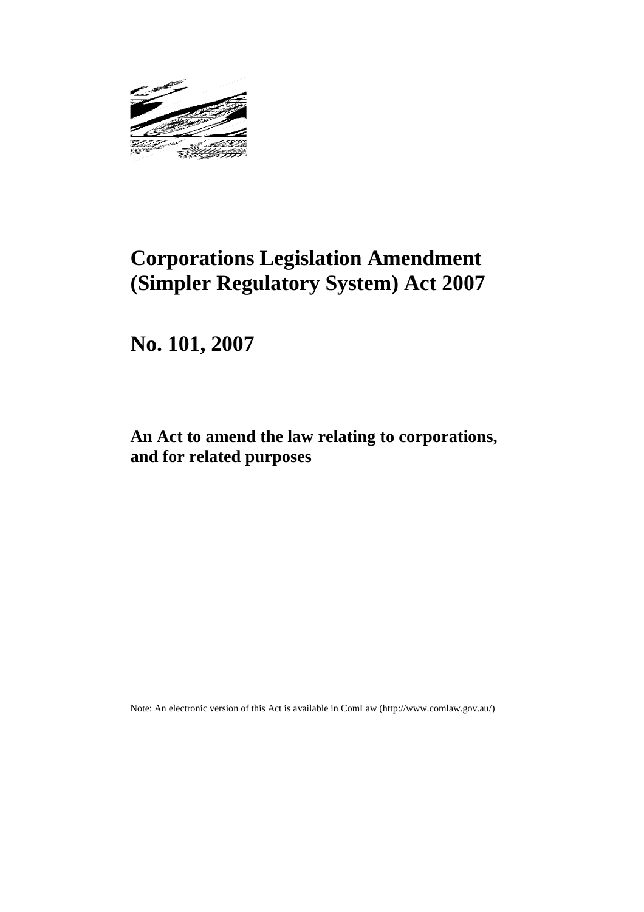# Corporations Legislation Amendment (Simpler Regulatory System) Act 2007

## No. 101, 2007

### An Act to amend the law relating to corporations, and for related purposes

Note: An electronic version of this Act is available in ComLaw (http://www.comlaw.gov.au/)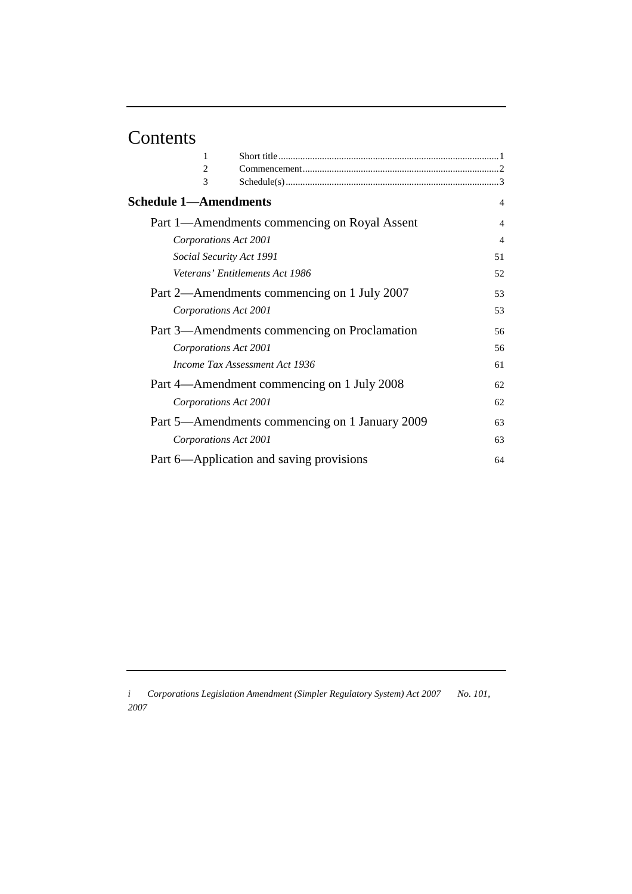# Contents

| | | |
|---|---|---|
| 1 | Short title | 1 |
| 2 | Commencement | 2 |
| 3 | Schedule(s) | 3 |

**Schedule 1—Amendments** 4

Part 1—Amendments commencing on Royal Assent 4

*Corporations Act 2001* 4

*Social Security Act 1991* 51

*Veterans' Entitlements Act 1986* 52

Part 2—Amendments commencing on 1 July 2007 53

*Corporations Act 2001* 53

Part 3—Amendments commencing on Proclamation 56

*Corporations Act 2001* 56

*Income Tax Assessment Act 1936* 61

Part 4—Amendment commencing on 1 July 2008 62

*Corporations Act 2001* 62

Part 5—Amendments commencing on 1 January 2009 63

*Corporations Act 2001* 63

Part 6—Application and saving provisions 64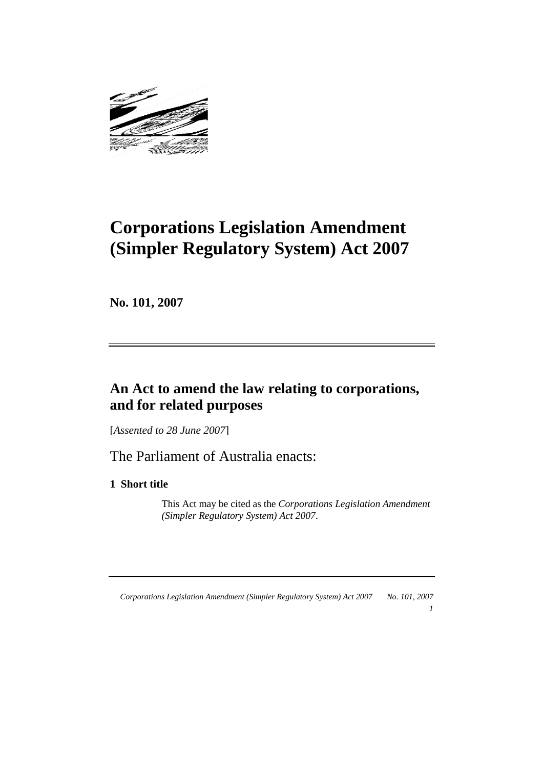# Corporations Legislation Amendment (Simpler Regulatory System) Act 2007

**No. 101, 2007**

## An Act to amend the law relating to corporations, and for related purposes

[*Assented to 28 June 2007*]

The Parliament of Australia enacts:

### 1 Short title

This Act may be cited as the *Corporations Legislation Amendment (Simpler Regulatory System) Act 2007*.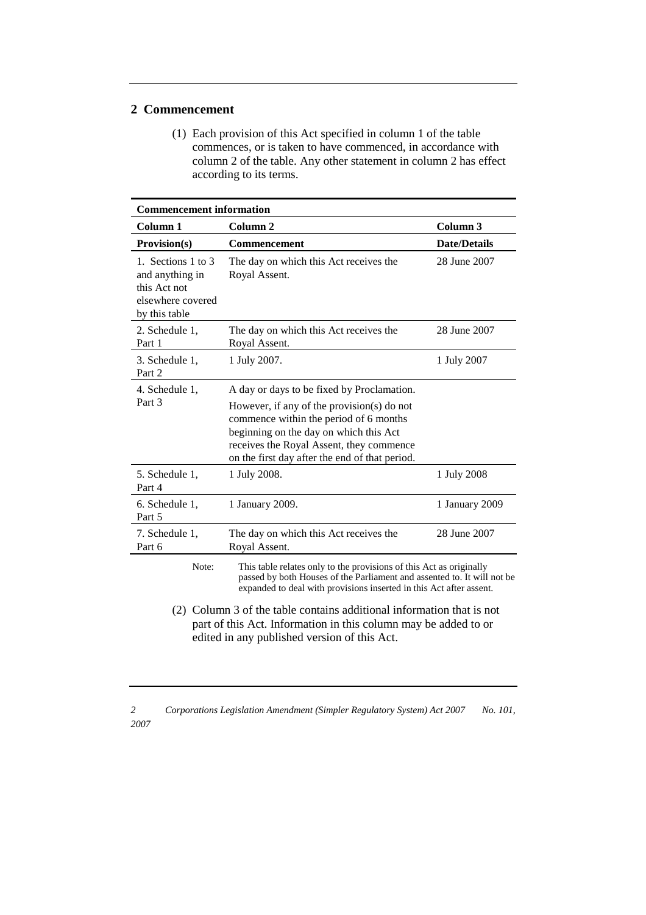## 2 Commencement

(1) Each provision of this Act specified in column 1 of the table commences, or is taken to have commenced, in accordance with column 2 of the table. Any other statement in column 2 has effect according to its terms.

| **Commencement information** | | |
|---|---|---|
| **Column 1** | **Column 2** | **Column 3** |
| **Provision(s)** | **Commencement** | **Date/Details** |
| 1. Sections 1 to 3 and anything in this Act not elsewhere covered by this table | The day on which this Act receives the Royal Assent. | 28 June 2007 |
| 2. Schedule 1, Part 1 | The day on which this Act receives the Royal Assent. | 28 June 2007 |
| 3. Schedule 1, Part 2 | 1 July 2007. | 1 July 2007 |
| 4. Schedule 1, Part 3 | A day or days to be fixed by Proclamation. However, if any of the provision(s) do not commence within the period of 6 months beginning on the day on which this Act receives the Royal Assent, they commence on the first day after the end of that period. | |
| 5. Schedule 1, Part 4 | 1 July 2008. | 1 July 2008 |
| 6. Schedule 1, Part 5 | 1 January 2009. | 1 January 2009 |
| 7. Schedule 1, Part 6 | The day on which this Act receives the Royal Assent. | 28 June 2007 |

Note: This table relates only to the provisions of this Act as originally passed by both Houses of the Parliament and assented to. It will not be expanded to deal with provisions inserted in this Act after assent.

(2) Column 3 of the table contains additional information that is not part of this Act. Information in this column may be added to or edited in any published version of this Act.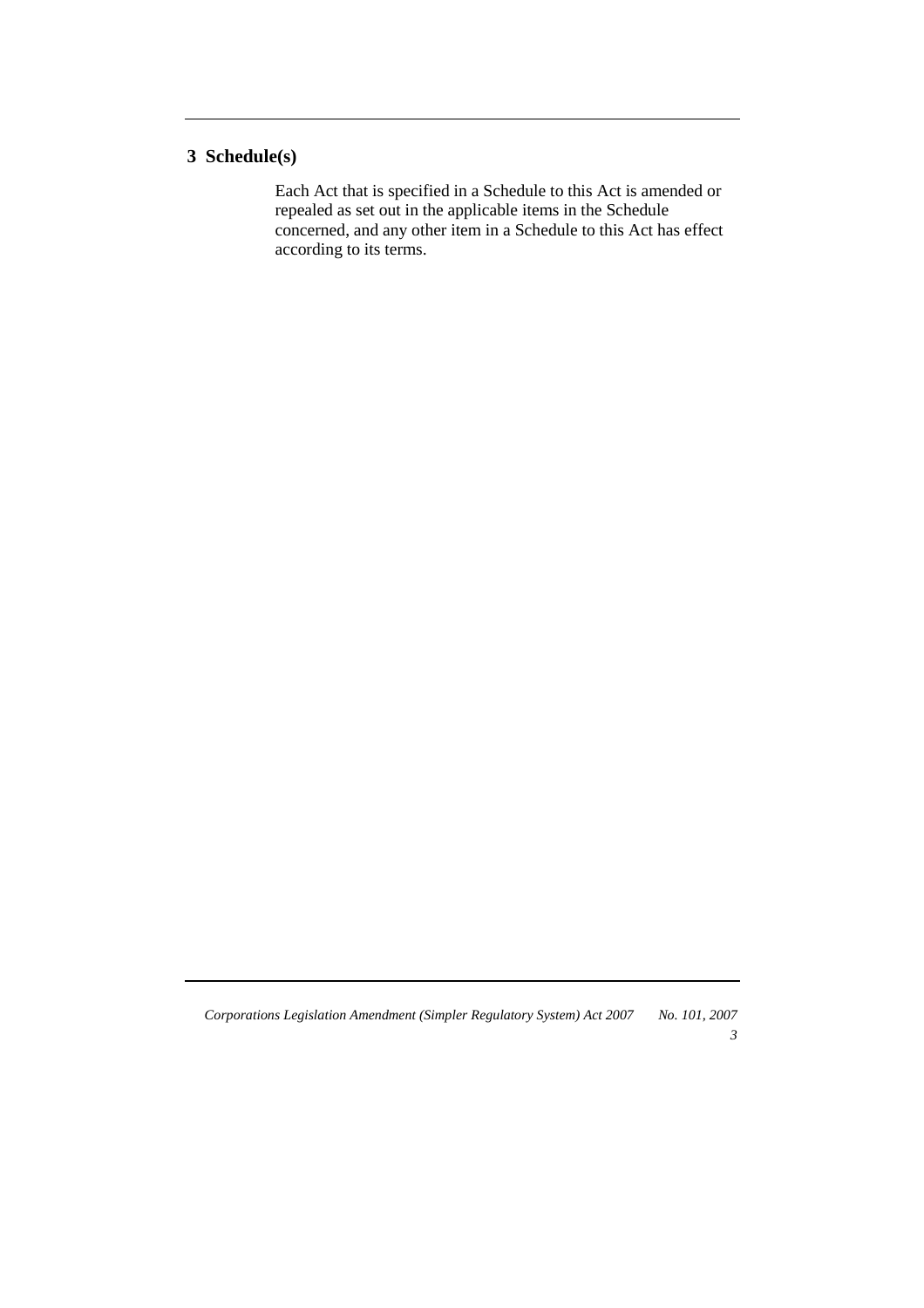## 3 Schedule(s)

Each Act that is specified in a Schedule to this Act is amended or repealed as set out in the applicable items in the Schedule concerned, and any other item in a Schedule to this Act has effect according to its terms.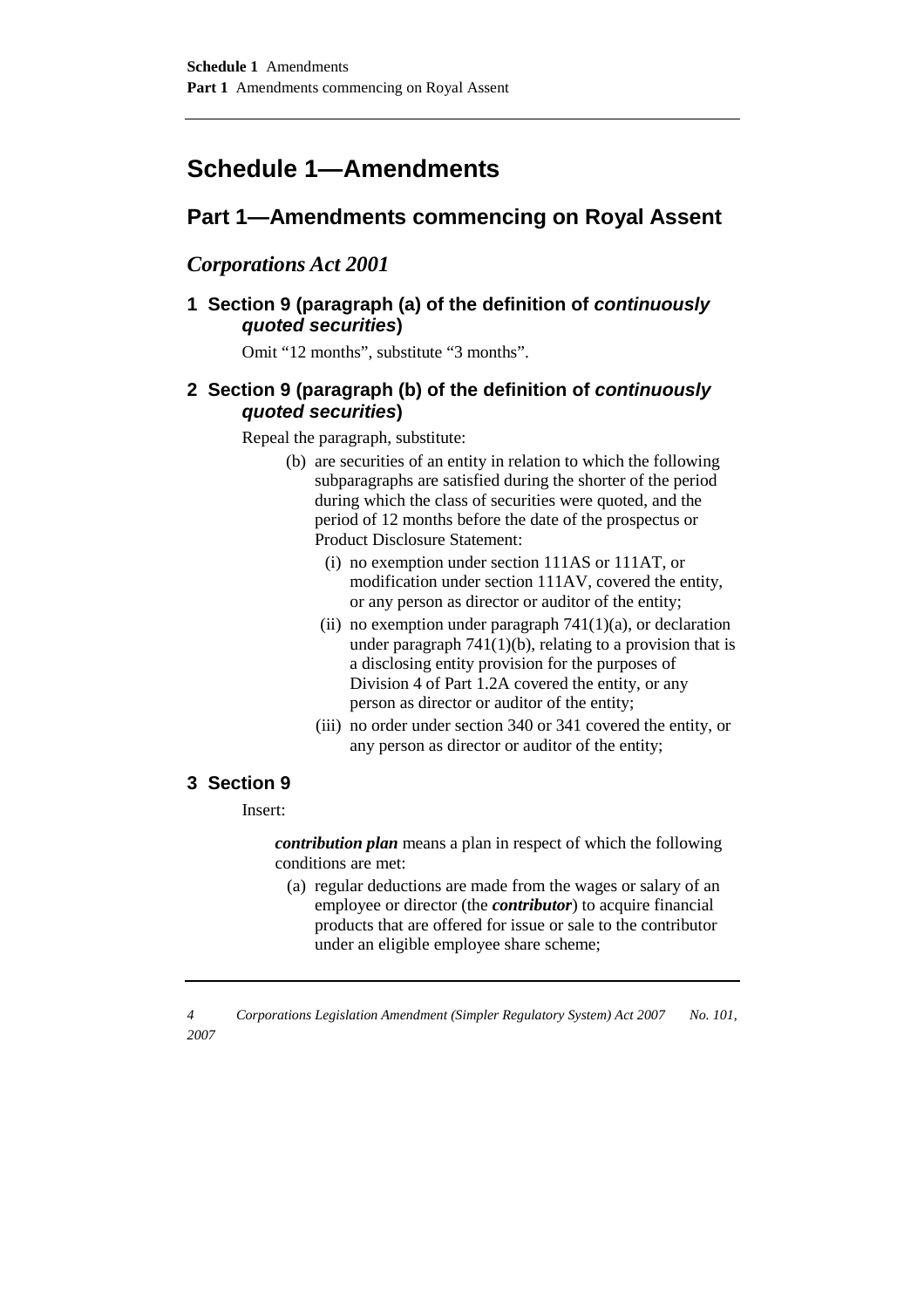# Schedule 1—Amendments

## Part 1—Amendments commencing on Royal Assent

### *Corporations Act 2001*

#### 1 Section 9 (paragraph (a) of the definition of *continuously quoted securities*)

Omit "12 months", substitute "3 months".

#### 2 Section 9 (paragraph (b) of the definition of *continuously quoted securities*)

Repeal the paragraph, substitute:

(b) are securities of an entity in relation to which the following subparagraphs are satisfied during the shorter of the period during which the class of securities were quoted, and the period of 12 months before the date of the prospectus or Product Disclosure Statement:

(i) no exemption under section 111AS or 111AT, or modification under section 111AV, covered the entity, or any person as director or auditor of the entity;

(ii) no exemption under paragraph 741(1)(a), or declaration under paragraph 741(1)(b), relating to a provision that is a disclosing entity provision for the purposes of Division 4 of Part 1.2A covered the entity, or any person as director or auditor of the entity;

(iii) no order under section 340 or 341 covered the entity, or any person as director or auditor of the entity;

#### 3 Section 9

Insert:

***contribution plan*** means a plan in respect of which the following conditions are met:

(a) regular deductions are made from the wages or salary of an employee or director (the ***contributor***) to acquire financial products that are offered for issue or sale to the contributor under an eligible employee share scheme;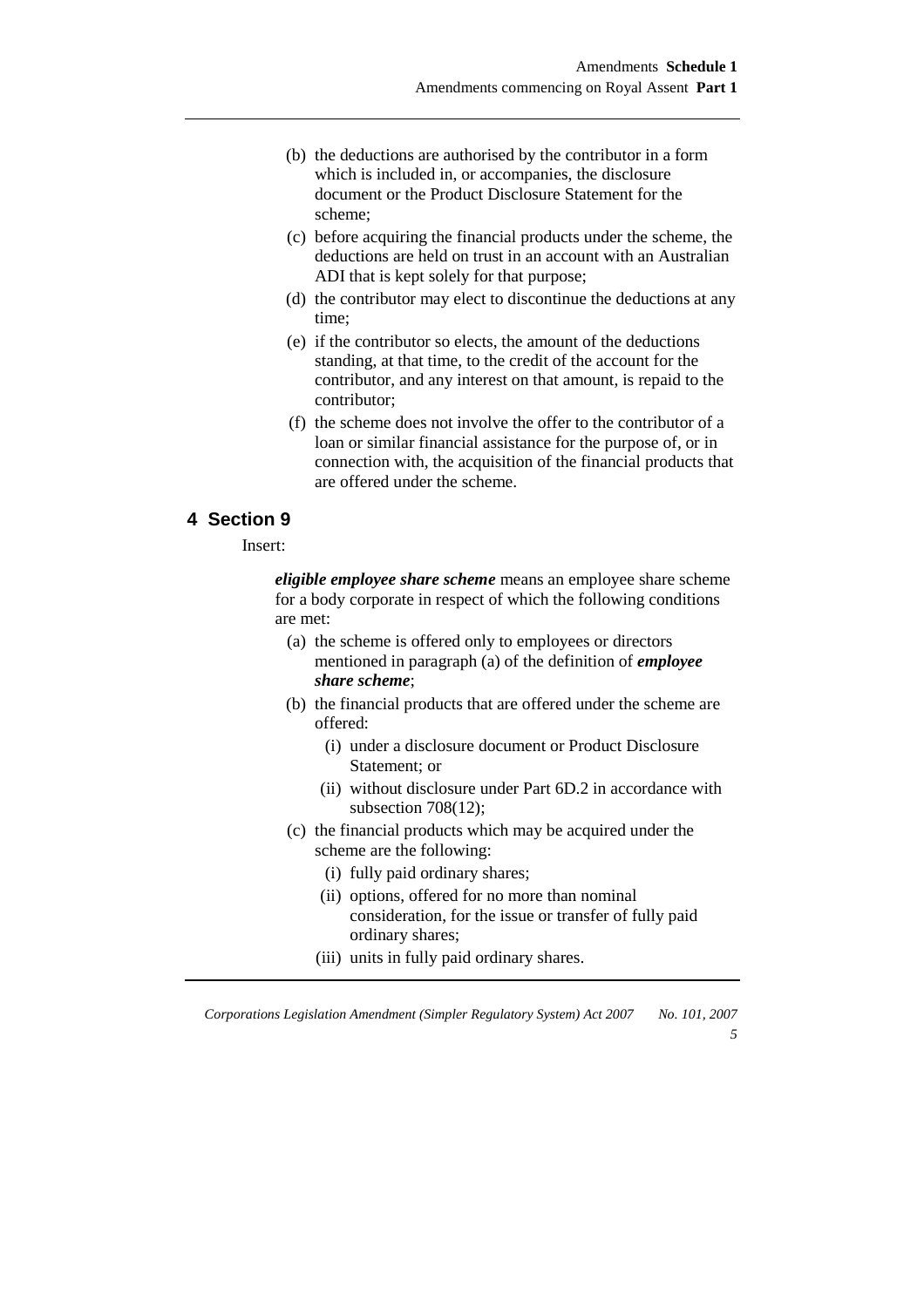- (b) the deductions are authorised by the contributor in a form which is included in, or accompanies, the disclosure document or the Product Disclosure Statement for the scheme;
- (c) before acquiring the financial products under the scheme, the deductions are held on trust in an account with an Australian ADI that is kept solely for that purpose;
- (d) the contributor may elect to discontinue the deductions at any time;
- (e) if the contributor so elects, the amount of the deductions standing, at that time, to the credit of the account for the contributor, and any interest on that amount, is repaid to the contributor;
- (f) the scheme does not involve the offer to the contributor of a loan or similar financial assistance for the purpose of, or in connection with, the acquisition of the financial products that are offered under the scheme.

## 4 Section 9

Insert:

***eligible employee share scheme*** means an employee share scheme for a body corporate in respect of which the following conditions are met:

- (a) the scheme is offered only to employees or directors mentioned in paragraph (a) of the definition of ***employee share scheme***;
- (b) the financial products that are offered under the scheme are offered:
  - (i) under a disclosure document or Product Disclosure Statement; or
  - (ii) without disclosure under Part 6D.2 in accordance with subsection 708(12);
- (c) the financial products which may be acquired under the scheme are the following:
  - (i) fully paid ordinary shares;
  - (ii) options, offered for no more than nominal consideration, for the issue or transfer of fully paid ordinary shares;
  - (iii) units in fully paid ordinary shares.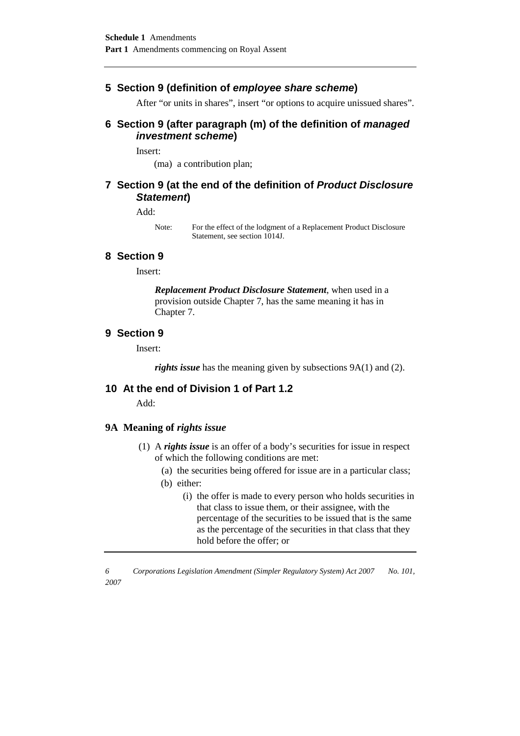## 5 Section 9 (definition of *employee share scheme*)

After "or units in shares", insert "or options to acquire unissued shares".

## 6 Section 9 (after paragraph (m) of the definition of *managed investment scheme*)

Insert:

(ma) a contribution plan;

## 7 Section 9 (at the end of the definition of *Product Disclosure Statement*)

Add:

Note: For the effect of the lodgment of a Replacement Product Disclosure Statement, see section 1014J.

## 8 Section 9

Insert:

***Replacement Product Disclosure Statement***, when used in a provision outside Chapter 7, has the same meaning it has in Chapter 7.

## 9 Section 9

Insert:

***rights issue*** has the meaning given by subsections 9A(1) and (2).

## 10 At the end of Division 1 of Part 1.2

Add:

### 9A Meaning of *rights issue*

(1) A ***rights issue*** is an offer of a body's securities for issue in respect of which the following conditions are met:

(a) the securities being offered for issue are in a particular class;

(b) either:

(i) the offer is made to every person who holds securities in that class to issue them, or their assignee, with the percentage of the securities to be issued that is the same as the percentage of the securities in that class that they hold before the offer; or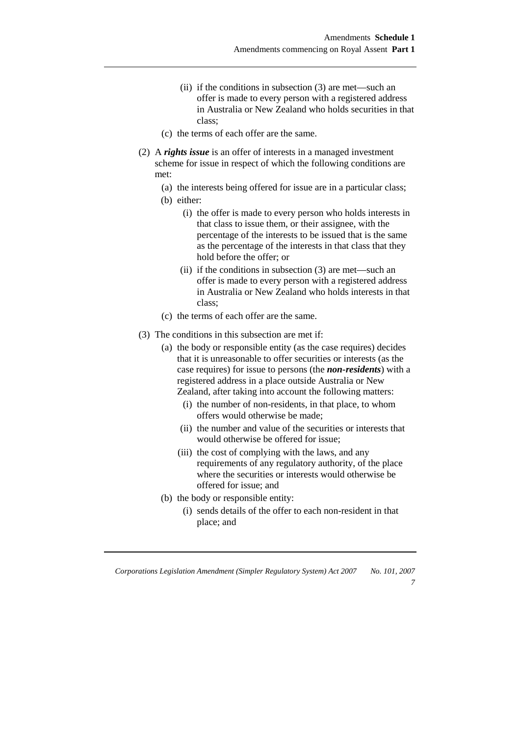(ii) if the conditions in subsection (3) are met—such an offer is made to every person with a registered address in Australia or New Zealand who holds securities in that class;

(c) the terms of each offer are the same.

(2) A ***rights issue*** is an offer of interests in a managed investment scheme for issue in respect of which the following conditions are met:

(a) the interests being offered for issue are in a particular class;

(b) either:

(i) the offer is made to every person who holds interests in that class to issue them, or their assignee, with the percentage of the interests to be issued that is the same as the percentage of the interests in that class that they hold before the offer; or

(ii) if the conditions in subsection (3) are met—such an offer is made to every person with a registered address in Australia or New Zealand who holds interests in that class;

(c) the terms of each offer are the same.

(3) The conditions in this subsection are met if:

(a) the body or responsible entity (as the case requires) decides that it is unreasonable to offer securities or interests (as the case requires) for issue to persons (the ***non-residents***) with a registered address in a place outside Australia or New Zealand, after taking into account the following matters:

(i) the number of non-residents, in that place, to whom offers would otherwise be made;

(ii) the number and value of the securities or interests that would otherwise be offered for issue;

(iii) the cost of complying with the laws, and any requirements of any regulatory authority, of the place where the securities or interests would otherwise be offered for issue; and

(b) the body or responsible entity:

(i) sends details of the offer to each non-resident in that place; and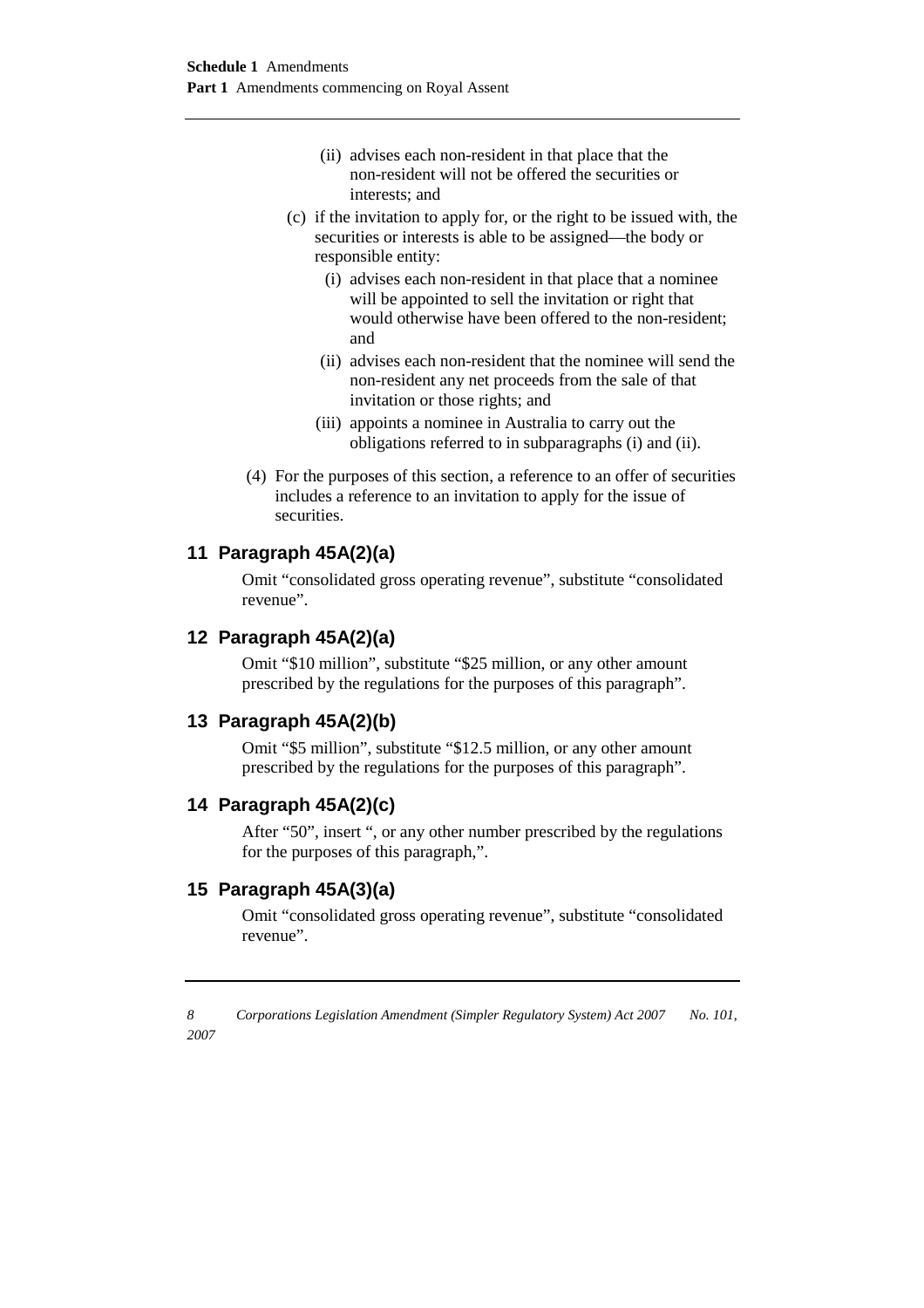(ii) advises each non-resident in that place that the non-resident will not be offered the securities or interests; and

(c) if the invitation to apply for, or the right to be issued with, the securities or interests is able to be assigned—the body or responsible entity:

(i) advises each non-resident in that place that a nominee will be appointed to sell the invitation or right that would otherwise have been offered to the non-resident; and

(ii) advises each non-resident that the nominee will send the non-resident any net proceeds from the sale of that invitation or those rights; and

(iii) appoints a nominee in Australia to carry out the obligations referred to in subparagraphs (i) and (ii).

(4) For the purposes of this section, a reference to an offer of securities includes a reference to an invitation to apply for the issue of securities.

## 11 Paragraph 45A(2)(a)

Omit "consolidated gross operating revenue", substitute "consolidated revenue".

## 12 Paragraph 45A(2)(a)

Omit "$10 million", substitute "$25 million, or any other amount prescribed by the regulations for the purposes of this paragraph".

## 13 Paragraph 45A(2)(b)

Omit "$5 million", substitute "$12.5 million, or any other amount prescribed by the regulations for the purposes of this paragraph".

## 14 Paragraph 45A(2)(c)

After "50", insert ", or any other number prescribed by the regulations for the purposes of this paragraph,".

## 15 Paragraph 45A(3)(a)

Omit "consolidated gross operating revenue", substitute "consolidated revenue".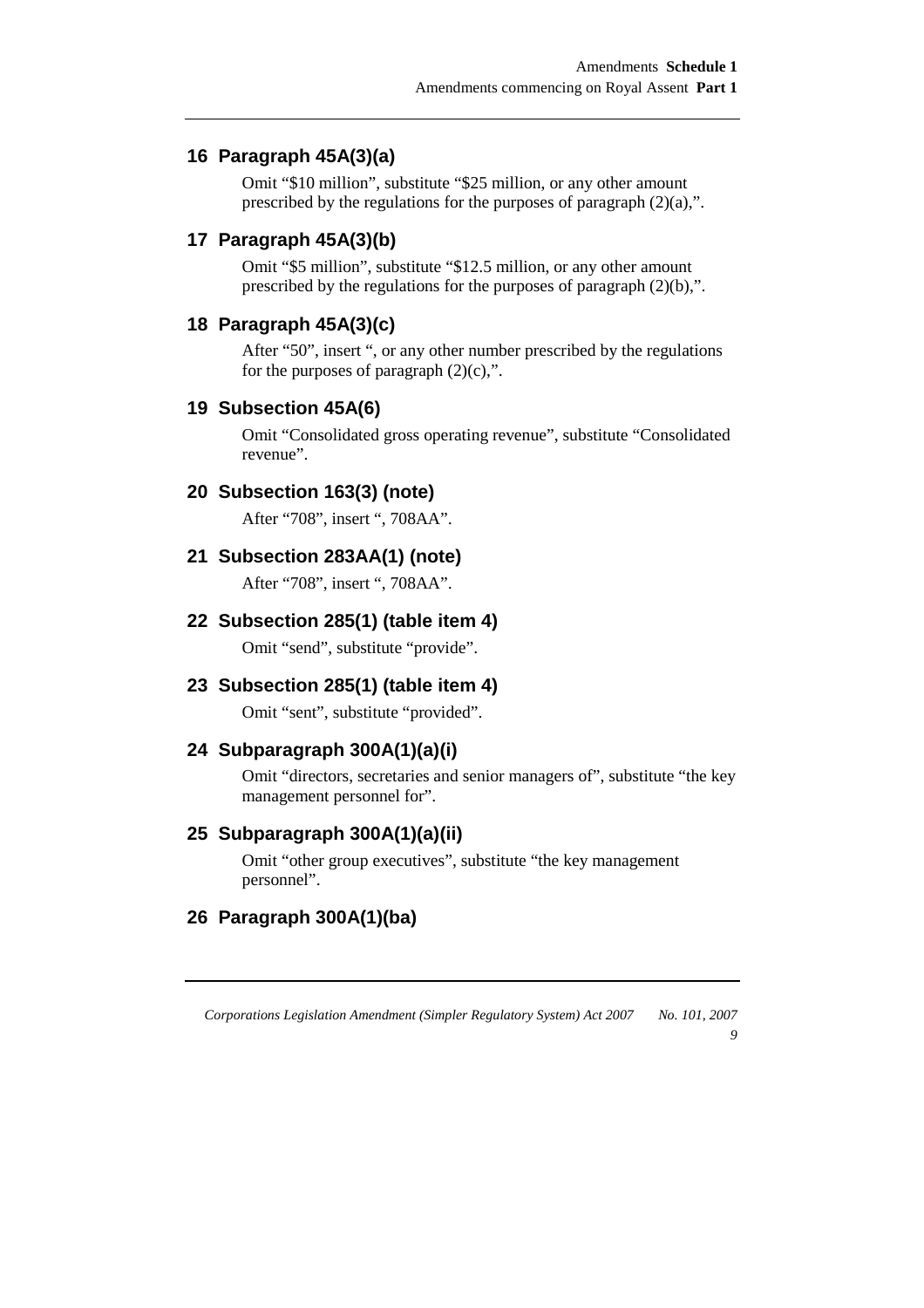## 16 Paragraph 45A(3)(a)

Omit "$10 million", substitute "$25 million, or any other amount prescribed by the regulations for the purposes of paragraph (2)(a),".

## 17 Paragraph 45A(3)(b)

Omit "$5 million", substitute "$12.5 million, or any other amount prescribed by the regulations for the purposes of paragraph (2)(b),".

## 18 Paragraph 45A(3)(c)

After "50", insert ", or any other number prescribed by the regulations for the purposes of paragraph (2)(c),".

## 19 Subsection 45A(6)

Omit "Consolidated gross operating revenue", substitute "Consolidated revenue".

## 20 Subsection 163(3) (note)

After "708", insert ", 708AA".

## 21 Subsection 283AA(1) (note)

After "708", insert ", 708AA".

## 22 Subsection 285(1) (table item 4)

Omit "send", substitute "provide".

## 23 Subsection 285(1) (table item 4)

Omit "sent", substitute "provided".

## 24 Subparagraph 300A(1)(a)(i)

Omit "directors, secretaries and senior managers of", substitute "the key management personnel for".

## 25 Subparagraph 300A(1)(a)(ii)

Omit "other group executives", substitute "the key management personnel".

## 26 Paragraph 300A(1)(ba)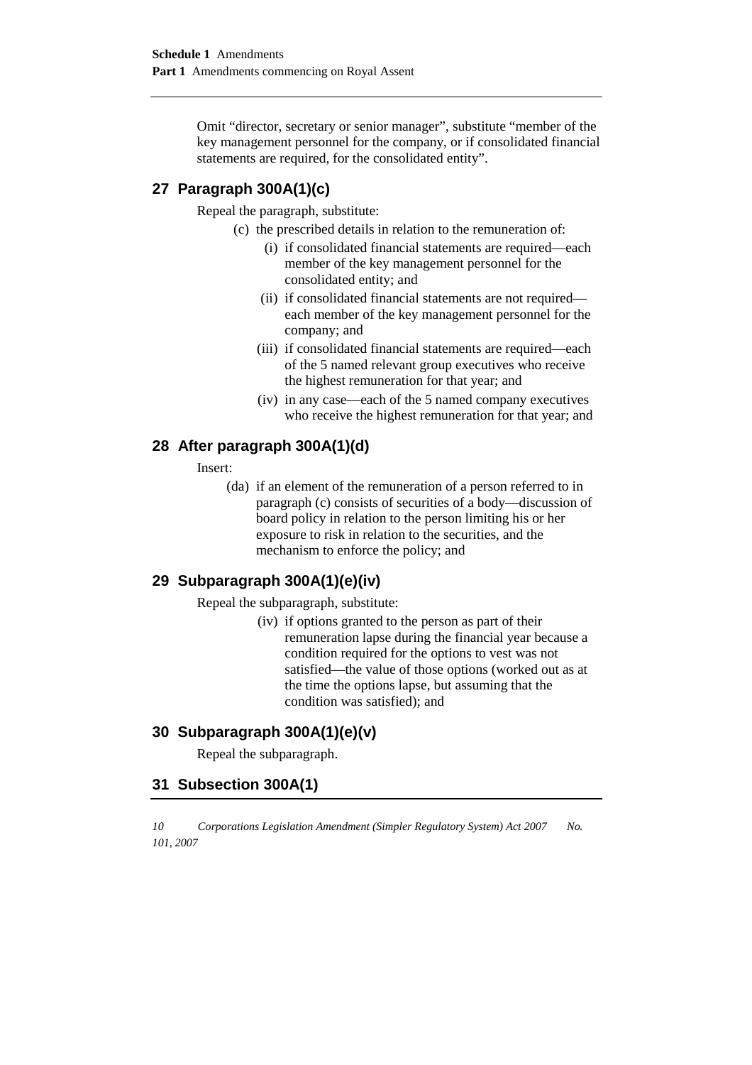Omit "director, secretary or senior manager", substitute "member of the key management personnel for the company, or if consolidated financial statements are required, for the consolidated entity".

## 27 Paragraph 300A(1)(c)

Repeal the paragraph, substitute:

(c) the prescribed details in relation to the remuneration of:

(i) if consolidated financial statements are required—each member of the key management personnel for the consolidated entity; and

(ii) if consolidated financial statements are not required—each member of the key management personnel for the company; and

(iii) if consolidated financial statements are required—each of the 5 named relevant group executives who receive the highest remuneration for that year; and

(iv) in any case—each of the 5 named company executives who receive the highest remuneration for that year; and

## 28 After paragraph 300A(1)(d)

Insert:

(da) if an element of the remuneration of a person referred to in paragraph (c) consists of securities of a body—discussion of board policy in relation to the person limiting his or her exposure to risk in relation to the securities, and the mechanism to enforce the policy; and

## 29 Subparagraph 300A(1)(e)(iv)

Repeal the subparagraph, substitute:

(iv) if options granted to the person as part of their remuneration lapse during the financial year because a condition required for the options to vest was not satisfied—the value of those options (worked out as at the time the options lapse, but assuming that the condition was satisfied); and

## 30 Subparagraph 300A(1)(e)(v)

Repeal the subparagraph.

## 31 Subsection 300A(1)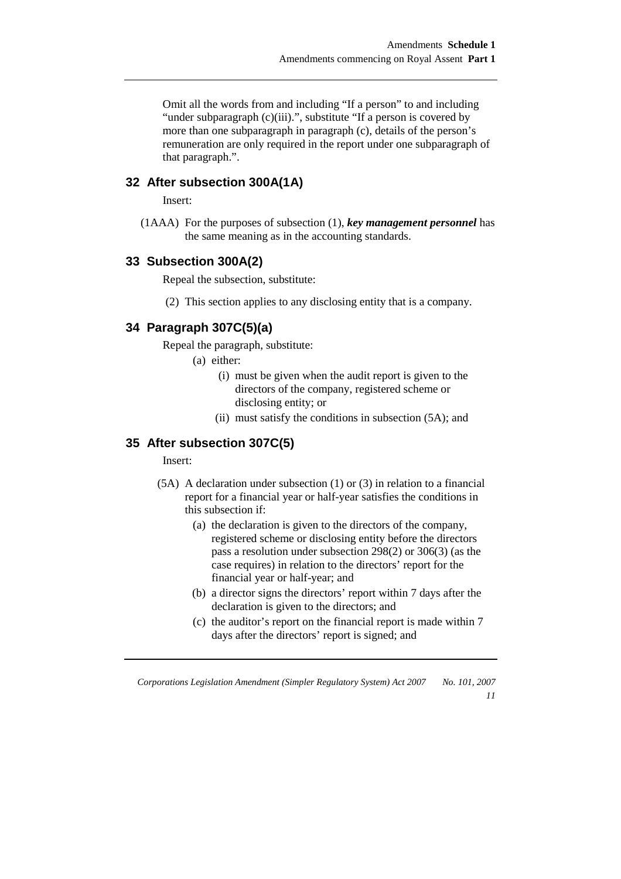Omit all the words from and including "If a person" to and including "under subparagraph (c)(iii).", substitute "If a person is covered by more than one subparagraph in paragraph (c), details of the person's remuneration are only required in the report under one subparagraph of that paragraph.".

## 32 After subsection 300A(1A)

Insert:

(1AAA) For the purposes of subsection (1), ***key management personnel*** has the same meaning as in the accounting standards.

## 33 Subsection 300A(2)

Repeal the subsection, substitute:

(2) This section applies to any disclosing entity that is a company.

## 34 Paragraph 307C(5)(a)

Repeal the paragraph, substitute:

(a) either:

(i) must be given when the audit report is given to the directors of the company, registered scheme or disclosing entity; or

(ii) must satisfy the conditions in subsection (5A); and

## 35 After subsection 307C(5)

Insert:

(5A) A declaration under subsection (1) or (3) in relation to a financial report for a financial year or half-year satisfies the conditions in this subsection if:

(a) the declaration is given to the directors of the company, registered scheme or disclosing entity before the directors pass a resolution under subsection 298(2) or 306(3) (as the case requires) in relation to the directors' report for the financial year or half-year; and

(b) a director signs the directors' report within 7 days after the declaration is given to the directors; and

(c) the auditor's report on the financial report is made within 7 days after the directors' report is signed; and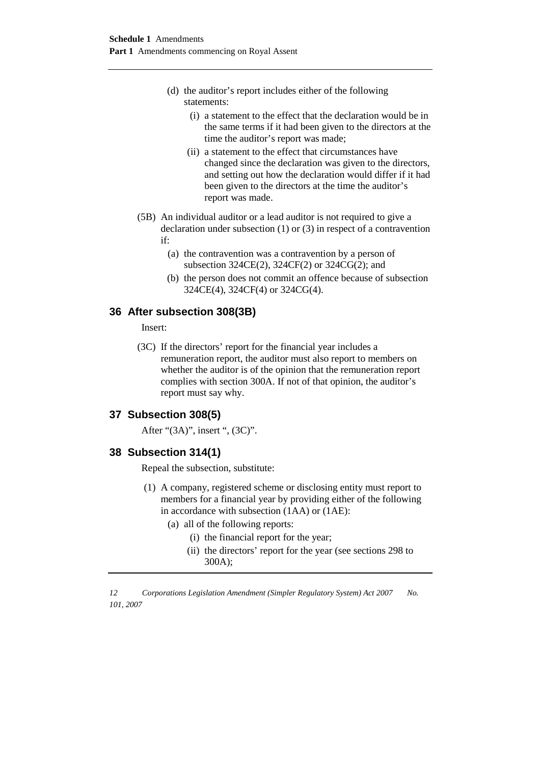(d) the auditor's report includes either of the following statements:

   (i) a statement to the effect that the declaration would be in the same terms if it had been given to the directors at the time the auditor's report was made;

   (ii) a statement to the effect that circumstances have changed since the declaration was given to the directors, and setting out how the declaration would differ if it had been given to the directors at the time the auditor's report was made.

(5B) An individual auditor or a lead auditor is not required to give a declaration under subsection (1) or (3) in respect of a contravention if:

   (a) the contravention was a contravention by a person of subsection 324CE(2), 324CF(2) or 324CG(2); and

   (b) the person does not commit an offence because of subsection 324CE(4), 324CF(4) or 324CG(4).

## 36 After subsection 308(3B)

Insert:

(3C) If the directors' report for the financial year includes a remuneration report, the auditor must also report to members on whether the auditor is of the opinion that the remuneration report complies with section 300A. If not of that opinion, the auditor's report must say why.

## 37 Subsection 308(5)

After "(3A)", insert ", (3C)".

## 38 Subsection 314(1)

Repeal the subsection, substitute:

(1) A company, registered scheme or disclosing entity must report to members for a financial year by providing either of the following in accordance with subsection (1AA) or (1AE):

   (a) all of the following reports:

      (i) the financial report for the year;

      (ii) the directors' report for the year (see sections 298 to 300A);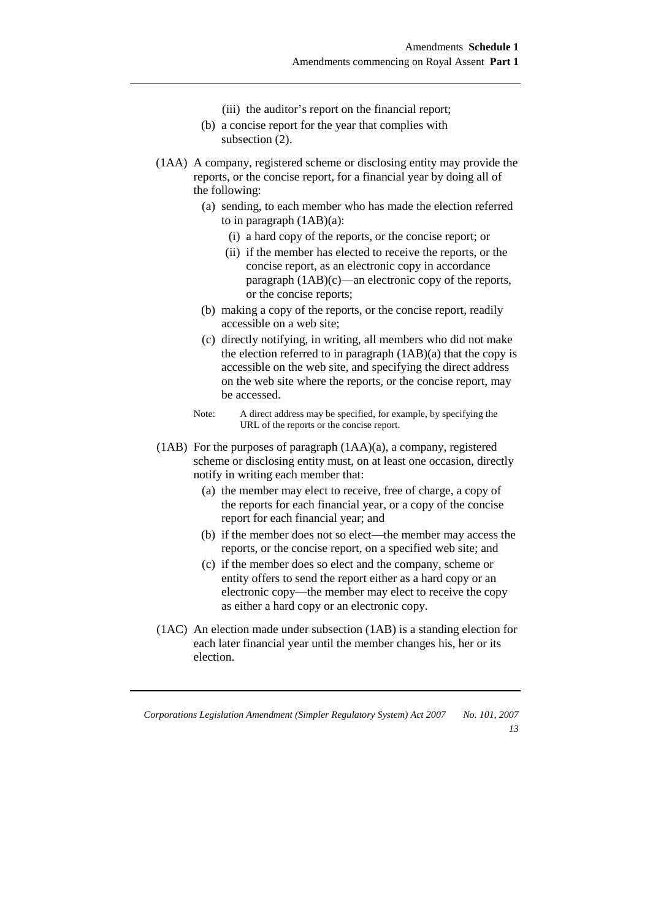(iii) the auditor's report on the financial report;

(b) a concise report for the year that complies with subsection (2).

(1AA) A company, registered scheme or disclosing entity may provide the reports, or the concise report, for a financial year by doing all of the following:

(a) sending, to each member who has made the election referred to in paragraph (1AB)(a):

(i) a hard copy of the reports, or the concise report; or

(ii) if the member has elected to receive the reports, or the concise report, as an electronic copy in accordance paragraph (1AB)(c)—an electronic copy of the reports, or the concise reports;

(b) making a copy of the reports, or the concise report, readily accessible on a web site;

(c) directly notifying, in writing, all members who did not make the election referred to in paragraph (1AB)(a) that the copy is accessible on the web site, and specifying the direct address on the web site where the reports, or the concise report, may be accessed.

Note: A direct address may be specified, for example, by specifying the URL of the reports or the concise report.

(1AB) For the purposes of paragraph (1AA)(a), a company, registered scheme or disclosing entity must, on at least one occasion, directly notify in writing each member that:

(a) the member may elect to receive, free of charge, a copy of the reports for each financial year, or a copy of the concise report for each financial year; and

(b) if the member does not so elect—the member may access the reports, or the concise report, on a specified web site; and

(c) if the member does so elect and the company, scheme or entity offers to send the report either as a hard copy or an electronic copy—the member may elect to receive the copy as either a hard copy or an electronic copy.

(1AC) An election made under subsection (1AB) is a standing election for each later financial year until the member changes his, her or its election.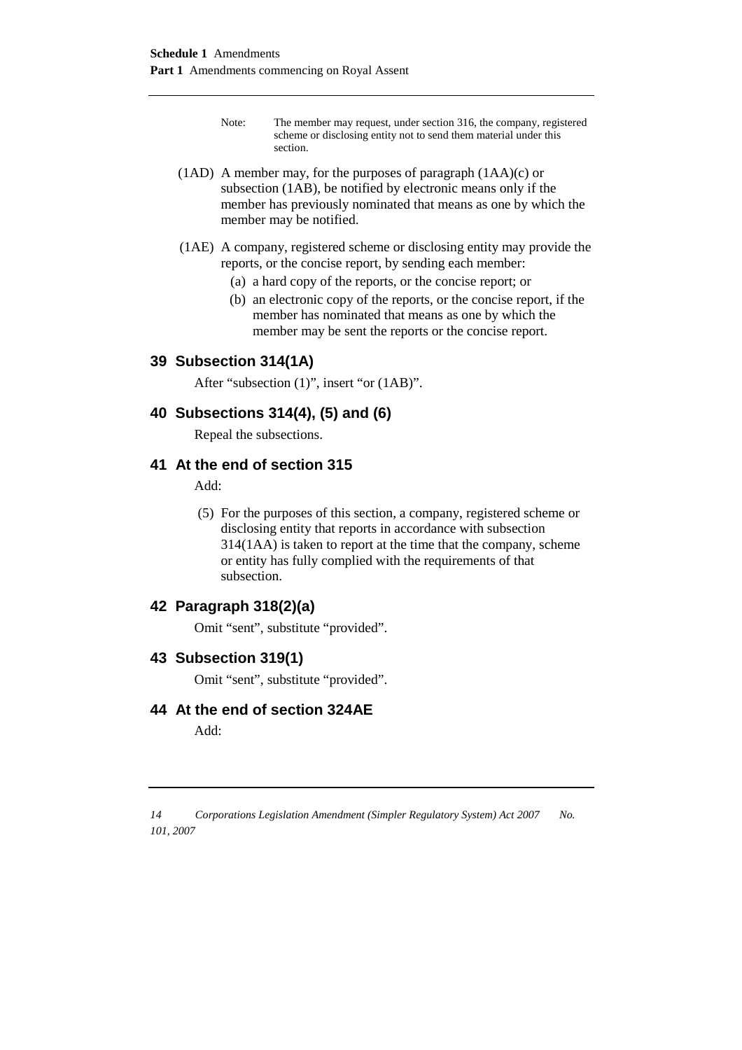Note: The member may request, under section 316, the company, registered scheme or disclosing entity not to send them material under this section.

(1AD) A member may, for the purposes of paragraph (1AA)(c) or subsection (1AB), be notified by electronic means only if the member has previously nominated that means as one by which the member may be notified.

(1AE) A company, registered scheme or disclosing entity may provide the reports, or the concise report, by sending each member:

(a) a hard copy of the reports, or the concise report; or

(b) an electronic copy of the reports, or the concise report, if the member has nominated that means as one by which the member may be sent the reports or the concise report.

## 39 Subsection 314(1A)

After "subsection (1)", insert "or (1AB)".

## 40 Subsections 314(4), (5) and (6)

Repeal the subsections.

## 41 At the end of section 315

Add:

(5) For the purposes of this section, a company, registered scheme or disclosing entity that reports in accordance with subsection 314(1AA) is taken to report at the time that the company, scheme or entity has fully complied with the requirements of that subsection.

## 42 Paragraph 318(2)(a)

Omit "sent", substitute "provided".

## 43 Subsection 319(1)

Omit "sent", substitute "provided".

## 44 At the end of section 324AE

Add: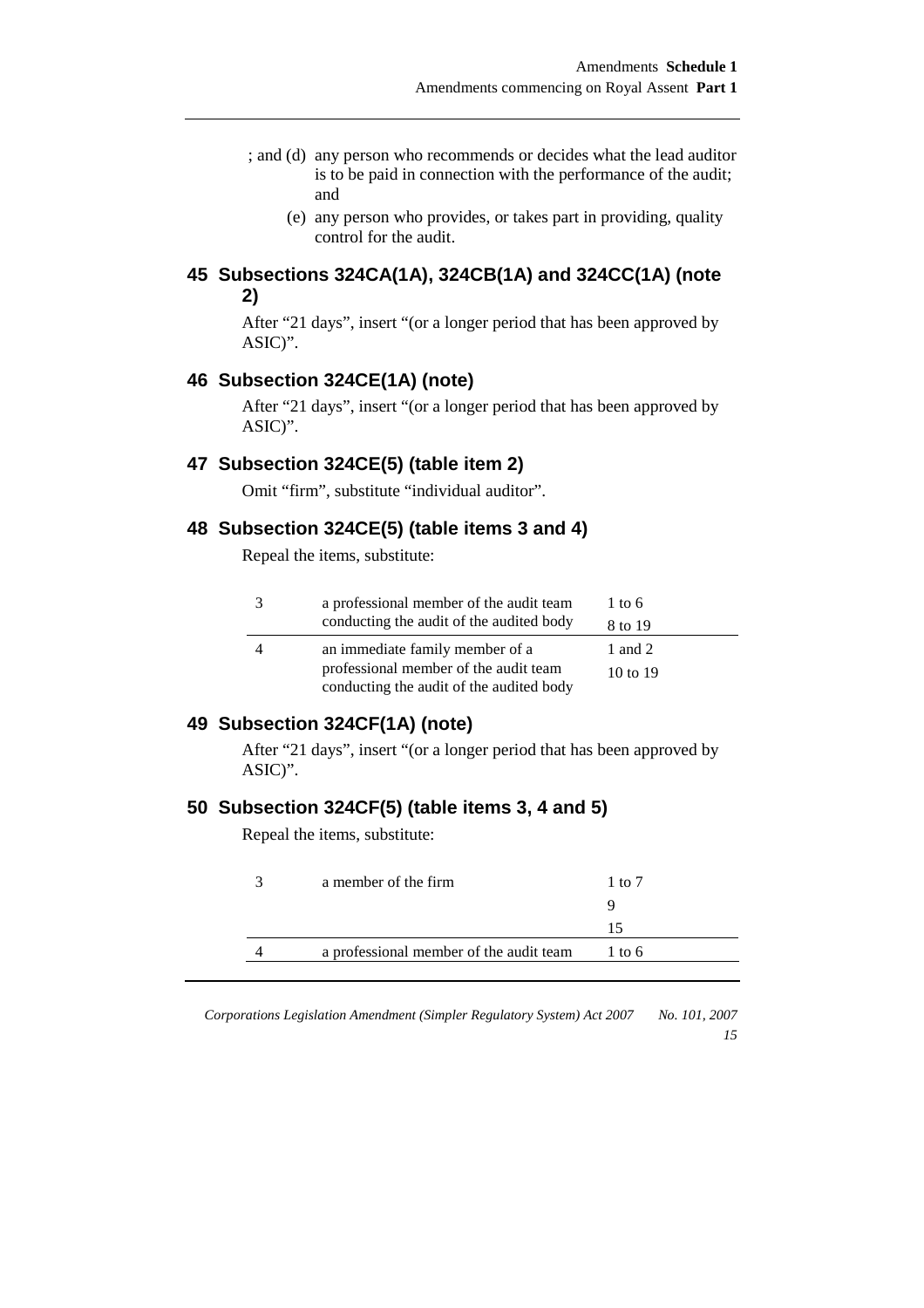; and (d) any person who recommends or decides what the lead auditor is to be paid in connection with the performance of the audit; and

(e) any person who provides, or takes part in providing, quality control for the audit.

## 45 Subsections 324CA(1A), 324CB(1A) and 324CC(1A) (note 2)

After "21 days", insert "(or a longer period that has been approved by ASIC)".

## 46 Subsection 324CE(1A) (note)

After "21 days", insert "(or a longer period that has been approved by ASIC)".

## 47 Subsection 324CE(5) (table item 2)

Omit "firm", substitute "individual auditor".

## 48 Subsection 324CE(5) (table items 3 and 4)

Repeal the items, substitute:

| | | |
|---|---|---|
| 3 | a professional member of the audit team conducting the audit of the audited body | 1 to 6<br>8 to 19 |
| 4 | an immediate family member of a professional member of the audit team conducting the audit of the audited body | 1 and 2<br>10 to 19 |

## 49 Subsection 324CF(1A) (note)

After "21 days", insert "(or a longer period that has been approved by ASIC)".

## 50 Subsection 324CF(5) (table items 3, 4 and 5)

Repeal the items, substitute:

| | | |
|---|---|---|
| 3 | a member of the firm | 1 to 7<br>9<br>15 |
| 4 | a professional member of the audit team | 1 to 6 |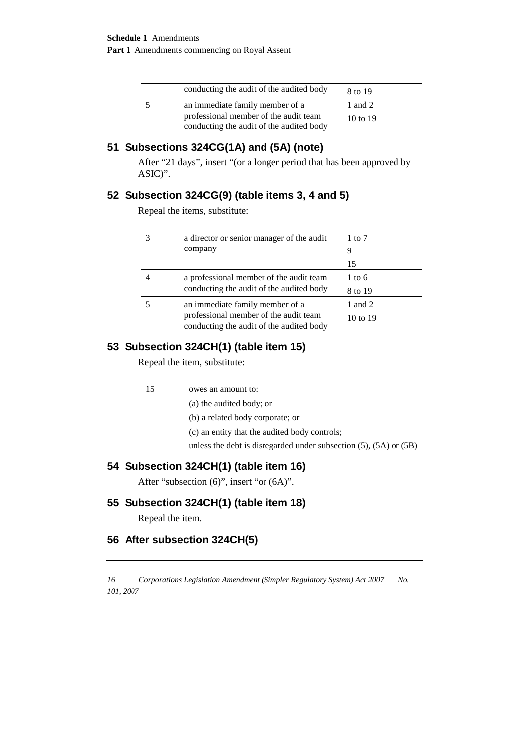| | | |
|---|---|---|
| | conducting the audit of the audited body | 8 to 19 |
| 5 | an immediate family member of a professional member of the audit team conducting the audit of the audited body | 1 and 2<br>10 to 19 |

## 51 Subsections 324CG(1A) and (5A) (note)

After “21 days”, insert “(or a longer period that has been approved by ASIC)”.

## 52 Subsection 324CG(9) (table items 3, 4 and 5)

Repeal the items, substitute:

| | | |
|---|---|---|
| 3 | a director or senior manager of the audit company | 1 to 7<br>9<br>15 |
| 4 | a professional member of the audit team conducting the audit of the audited body | 1 to 6<br>8 to 19 |
| 5 | an immediate family member of a professional member of the audit team conducting the audit of the audited body | 1 and 2<br>10 to 19 |

## 53 Subsection 324CH(1) (table item 15)

Repeal the item, substitute:

| | |
|---|---|
| 15 | owes an amount to:<br>(a) the audited body; or<br>(b) a related body corporate; or<br>(c) an entity that the audited body controls;<br>unless the debt is disregarded under subsection (5), (5A) or (5B) |

## 54 Subsection 324CH(1) (table item 16)

After “subsection (6)”, insert “or (6A)”.

## 55 Subsection 324CH(1) (table item 18)

Repeal the item.

## 56 After subsection 324CH(5)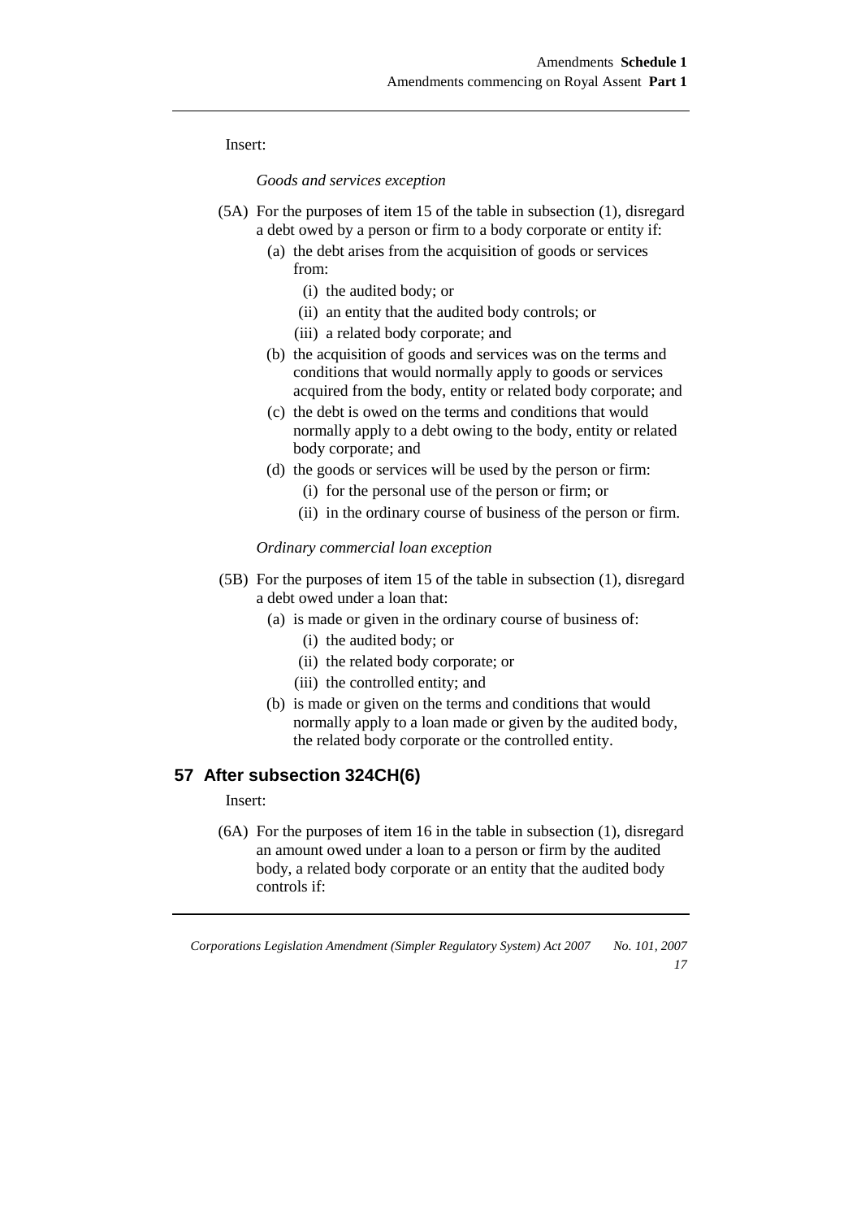Insert:

*Goods and services exception*

(5A) For the purposes of item 15 of the table in subsection (1), disregard a debt owed by a person or firm to a body corporate or entity if:

- (a) the debt arises from the acquisition of goods or services from:
  - (i) the audited body; or
  - (ii) an entity that the audited body controls; or
  - (iii) a related body corporate; and
- (b) the acquisition of goods and services was on the terms and conditions that would normally apply to goods or services acquired from the body, entity or related body corporate; and
- (c) the debt is owed on the terms and conditions that would normally apply to a debt owing to the body, entity or related body corporate; and
- (d) the goods or services will be used by the person or firm:
  - (i) for the personal use of the person or firm; or
  - (ii) in the ordinary course of business of the person or firm.

*Ordinary commercial loan exception*

(5B) For the purposes of item 15 of the table in subsection (1), disregard a debt owed under a loan that:

- (a) is made or given in the ordinary course of business of:
  - (i) the audited body; or
  - (ii) the related body corporate; or
  - (iii) the controlled entity; and
- (b) is made or given on the terms and conditions that would normally apply to a loan made or given by the audited body, the related body corporate or the controlled entity.

## 57 After subsection 324CH(6)

Insert:

(6A) For the purposes of item 16 in the table in subsection (1), disregard an amount owed under a loan to a person or firm by the audited body, a related body corporate or an entity that the audited body controls if: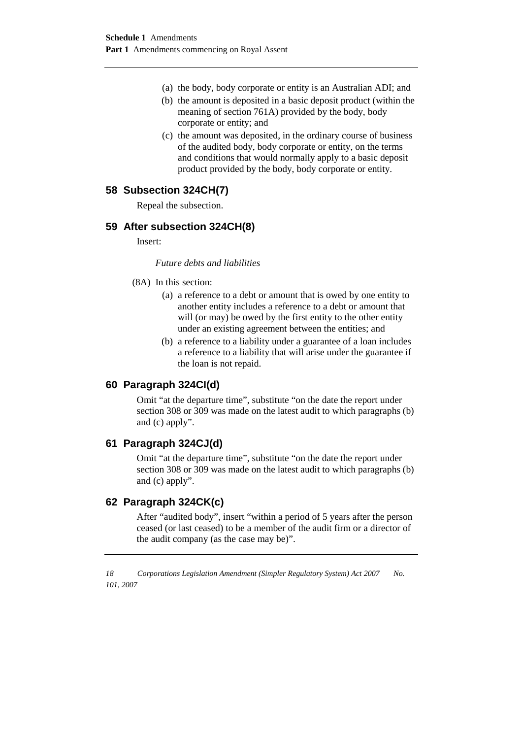(a) the body, body corporate or entity is an Australian ADI; and

(b) the amount is deposited in a basic deposit product (within the meaning of section 761A) provided by the body, body corporate or entity; and

(c) the amount was deposited, in the ordinary course of business of the audited body, body corporate or entity, on the terms and conditions that would normally apply to a basic deposit product provided by the body, body corporate or entity.

## 58 Subsection 324CH(7)

Repeal the subsection.

## 59 After subsection 324CH(8)

Insert:

*Future debts and liabilities*

(8A) In this section:

(a) a reference to a debt or amount that is owed by one entity to another entity includes a reference to a debt or amount that will (or may) be owed by the first entity to the other entity under an existing agreement between the entities; and

(b) a reference to a liability under a guarantee of a loan includes a reference to a liability that will arise under the guarantee if the loan is not repaid.

## 60 Paragraph 324CI(d)

Omit "at the departure time", substitute "on the date the report under section 308 or 309 was made on the latest audit to which paragraphs (b) and (c) apply".

## 61 Paragraph 324CJ(d)

Omit "at the departure time", substitute "on the date the report under section 308 or 309 was made on the latest audit to which paragraphs (b) and (c) apply".

## 62 Paragraph 324CK(c)

After "audited body", insert "within a period of 5 years after the person ceased (or last ceased) to be a member of the audit firm or a director of the audit company (as the case may be)".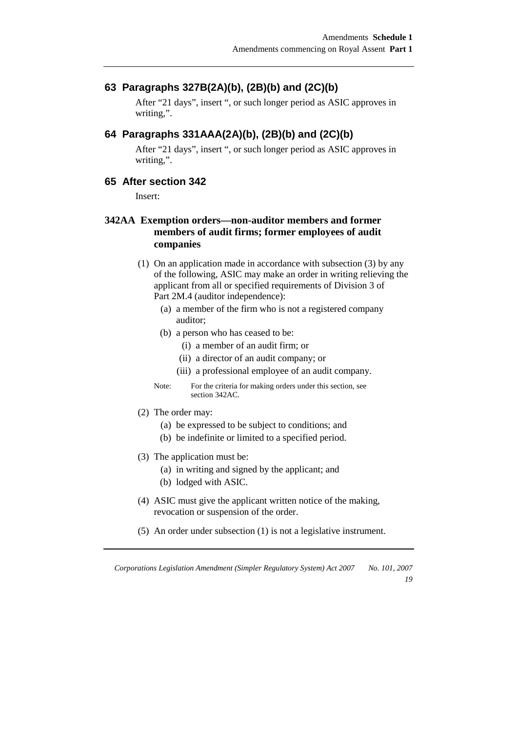## 63 Paragraphs 327B(2A)(b), (2B)(b) and (2C)(b)

After "21 days", insert ", or such longer period as ASIC approves in writing,".

## 64 Paragraphs 331AAA(2A)(b), (2B)(b) and (2C)(b)

After "21 days", insert ", or such longer period as ASIC approves in writing,".

## 65 After section 342

Insert:

### 342AA Exemption orders—non-auditor members and former members of audit firms; former employees of audit companies

(1) On an application made in accordance with subsection (3) by any of the following, ASIC may make an order in writing relieving the applicant from all or specified requirements of Division 3 of Part 2M.4 (auditor independence):

- (a) a member of the firm who is not a registered company auditor;
- (b) a person who has ceased to be:
  - (i) a member of an audit firm; or
  - (ii) a director of an audit company; or
  - (iii) a professional employee of an audit company.

Note: For the criteria for making orders under this section, see section 342AC.

(2) The order may:

- (a) be expressed to be subject to conditions; and
- (b) be indefinite or limited to a specified period.

(3) The application must be:

- (a) in writing and signed by the applicant; and
- (b) lodged with ASIC.

(4) ASIC must give the applicant written notice of the making, revocation or suspension of the order.

(5) An order under subsection (1) is not a legislative instrument.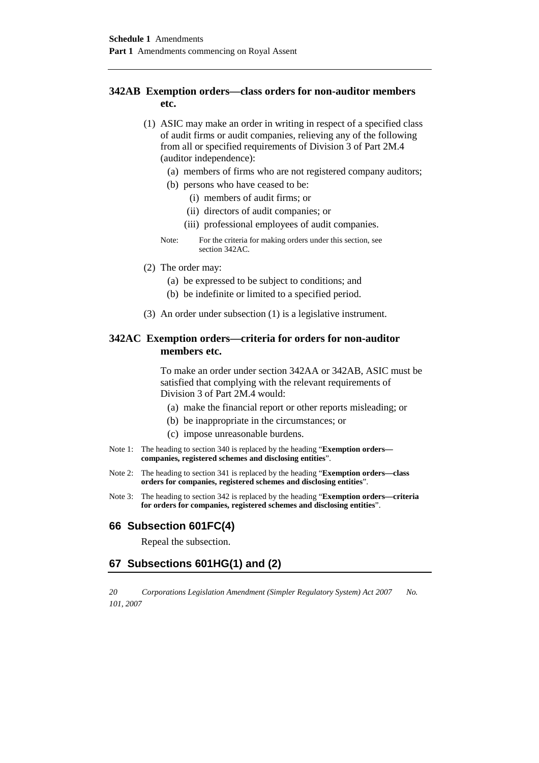### 342AB Exemption orders—class orders for non-auditor members etc.

(1) ASIC may make an order in writing in respect of a specified class of audit firms or audit companies, relieving any of the following from all or specified requirements of Division 3 of Part 2M.4 (auditor independence):

- (a) members of firms who are not registered company auditors;
- (b) persons who have ceased to be:
  - (i) members of audit firms; or
  - (ii) directors of audit companies; or
  - (iii) professional employees of audit companies.

Note: For the criteria for making orders under this section, see section 342AC.

(2) The order may:

- (a) be expressed to be subject to conditions; and
- (b) be indefinite or limited to a specified period.

(3) An order under subsection (1) is a legislative instrument.

### 342AC Exemption orders—criteria for orders for non-auditor members etc.

To make an order under section 342AA or 342AB, ASIC must be satisfied that complying with the relevant requirements of Division 3 of Part 2M.4 would:

- (a) make the financial report or other reports misleading; or
- (b) be inappropriate in the circumstances; or
- (c) impose unreasonable burdens.

Note 1: The heading to section 340 is replaced by the heading "**Exemption orders—companies, registered schemes and disclosing entities**".

Note 2: The heading to section 341 is replaced by the heading "**Exemption orders—class orders for companies, registered schemes and disclosing entities**".

Note 3: The heading to section 342 is replaced by the heading "**Exemption orders—criteria for orders for companies, registered schemes and disclosing entities**".

## 66 Subsection 601FC(4)

Repeal the subsection.

## 67 Subsections 601HG(1) and (2)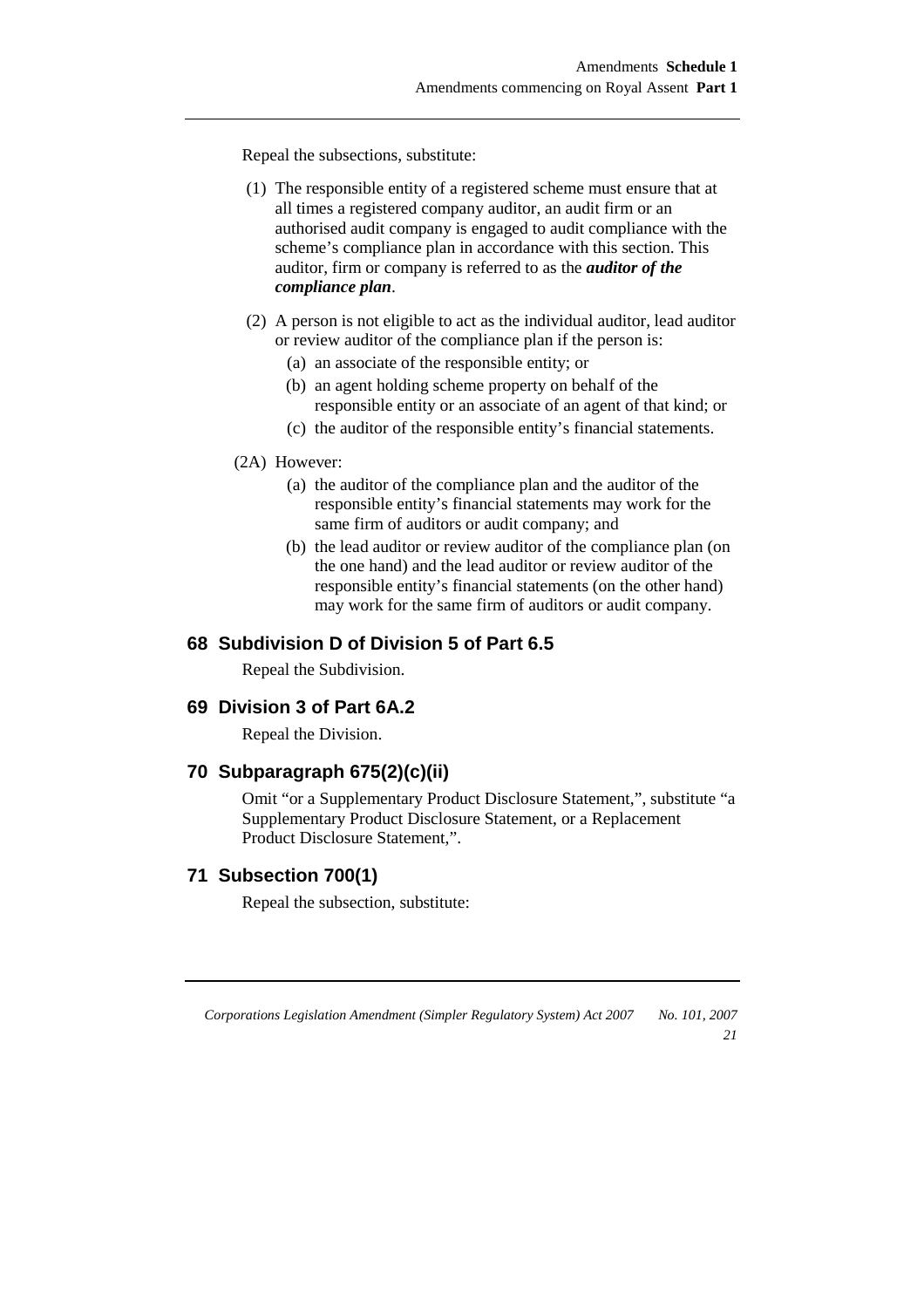Repeal the subsections, substitute:

(1) The responsible entity of a registered scheme must ensure that at all times a registered company auditor, an audit firm or an authorised audit company is engaged to audit compliance with the scheme's compliance plan in accordance with this section. This auditor, firm or company is referred to as the ***auditor of the compliance plan***.

(2) A person is not eligible to act as the individual auditor, lead auditor or review auditor of the compliance plan if the person is:

- (a) an associate of the responsible entity; or
- (b) an agent holding scheme property on behalf of the responsible entity or an associate of an agent of that kind; or
- (c) the auditor of the responsible entity's financial statements.

(2A) However:

- (a) the auditor of the compliance plan and the auditor of the responsible entity's financial statements may work for the same firm of auditors or audit company; and
- (b) the lead auditor or review auditor of the compliance plan (on the one hand) and the lead auditor or review auditor of the responsible entity's financial statements (on the other hand) may work for the same firm of auditors or audit company.

## 68 Subdivision D of Division 5 of Part 6.5

Repeal the Subdivision.

## 69 Division 3 of Part 6A.2

Repeal the Division.

## 70 Subparagraph 675(2)(c)(ii)

Omit "or a Supplementary Product Disclosure Statement,", substitute "a Supplementary Product Disclosure Statement, or a Replacement Product Disclosure Statement,".

## 71 Subsection 700(1)

Repeal the subsection, substitute: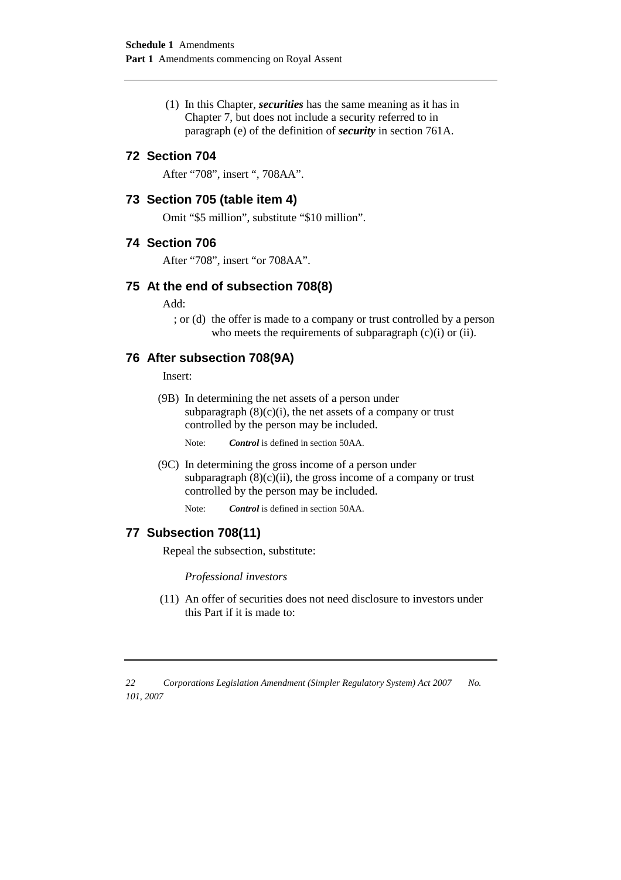(1) In this Chapter, ***securities*** has the same meaning as it has in Chapter 7, but does not include a security referred to in paragraph (e) of the definition of ***security*** in section 761A.

## 72 Section 704

After "708", insert ", 708AA".

## 73 Section 705 (table item 4)

Omit "$5 million", substitute "$10 million".

## 74 Section 706

After "708", insert "or 708AA".

## 75 At the end of subsection 708(8)

Add:

; or (d) the offer is made to a company or trust controlled by a person who meets the requirements of subparagraph (c)(i) or (ii).

## 76 After subsection 708(9A)

Insert:

(9B) In determining the net assets of a person under subparagraph (8)(c)(i), the net assets of a company or trust controlled by the person may be included.

Note: ***Control*** is defined in section 50AA.

(9C) In determining the gross income of a person under subparagraph (8)(c)(ii), the gross income of a company or trust controlled by the person may be included.

Note: ***Control*** is defined in section 50AA.

## 77 Subsection 708(11)

Repeal the subsection, substitute:

*Professional investors*

(11) An offer of securities does not need disclosure to investors under this Part if it is made to: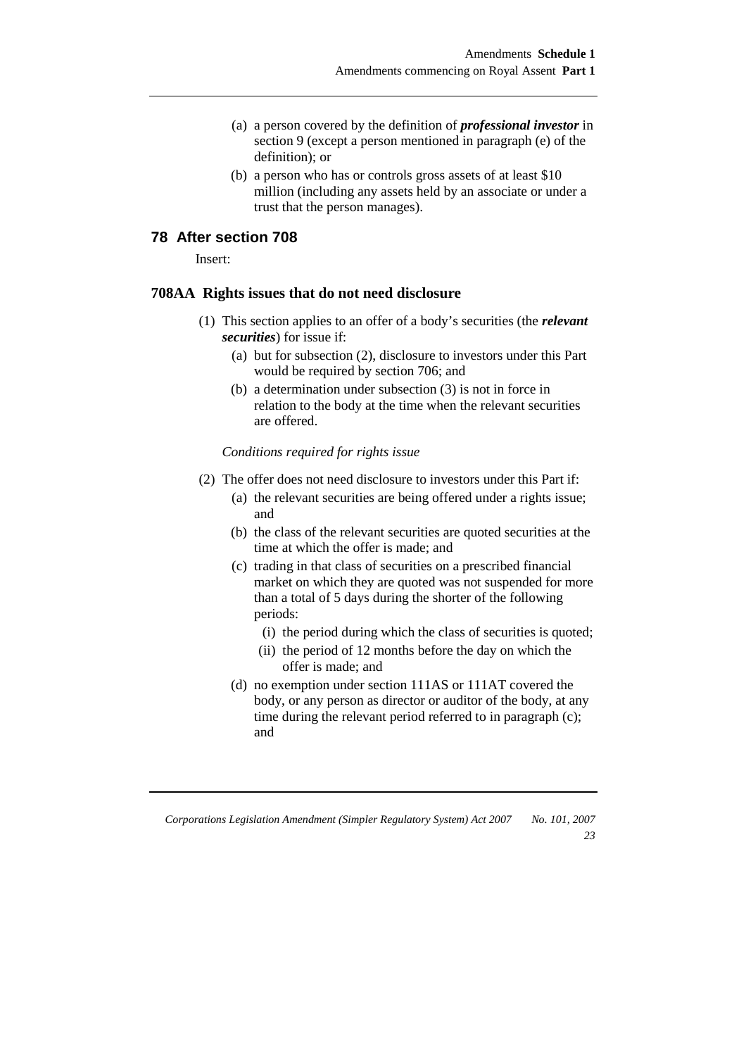(a) a person covered by the definition of ***professional investor*** in section 9 (except a person mentioned in paragraph (e) of the definition); or

(b) a person who has or controls gross assets of at least $10 million (including any assets held by an associate or under a trust that the person manages).

## 78 After section 708

Insert:

### 708AA Rights issues that do not need disclosure

(1) This section applies to an offer of a body's securities (the ***relevant securities***) for issue if:

- (a) but for subsection (2), disclosure to investors under this Part would be required by section 706; and
- (b) a determination under subsection (3) is not in force in relation to the body at the time when the relevant securities are offered.

*Conditions required for rights issue*

(2) The offer does not need disclosure to investors under this Part if:

- (a) the relevant securities are being offered under a rights issue; and
- (b) the class of the relevant securities are quoted securities at the time at which the offer is made; and
- (c) trading in that class of securities on a prescribed financial market on which they are quoted was not suspended for more than a total of 5 days during the shorter of the following periods:
  - (i) the period during which the class of securities is quoted;
  - (ii) the period of 12 months before the day on which the offer is made; and
- (d) no exemption under section 111AS or 111AT covered the body, or any person as director or auditor of the body, at any time during the relevant period referred to in paragraph (c); and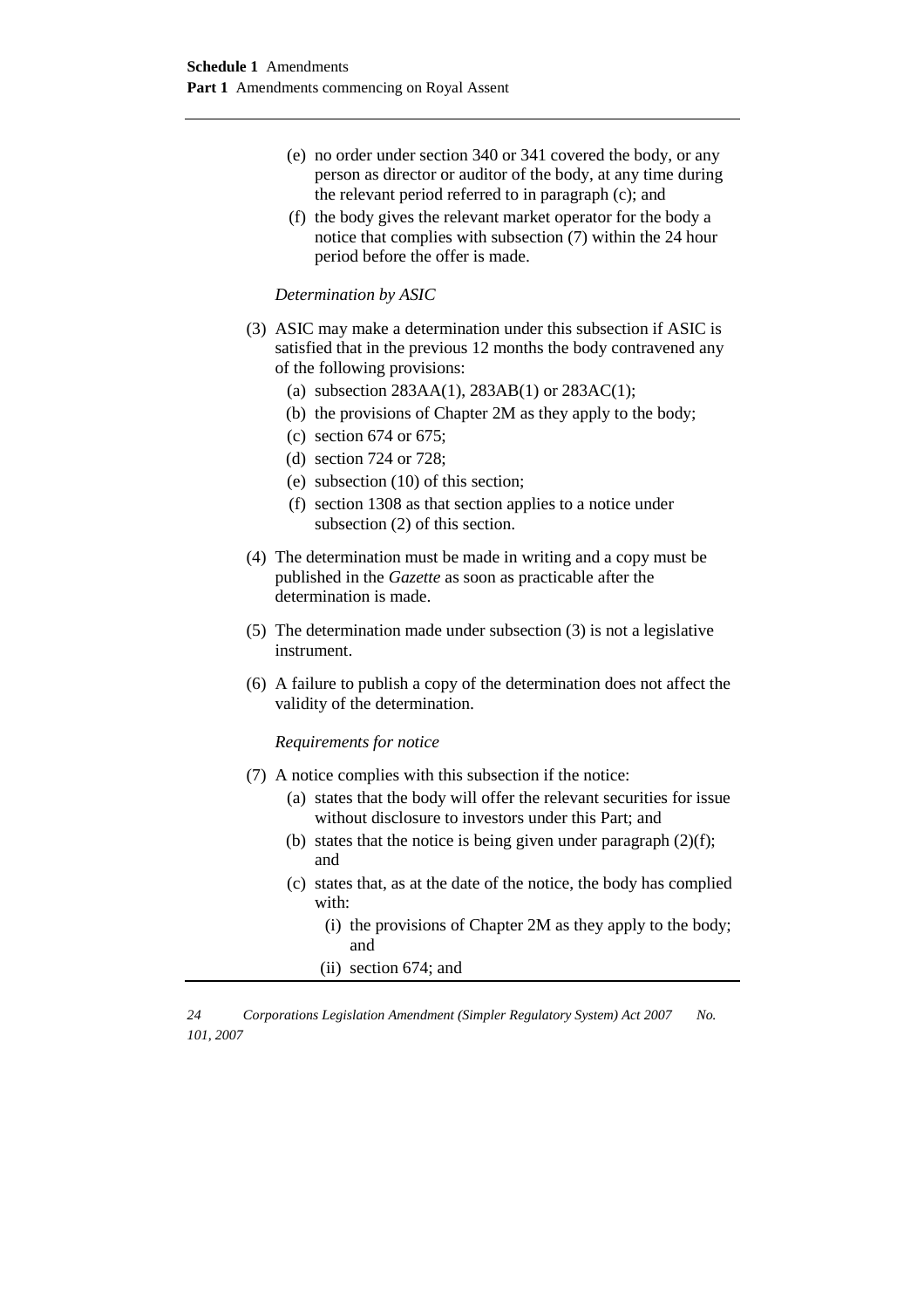(e) no order under section 340 or 341 covered the body, or any person as director or auditor of the body, at any time during the relevant period referred to in paragraph (c); and

(f) the body gives the relevant market operator for the body a notice that complies with subsection (7) within the 24 hour period before the offer is made.

*Determination by ASIC*

(3) ASIC may make a determination under this subsection if ASIC is satisfied that in the previous 12 months the body contravened any of the following provisions:

(a) subsection 283AA(1), 283AB(1) or 283AC(1);

(b) the provisions of Chapter 2M as they apply to the body;

(c) section 674 or 675;

(d) section 724 or 728;

(e) subsection (10) of this section;

(f) section 1308 as that section applies to a notice under subsection (2) of this section.

(4) The determination must be made in writing and a copy must be published in the *Gazette* as soon as practicable after the determination is made.

(5) The determination made under subsection (3) is not a legislative instrument.

(6) A failure to publish a copy of the determination does not affect the validity of the determination.

*Requirements for notice*

(7) A notice complies with this subsection if the notice:

(a) states that the body will offer the relevant securities for issue without disclosure to investors under this Part; and

(b) states that the notice is being given under paragraph (2)(f); and

(c) states that, as at the date of the notice, the body has complied with:

(i) the provisions of Chapter 2M as they apply to the body; and

(ii) section 674; and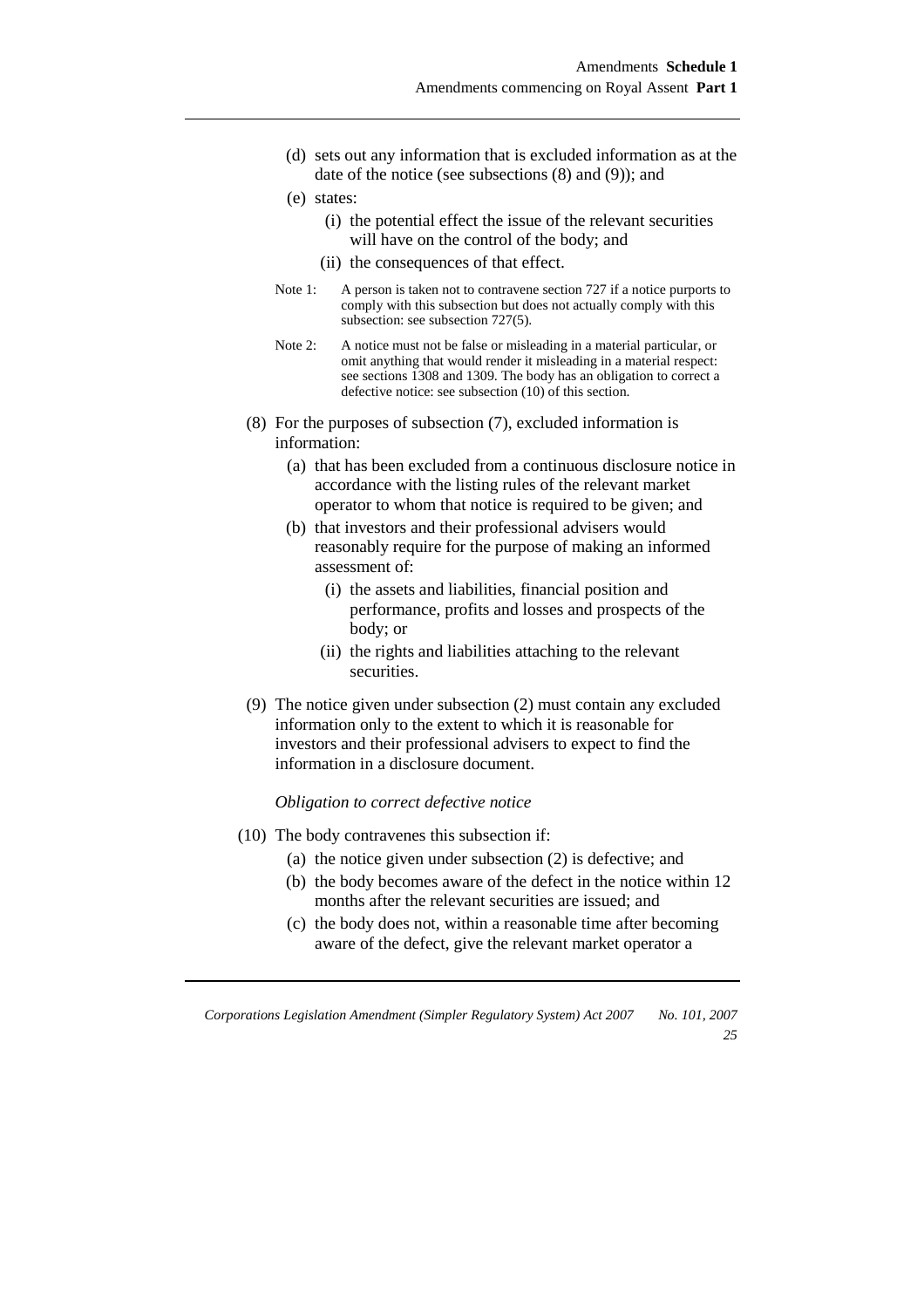(d) sets out any information that is excluded information as at the date of the notice (see subsections (8) and (9)); and

(e) states:

(i) the potential effect the issue of the relevant securities will have on the control of the body; and

(ii) the consequences of that effect.

Note 1: A person is taken not to contravene section 727 if a notice purports to comply with this subsection but does not actually comply with this subsection: see subsection 727(5).

Note 2: A notice must not be false or misleading in a material particular, or omit anything that would render it misleading in a material respect: see sections 1308 and 1309. The body has an obligation to correct a defective notice: see subsection (10) of this section.

(8) For the purposes of subsection (7), excluded information is information:

(a) that has been excluded from a continuous disclosure notice in accordance with the listing rules of the relevant market operator to whom that notice is required to be given; and

(b) that investors and their professional advisers would reasonably require for the purpose of making an informed assessment of:

(i) the assets and liabilities, financial position and performance, profits and losses and prospects of the body; or

(ii) the rights and liabilities attaching to the relevant securities.

(9) The notice given under subsection (2) must contain any excluded information only to the extent to which it is reasonable for investors and their professional advisers to expect to find the information in a disclosure document.

*Obligation to correct defective notice*

(10) The body contravenes this subsection if:

(a) the notice given under subsection (2) is defective; and

(b) the body becomes aware of the defect in the notice within 12 months after the relevant securities are issued; and

(c) the body does not, within a reasonable time after becoming aware of the defect, give the relevant market operator a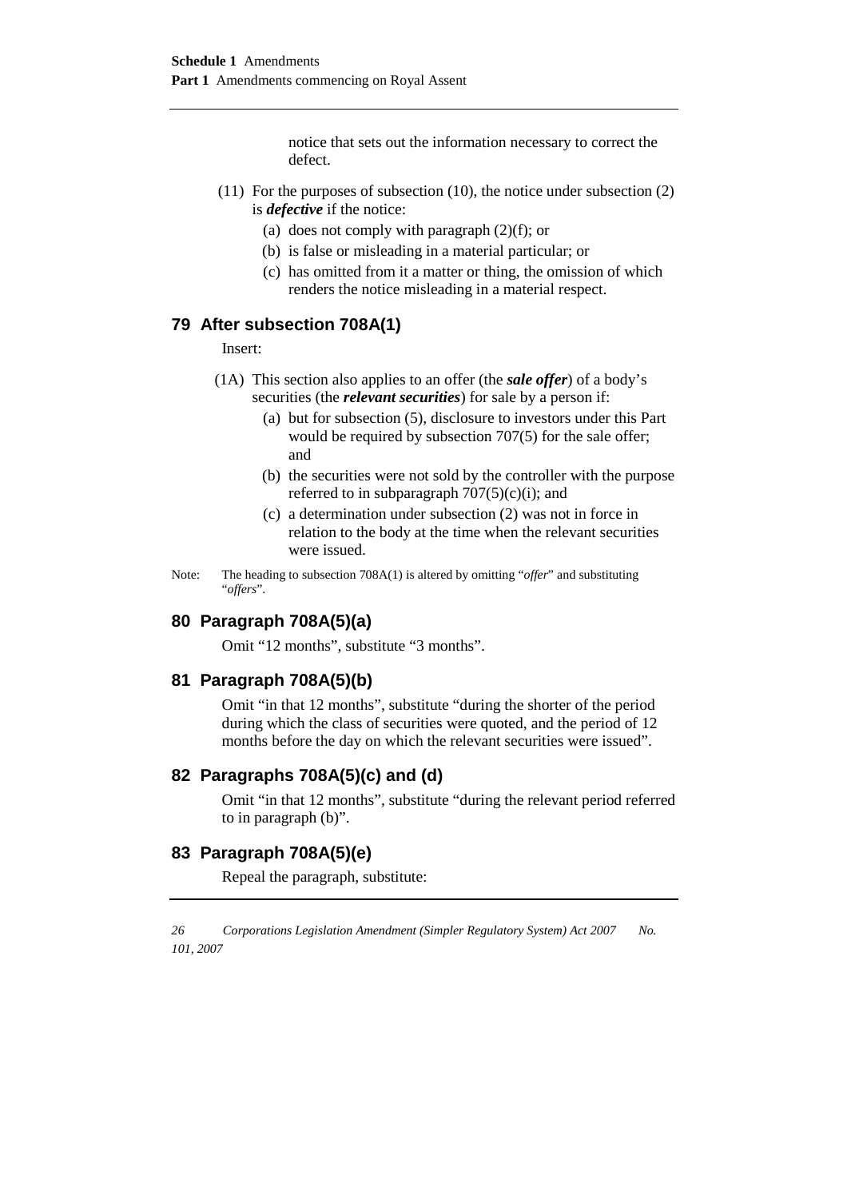notice that sets out the information necessary to correct the defect.

(11) For the purposes of subsection (10), the notice under subsection (2) is ***defective*** if the notice:

(a) does not comply with paragraph (2)(f); or

(b) is false or misleading in a material particular; or

(c) has omitted from it a matter or thing, the omission of which renders the notice misleading in a material respect.

## 79 After subsection 708A(1)

Insert:

(1A) This section also applies to an offer (the ***sale offer***) of a body's securities (the ***relevant securities***) for sale by a person if:

(a) but for subsection (5), disclosure to investors under this Part would be required by subsection 707(5) for the sale offer; and

(b) the securities were not sold by the controller with the purpose referred to in subparagraph 707(5)(c)(i); and

(c) a determination under subsection (2) was not in force in relation to the body at the time when the relevant securities were issued.

Note: The heading to subsection 708A(1) is altered by omitting "*offer*" and substituting "*offers*".

## 80 Paragraph 708A(5)(a)

Omit "12 months", substitute "3 months".

## 81 Paragraph 708A(5)(b)

Omit "in that 12 months", substitute "during the shorter of the period during which the class of securities were quoted, and the period of 12 months before the day on which the relevant securities were issued".

## 82 Paragraphs 708A(5)(c) and (d)

Omit "in that 12 months", substitute "during the relevant period referred to in paragraph (b)".

## 83 Paragraph 708A(5)(e)

Repeal the paragraph, substitute: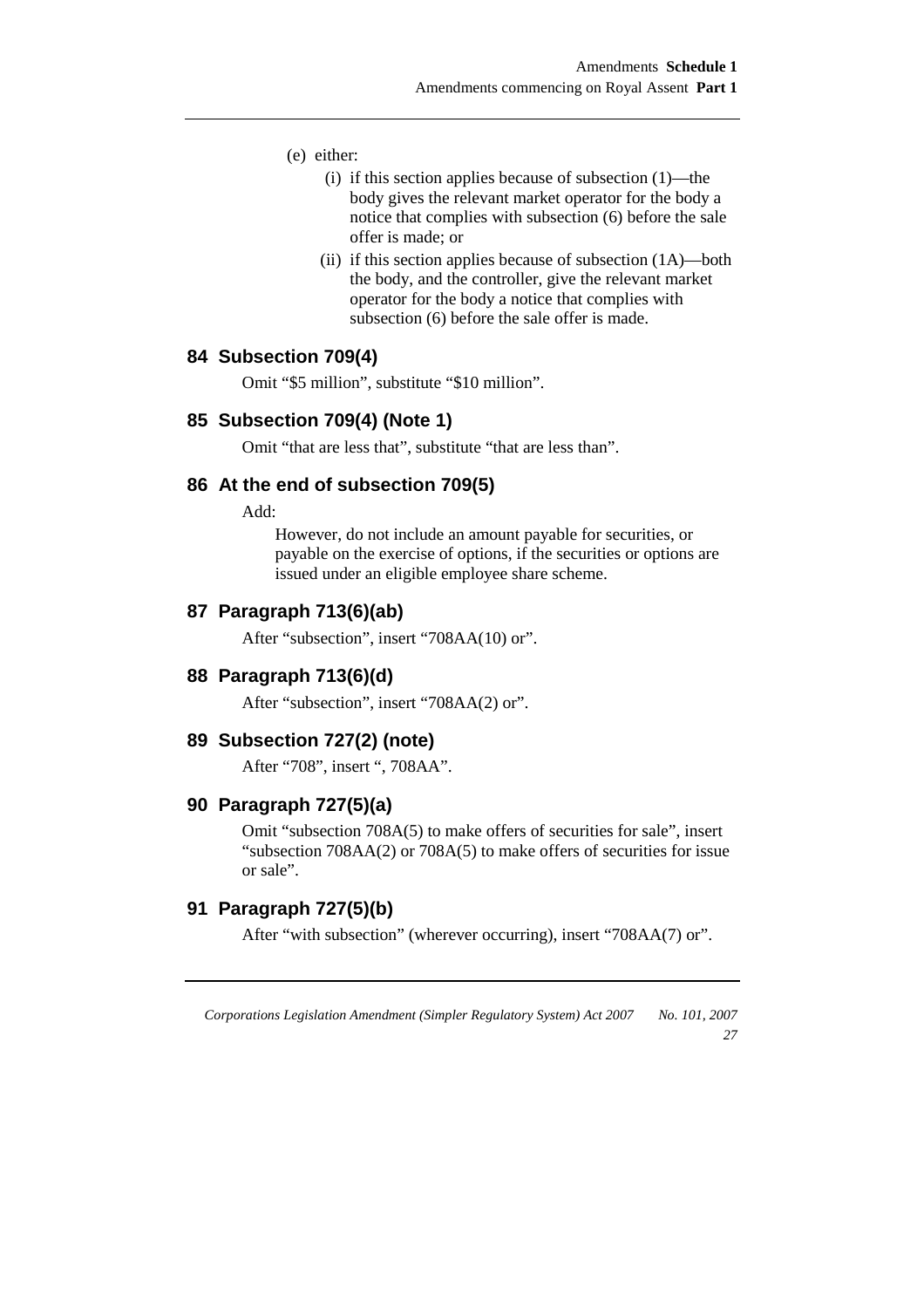(e) either:

(i) if this section applies because of subsection (1)—the body gives the relevant market operator for the body a notice that complies with subsection (6) before the sale offer is made; or

(ii) if this section applies because of subsection (1A)—both the body, and the controller, give the relevant market operator for the body a notice that complies with subsection (6) before the sale offer is made.

## 84 Subsection 709(4)

Omit "$5 million", substitute "$10 million".

## 85 Subsection 709(4) (Note 1)

Omit "that are less that", substitute "that are less than".

## 86 At the end of subsection 709(5)

Add:

However, do not include an amount payable for securities, or payable on the exercise of options, if the securities or options are issued under an eligible employee share scheme.

## 87 Paragraph 713(6)(ab)

After "subsection", insert "708AA(10) or".

## 88 Paragraph 713(6)(d)

After "subsection", insert "708AA(2) or".

## 89 Subsection 727(2) (note)

After "708", insert ", 708AA".

## 90 Paragraph 727(5)(a)

Omit "subsection 708A(5) to make offers of securities for sale", insert "subsection 708AA(2) or 708A(5) to make offers of securities for issue or sale".

## 91 Paragraph 727(5)(b)

After "with subsection" (wherever occurring), insert "708AA(7) or".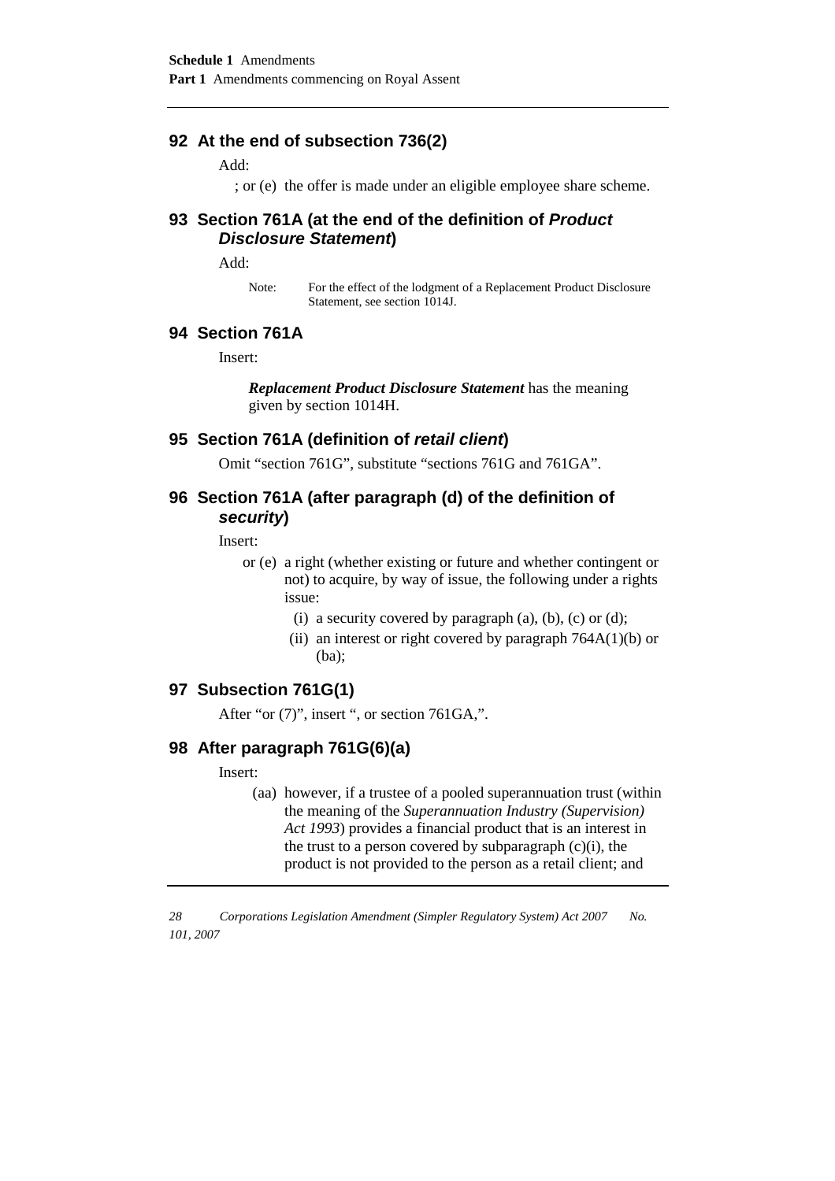## 92 At the end of subsection 736(2)

Add:

; or (e) the offer is made under an eligible employee share scheme.

## 93 Section 761A (at the end of the definition of *Product Disclosure Statement*)

Add:

Note: For the effect of the lodgment of a Replacement Product Disclosure Statement, see section 1014J.

## 94 Section 761A

Insert:

***Replacement Product Disclosure Statement*** has the meaning given by section 1014H.

## 95 Section 761A (definition of *retail client*)

Omit "section 761G", substitute "sections 761G and 761GA".

## 96 Section 761A (after paragraph (d) of the definition of *security*)

Insert:

or (e) a right (whether existing or future and whether contingent or not) to acquire, by way of issue, the following under a rights issue:

(i) a security covered by paragraph (a), (b), (c) or (d);

(ii) an interest or right covered by paragraph 764A(1)(b) or (ba);

## 97 Subsection 761G(1)

After "or (7)", insert ", or section 761GA,".

## 98 After paragraph 761G(6)(a)

Insert:

(aa) however, if a trustee of a pooled superannuation trust (within the meaning of the *Superannuation Industry (Supervision) Act 1993*) provides a financial product that is an interest in the trust to a person covered by subparagraph (c)(i), the product is not provided to the person as a retail client; and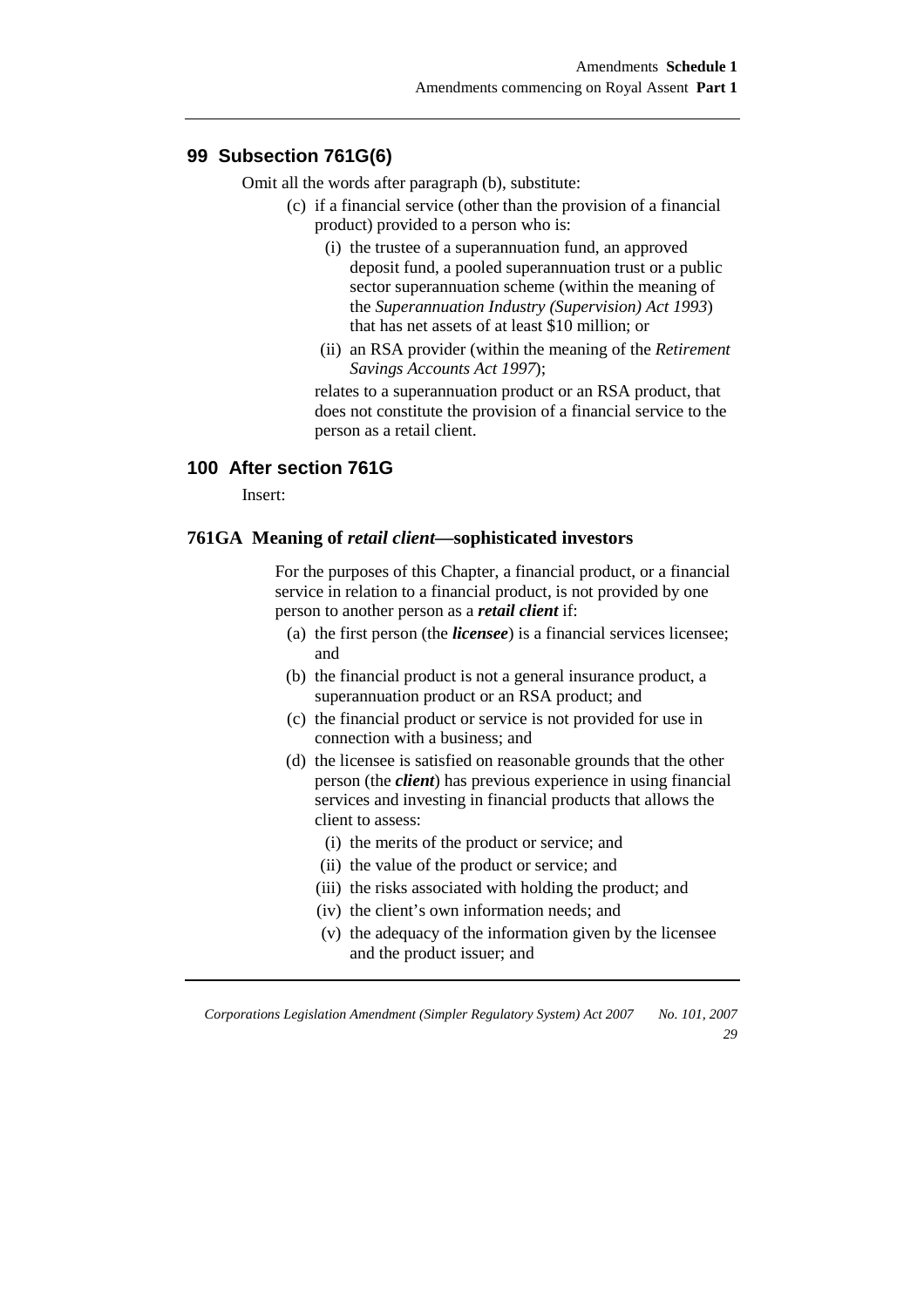## 99 Subsection 761G(6)

Omit all the words after paragraph (b), substitute:

- (c) if a financial service (other than the provision of a financial product) provided to a person who is:
  - (i) the trustee of a superannuation fund, an approved deposit fund, a pooled superannuation trust or a public sector superannuation scheme (within the meaning of the *Superannuation Industry (Supervision) Act 1993*) that has net assets of at least $10 million; or
  - (ii) an RSA provider (within the meaning of the *Retirement Savings Accounts Act 1997*);

  relates to a superannuation product or an RSA product, that does not constitute the provision of a financial service to the person as a retail client.

## 100 After section 761G

Insert:

### 761GA Meaning of *retail client*—sophisticated investors

For the purposes of this Chapter, a financial product, or a financial service in relation to a financial product, is not provided by one person to another person as a ***retail client*** if:

- (a) the first person (the ***licensee***) is a financial services licensee; and
- (b) the financial product is not a general insurance product, a superannuation product or an RSA product; and
- (c) the financial product or service is not provided for use in connection with a business; and
- (d) the licensee is satisfied on reasonable grounds that the other person (the ***client***) has previous experience in using financial services and investing in financial products that allows the client to assess:
  - (i) the merits of the product or service; and
  - (ii) the value of the product or service; and
  - (iii) the risks associated with holding the product; and
  - (iv) the client's own information needs; and
  - (v) the adequacy of the information given by the licensee and the product issuer; and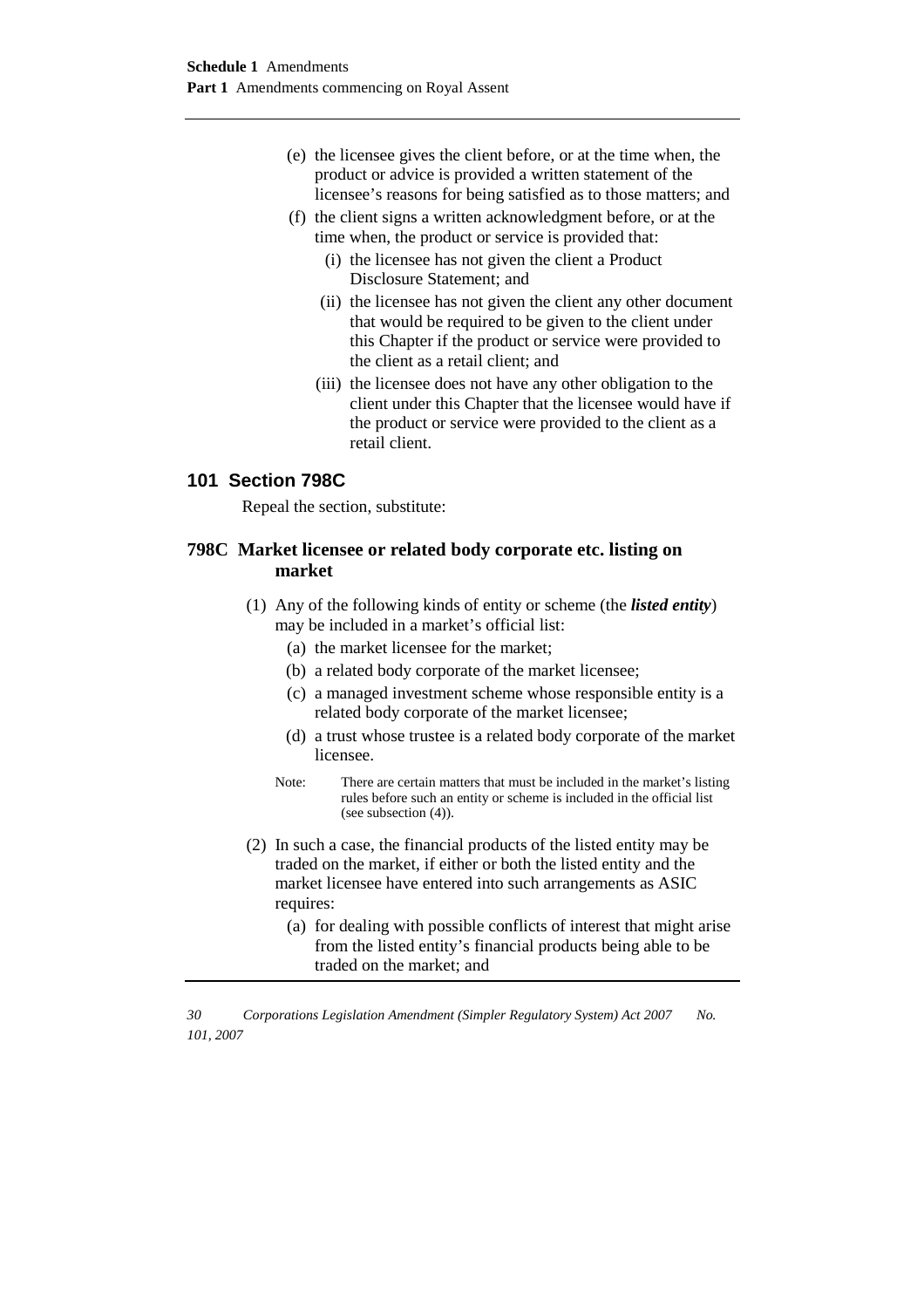(e) the licensee gives the client before, or at the time when, the product or advice is provided a written statement of the licensee's reasons for being satisfied as to those matters; and

(f) the client signs a written acknowledgment before, or at the time when, the product or service is provided that:

(i) the licensee has not given the client a Product Disclosure Statement; and

(ii) the licensee has not given the client any other document that would be required to be given to the client under this Chapter if the product or service were provided to the client as a retail client; and

(iii) the licensee does not have any other obligation to the client under this Chapter that the licensee would have if the product or service were provided to the client as a retail client.

## 101 Section 798C

Repeal the section, substitute:

### 798C Market licensee or related body corporate etc. listing on market

(1) Any of the following kinds of entity or scheme (the ***listed entity***) may be included in a market's official list:

(a) the market licensee for the market;

(b) a related body corporate of the market licensee;

(c) a managed investment scheme whose responsible entity is a related body corporate of the market licensee;

(d) a trust whose trustee is a related body corporate of the market licensee.

Note: There are certain matters that must be included in the market's listing rules before such an entity or scheme is included in the official list (see subsection (4)).

(2) In such a case, the financial products of the listed entity may be traded on the market, if either or both the listed entity and the market licensee have entered into such arrangements as ASIC requires:

(a) for dealing with possible conflicts of interest that might arise from the listed entity's financial products being able to be traded on the market; and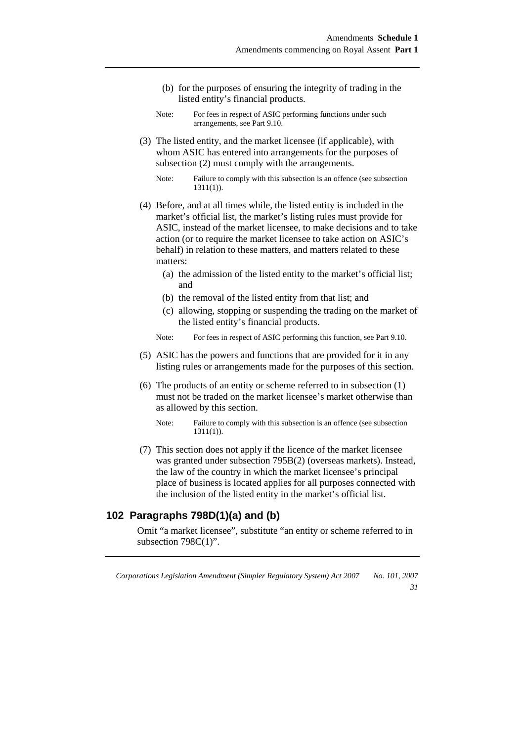(b) for the purposes of ensuring the integrity of trading in the listed entity's financial products.

Note: For fees in respect of ASIC performing functions under such arrangements, see Part 9.10.

(3) The listed entity, and the market licensee (if applicable), with whom ASIC has entered into arrangements for the purposes of subsection (2) must comply with the arrangements.

Note: Failure to comply with this subsection is an offence (see subsection 1311(1)).

(4) Before, and at all times while, the listed entity is included in the market's official list, the market's listing rules must provide for ASIC, instead of the market licensee, to make decisions and to take action (or to require the market licensee to take action on ASIC's behalf) in relation to these matters, and matters related to these matters:

(a) the admission of the listed entity to the market's official list; and

(b) the removal of the listed entity from that list; and

(c) allowing, stopping or suspending the trading on the market of the listed entity's financial products.

Note: For fees in respect of ASIC performing this function, see Part 9.10.

(5) ASIC has the powers and functions that are provided for it in any listing rules or arrangements made for the purposes of this section.

(6) The products of an entity or scheme referred to in subsection (1) must not be traded on the market licensee's market otherwise than as allowed by this section.

Note: Failure to comply with this subsection is an offence (see subsection 1311(1)).

(7) This section does not apply if the licence of the market licensee was granted under subsection 795B(2) (overseas markets). Instead, the law of the country in which the market licensee's principal place of business is located applies for all purposes connected with the inclusion of the listed entity in the market's official list.

## 102 Paragraphs 798D(1)(a) and (b)

Omit "a market licensee", substitute "an entity or scheme referred to in subsection 798C(1)".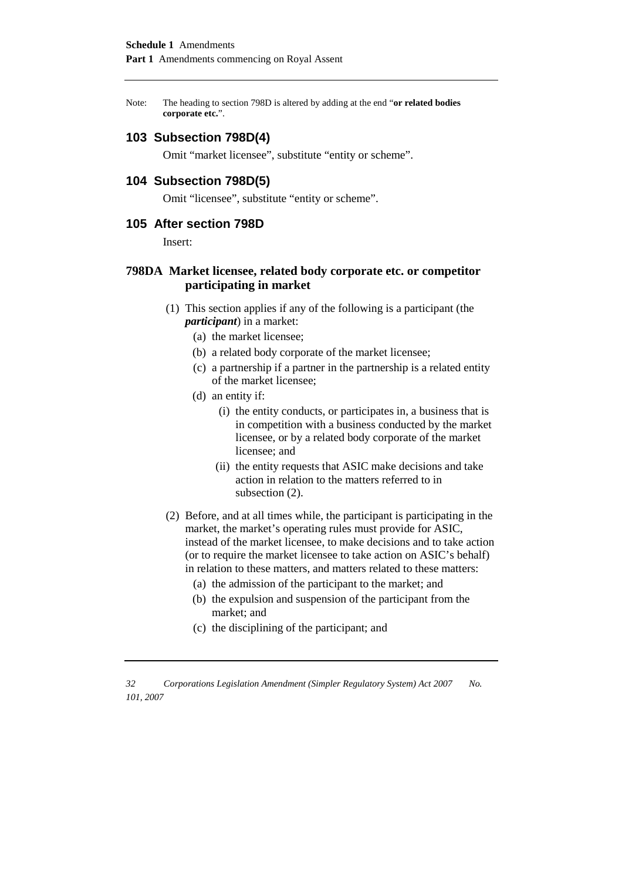Note: The heading to section 798D is altered by adding at the end "**or related bodies corporate etc.**".

## 103 Subsection 798D(4)

Omit "market licensee", substitute "entity or scheme".

## 104 Subsection 798D(5)

Omit "licensee", substitute "entity or scheme".

## 105 After section 798D

Insert:

### 798DA Market licensee, related body corporate etc. or competitor participating in market

(1) This section applies if any of the following is a participant (the ***participant***) in a market:

(a) the market licensee;

(b) a related body corporate of the market licensee;

(c) a partnership if a partner in the partnership is a related entity of the market licensee;

(d) an entity if:

(i) the entity conducts, or participates in, a business that is in competition with a business conducted by the market licensee, or by a related body corporate of the market licensee; and

(ii) the entity requests that ASIC make decisions and take action in relation to the matters referred to in subsection (2).

(2) Before, and at all times while, the participant is participating in the market, the market's operating rules must provide for ASIC, instead of the market licensee, to make decisions and to take action (or to require the market licensee to take action on ASIC's behalf) in relation to these matters, and matters related to these matters:

(a) the admission of the participant to the market; and

(b) the expulsion and suspension of the participant from the market; and

(c) the disciplining of the participant; and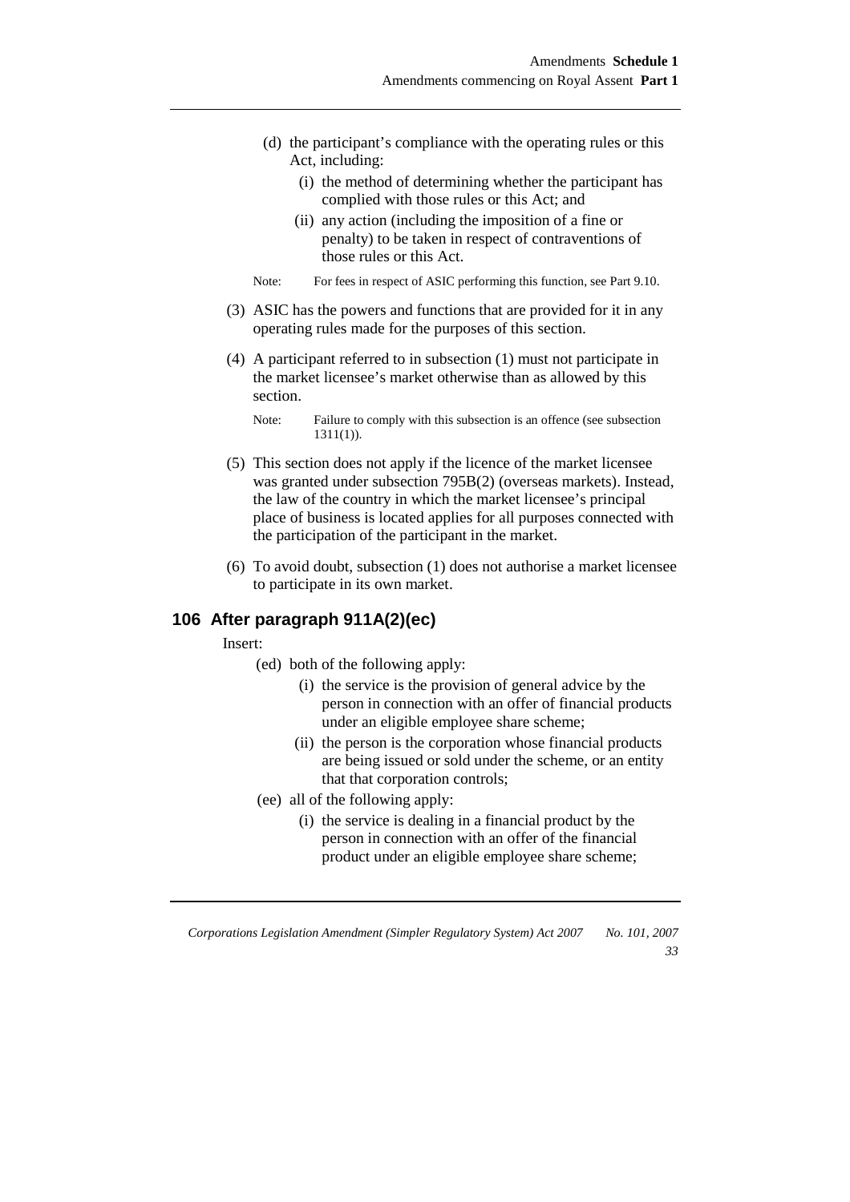(d) the participant's compliance with the operating rules or this Act, including:

  (i) the method of determining whether the participant has complied with those rules or this Act; and

  (ii) any action (including the imposition of a fine or penalty) to be taken in respect of contraventions of those rules or this Act.

Note: For fees in respect of ASIC performing this function, see Part 9.10.

(3) ASIC has the powers and functions that are provided for it in any operating rules made for the purposes of this section.

(4) A participant referred to in subsection (1) must not participate in the market licensee's market otherwise than as allowed by this section.

Note: Failure to comply with this subsection is an offence (see subsection 1311(1)).

(5) This section does not apply if the licence of the market licensee was granted under subsection 795B(2) (overseas markets). Instead, the law of the country in which the market licensee's principal place of business is located applies for all purposes connected with the participation of the participant in the market.

(6) To avoid doubt, subsection (1) does not authorise a market licensee to participate in its own market.

## 106 After paragraph 911A(2)(ec)

Insert:

(ed) both of the following apply:

  (i) the service is the provision of general advice by the person in connection with an offer of financial products under an eligible employee share scheme;

  (ii) the person is the corporation whose financial products are being issued or sold under the scheme, or an entity that that corporation controls;

(ee) all of the following apply:

  (i) the service is dealing in a financial product by the person in connection with an offer of the financial product under an eligible employee share scheme;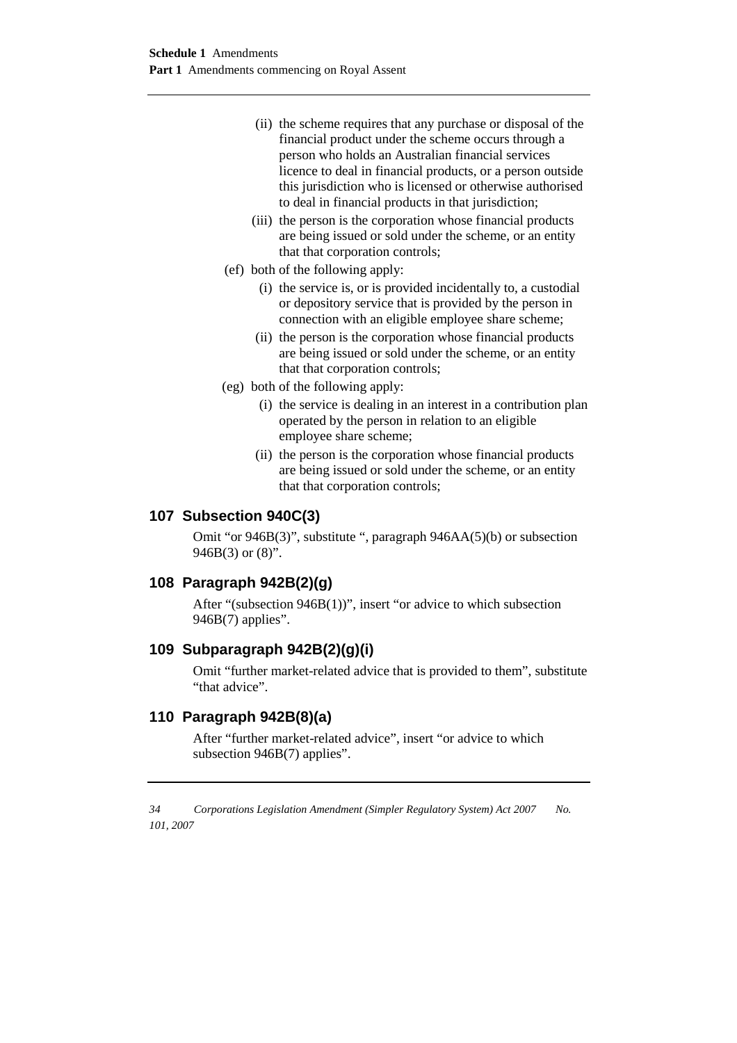(ii) the scheme requires that any purchase or disposal of the financial product under the scheme occurs through a person who holds an Australian financial services licence to deal in financial products, or a person outside this jurisdiction who is licensed or otherwise authorised to deal in financial products in that jurisdiction;

(iii) the person is the corporation whose financial products are being issued or sold under the scheme, or an entity that that corporation controls;

(ef) both of the following apply:

(i) the service is, or is provided incidentally to, a custodial or depository service that is provided by the person in connection with an eligible employee share scheme;

(ii) the person is the corporation whose financial products are being issued or sold under the scheme, or an entity that that corporation controls;

(eg) both of the following apply:

(i) the service is dealing in an interest in a contribution plan operated by the person in relation to an eligible employee share scheme;

(ii) the person is the corporation whose financial products are being issued or sold under the scheme, or an entity that that corporation controls;

## 107 Subsection 940C(3)

Omit "or 946B(3)", substitute ", paragraph 946AA(5)(b) or subsection 946B(3) or (8)".

## 108 Paragraph 942B(2)(g)

After "(subsection 946B(1))", insert "or advice to which subsection 946B(7) applies".

## 109 Subparagraph 942B(2)(g)(i)

Omit "further market-related advice that is provided to them", substitute "that advice".

## 110 Paragraph 942B(8)(a)

After "further market-related advice", insert "or advice to which subsection 946B(7) applies".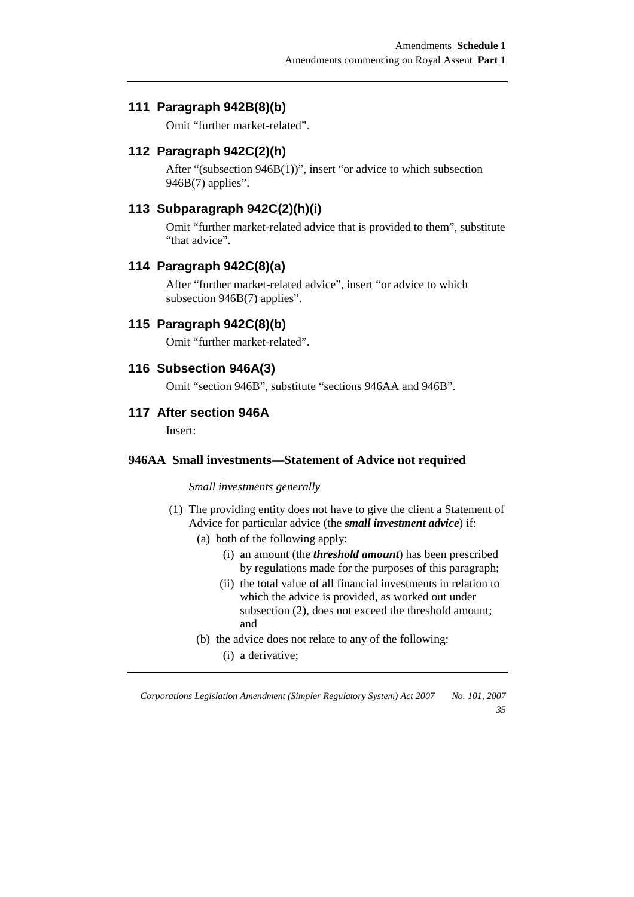### 111 Paragraph 942B(8)(b)

Omit "further market-related".

### 112 Paragraph 942C(2)(h)

After "(subsection 946B(1))", insert "or advice to which subsection 946B(7) applies".

### 113 Subparagraph 942C(2)(h)(i)

Omit "further market-related advice that is provided to them", substitute "that advice".

### 114 Paragraph 942C(8)(a)

After "further market-related advice", insert "or advice to which subsection 946B(7) applies".

### 115 Paragraph 942C(8)(b)

Omit "further market-related".

### 116 Subsection 946A(3)

Omit "section 946B", substitute "sections 946AA and 946B".

### 117 After section 946A

Insert:

#### 946AA Small investments—Statement of Advice not required

*Small investments generally*

(1) The providing entity does not have to give the client a Statement of Advice for particular advice (the ***small investment advice***) if:

- (a) both of the following apply:
  - (i) an amount (the ***threshold amount***) has been prescribed by regulations made for the purposes of this paragraph;
  - (ii) the total value of all financial investments in relation to which the advice is provided, as worked out under subsection (2), does not exceed the threshold amount; and
- (b) the advice does not relate to any of the following:
  - (i) a derivative;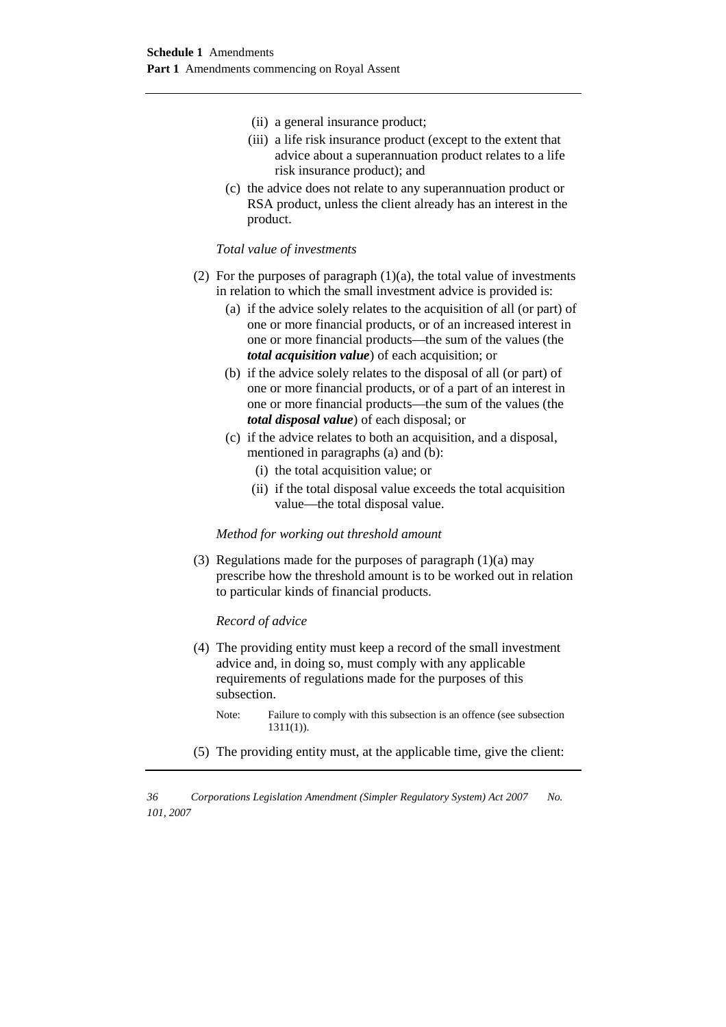(ii) a general insurance product;

(iii) a life risk insurance product (except to the extent that advice about a superannuation product relates to a life risk insurance product); and

(c) the advice does not relate to any superannuation product or RSA product, unless the client already has an interest in the product.

*Total value of investments*

(2) For the purposes of paragraph (1)(a), the total value of investments in relation to which the small investment advice is provided is:

(a) if the advice solely relates to the acquisition of all (or part) of one or more financial products, or of an increased interest in one or more financial products—the sum of the values (the ***total acquisition value***) of each acquisition; or

(b) if the advice solely relates to the disposal of all (or part) of one or more financial products, or of a part of an interest in one or more financial products—the sum of the values (the ***total disposal value***) of each disposal; or

(c) if the advice relates to both an acquisition, and a disposal, mentioned in paragraphs (a) and (b):

(i) the total acquisition value; or

(ii) if the total disposal value exceeds the total acquisition value—the total disposal value.

*Method for working out threshold amount*

(3) Regulations made for the purposes of paragraph (1)(a) may prescribe how the threshold amount is to be worked out in relation to particular kinds of financial products.

*Record of advice*

(4) The providing entity must keep a record of the small investment advice and, in doing so, must comply with any applicable requirements of regulations made for the purposes of this subsection.

Note: Failure to comply with this subsection is an offence (see subsection 1311(1)).

(5) The providing entity must, at the applicable time, give the client: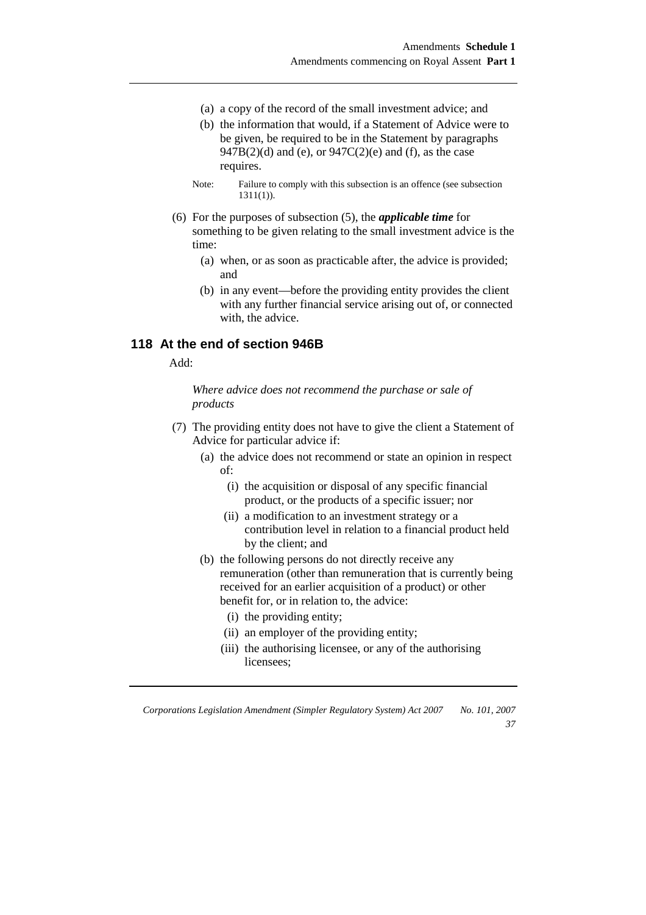(a) a copy of the record of the small investment advice; and

(b) the information that would, if a Statement of Advice were to be given, be required to be in the Statement by paragraphs 947B(2)(d) and (e), or 947C(2)(e) and (f), as the case requires.

Note: Failure to comply with this subsection is an offence (see subsection 1311(1)).

(6) For the purposes of subsection (5), the ***applicable time*** for something to be given relating to the small investment advice is the time:

(a) when, or as soon as practicable after, the advice is provided; and

(b) in any event—before the providing entity provides the client with any further financial service arising out of, or connected with, the advice.

## 118 At the end of section 946B

Add:

*Where advice does not recommend the purchase or sale of products*

(7) The providing entity does not have to give the client a Statement of Advice for particular advice if:

(a) the advice does not recommend or state an opinion in respect of:

(i) the acquisition or disposal of any specific financial product, or the products of a specific issuer; nor

(ii) a modification to an investment strategy or a contribution level in relation to a financial product held by the client; and

(b) the following persons do not directly receive any remuneration (other than remuneration that is currently being received for an earlier acquisition of a product) or other benefit for, or in relation to, the advice:

(i) the providing entity;

(ii) an employer of the providing entity;

(iii) the authorising licensee, or any of the authorising licensees;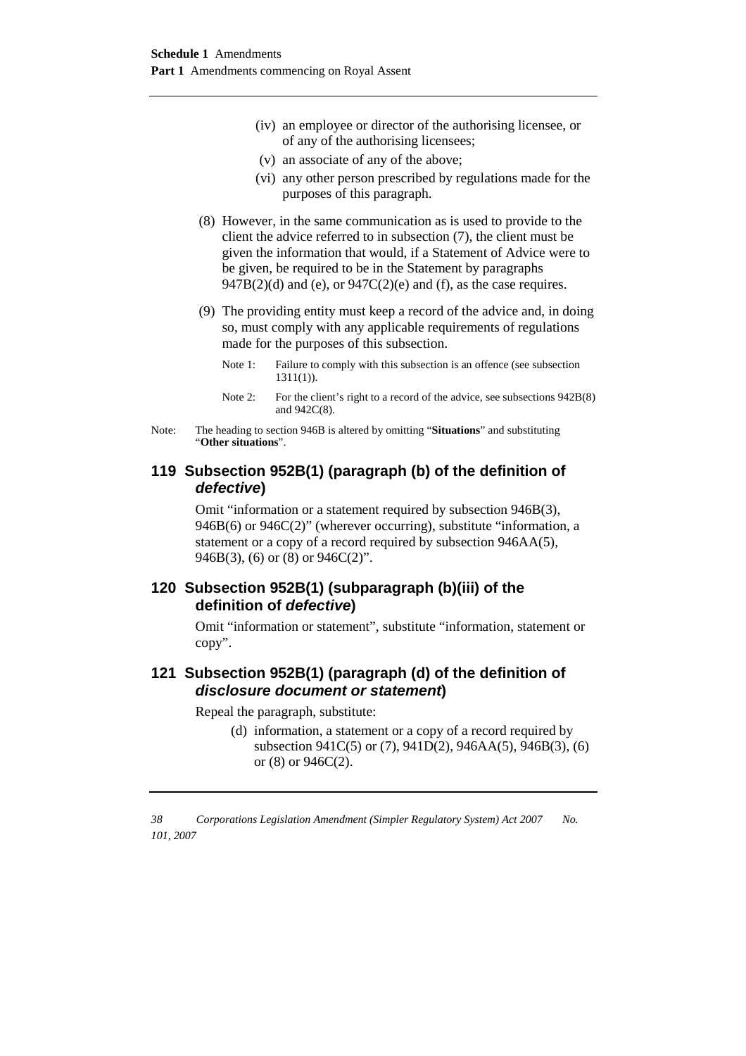(iv) an employee or director of the authorising licensee, or of any of the authorising licensees;

(v) an associate of any of the above;

(vi) any other person prescribed by regulations made for the purposes of this paragraph.

(8) However, in the same communication as is used to provide to the client the advice referred to in subsection (7), the client must be given the information that would, if a Statement of Advice were to be given, be required to be in the Statement by paragraphs 947B(2)(d) and (e), or 947C(2)(e) and (f), as the case requires.

(9) The providing entity must keep a record of the advice and, in doing so, must comply with any applicable requirements of regulations made for the purposes of this subsection.

Note 1: Failure to comply with this subsection is an offence (see subsection 1311(1)).

Note 2: For the client's right to a record of the advice, see subsections 942B(8) and 942C(8).

Note: The heading to section 946B is altered by omitting "**Situations**" and substituting "**Other situations**".

## 119 Subsection 952B(1) (paragraph (b) of the definition of *defective*)

Omit "information or a statement required by subsection 946B(3), 946B(6) or 946C(2)" (wherever occurring), substitute "information, a statement or a copy of a record required by subsection 946AA(5), 946B(3), (6) or (8) or 946C(2)".

## 120 Subsection 952B(1) (subparagraph (b)(iii) of the definition of *defective*)

Omit "information or statement", substitute "information, statement or copy".

## 121 Subsection 952B(1) (paragraph (d) of the definition of *disclosure document or statement*)

Repeal the paragraph, substitute:

(d) information, a statement or a copy of a record required by subsection 941C(5) or (7), 941D(2), 946AA(5), 946B(3), (6) or (8) or 946C(2).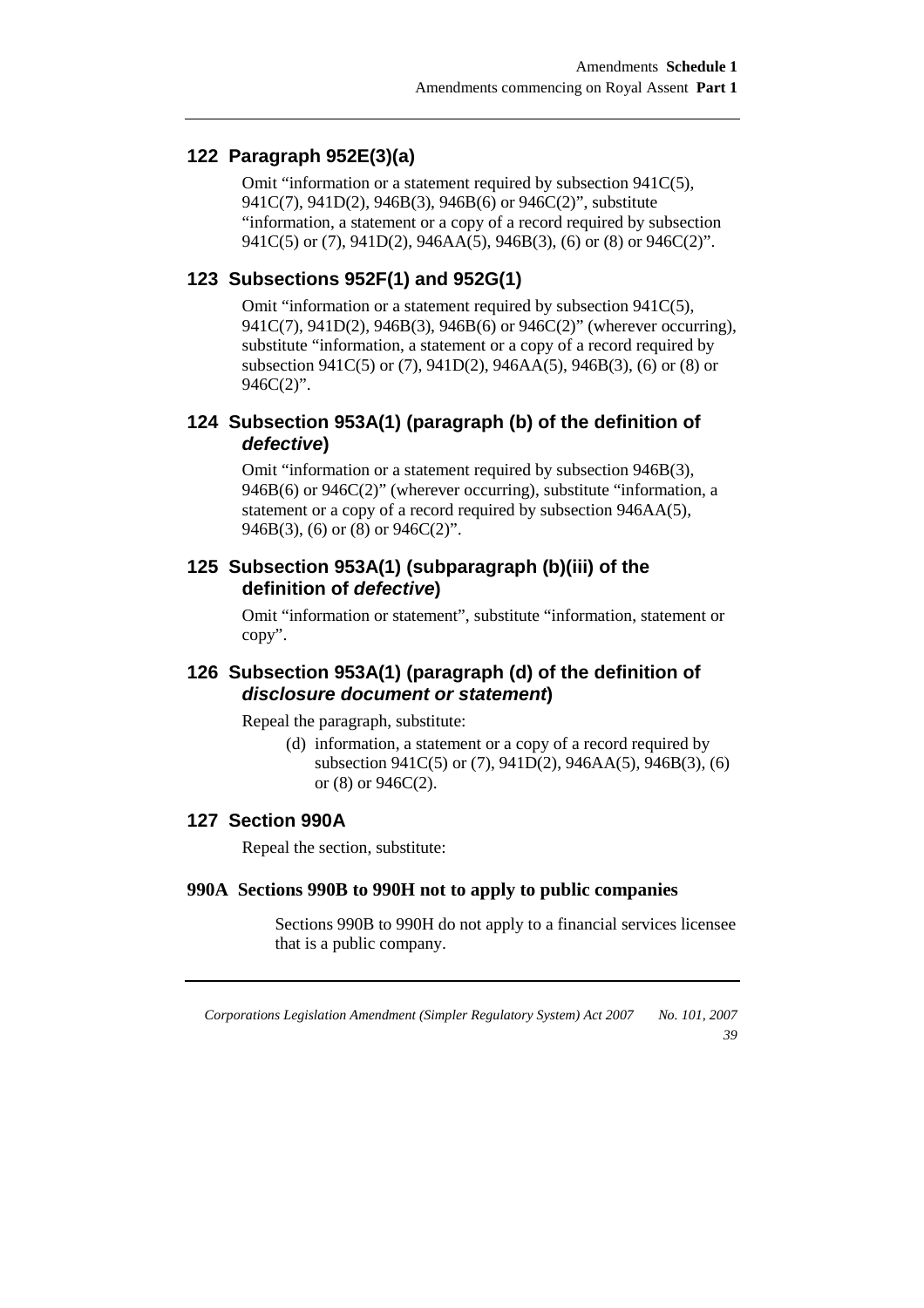## 122 Paragraph 952E(3)(a)

Omit "information or a statement required by subsection 941C(5), 941C(7), 941D(2), 946B(3), 946B(6) or 946C(2)", substitute "information, a statement or a copy of a record required by subsection 941C(5) or (7), 941D(2), 946AA(5), 946B(3), (6) or (8) or 946C(2)".

## 123 Subsections 952F(1) and 952G(1)

Omit "information or a statement required by subsection 941C(5), 941C(7), 941D(2), 946B(3), 946B(6) or 946C(2)" (wherever occurring), substitute "information, a statement or a copy of a record required by subsection 941C(5) or (7), 941D(2), 946AA(5), 946B(3), (6) or (8) or 946C(2)".

## 124 Subsection 953A(1) (paragraph (b) of the definition of *defective*)

Omit "information or a statement required by subsection 946B(3), 946B(6) or 946C(2)" (wherever occurring), substitute "information, a statement or a copy of a record required by subsection 946AA(5), 946B(3), (6) or (8) or 946C(2)".

## 125 Subsection 953A(1) (subparagraph (b)(iii) of the definition of *defective*)

Omit "information or statement", substitute "information, statement or copy".

## 126 Subsection 953A(1) (paragraph (d) of the definition of *disclosure document or statement*)

Repeal the paragraph, substitute:

(d) information, a statement or a copy of a record required by subsection 941C(5) or (7), 941D(2), 946AA(5), 946B(3), (6) or (8) or 946C(2).

## 127 Section 990A

Repeal the section, substitute:

### 990A Sections 990B to 990H not to apply to public companies

Sections 990B to 990H do not apply to a financial services licensee that is a public company.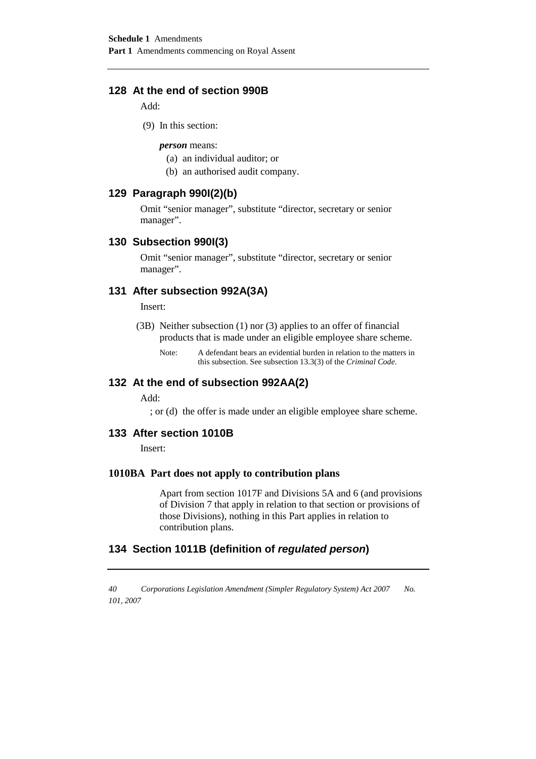## 128 At the end of section 990B

Add:

(9) In this section:

***person*** means:

(a) an individual auditor; or

(b) an authorised audit company.

## 129 Paragraph 990I(2)(b)

Omit "senior manager", substitute "director, secretary or senior manager".

## 130 Subsection 990I(3)

Omit "senior manager", substitute "director, secretary or senior manager".

## 131 After subsection 992A(3A)

Insert:

(3B) Neither subsection (1) nor (3) applies to an offer of financial products that is made under an eligible employee share scheme.

Note: A defendant bears an evidential burden in relation to the matters in this subsection. See subsection 13.3(3) of the *Criminal Code*.

## 132 At the end of subsection 992AA(2)

Add:

; or (d) the offer is made under an eligible employee share scheme.

## 133 After section 1010B

Insert:

### 1010BA Part does not apply to contribution plans

Apart from section 1017F and Divisions 5A and 6 (and provisions of Division 7 that apply in relation to that section or provisions of those Divisions), nothing in this Part applies in relation to contribution plans.

## 134 Section 1011B (definition of *regulated person*)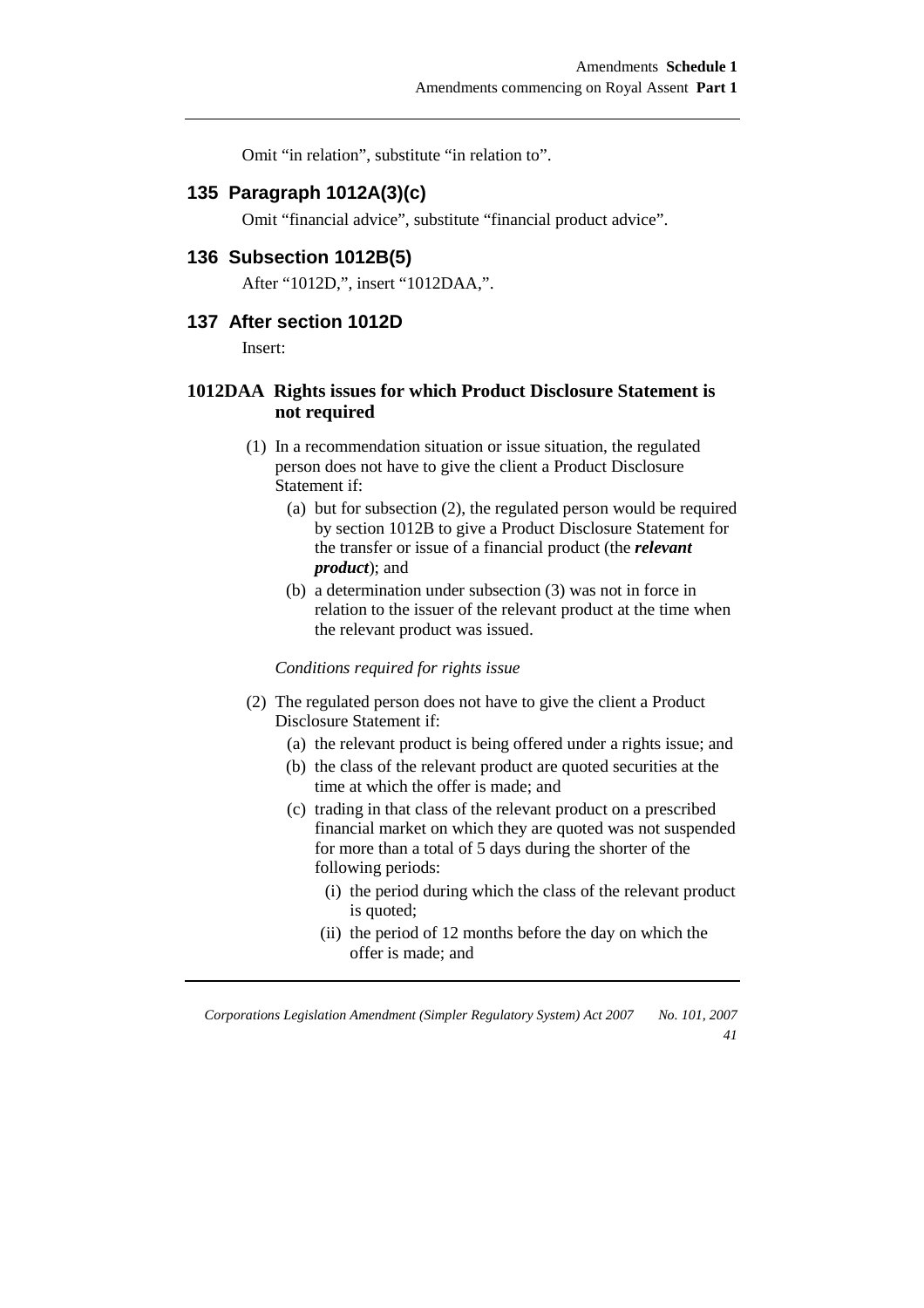Omit "in relation", substitute "in relation to".

## 135 Paragraph 1012A(3)(c)

Omit "financial advice", substitute "financial product advice".

## 136 Subsection 1012B(5)

After "1012D,", insert "1012DAA,".

## 137 After section 1012D

Insert:

### 1012DAA Rights issues for which Product Disclosure Statement is not required

(1) In a recommendation situation or issue situation, the regulated person does not have to give the client a Product Disclosure Statement if:

(a) but for subsection (2), the regulated person would be required by section 1012B to give a Product Disclosure Statement for the transfer or issue of a financial product (the ***relevant product***); and

(b) a determination under subsection (3) was not in force in relation to the issuer of the relevant product at the time when the relevant product was issued.

*Conditions required for rights issue*

(2) The regulated person does not have to give the client a Product Disclosure Statement if:

(a) the relevant product is being offered under a rights issue; and

(b) the class of the relevant product are quoted securities at the time at which the offer is made; and

(c) trading in that class of the relevant product on a prescribed financial market on which they are quoted was not suspended for more than a total of 5 days during the shorter of the following periods:

(i) the period during which the class of the relevant product is quoted;

(ii) the period of 12 months before the day on which the offer is made; and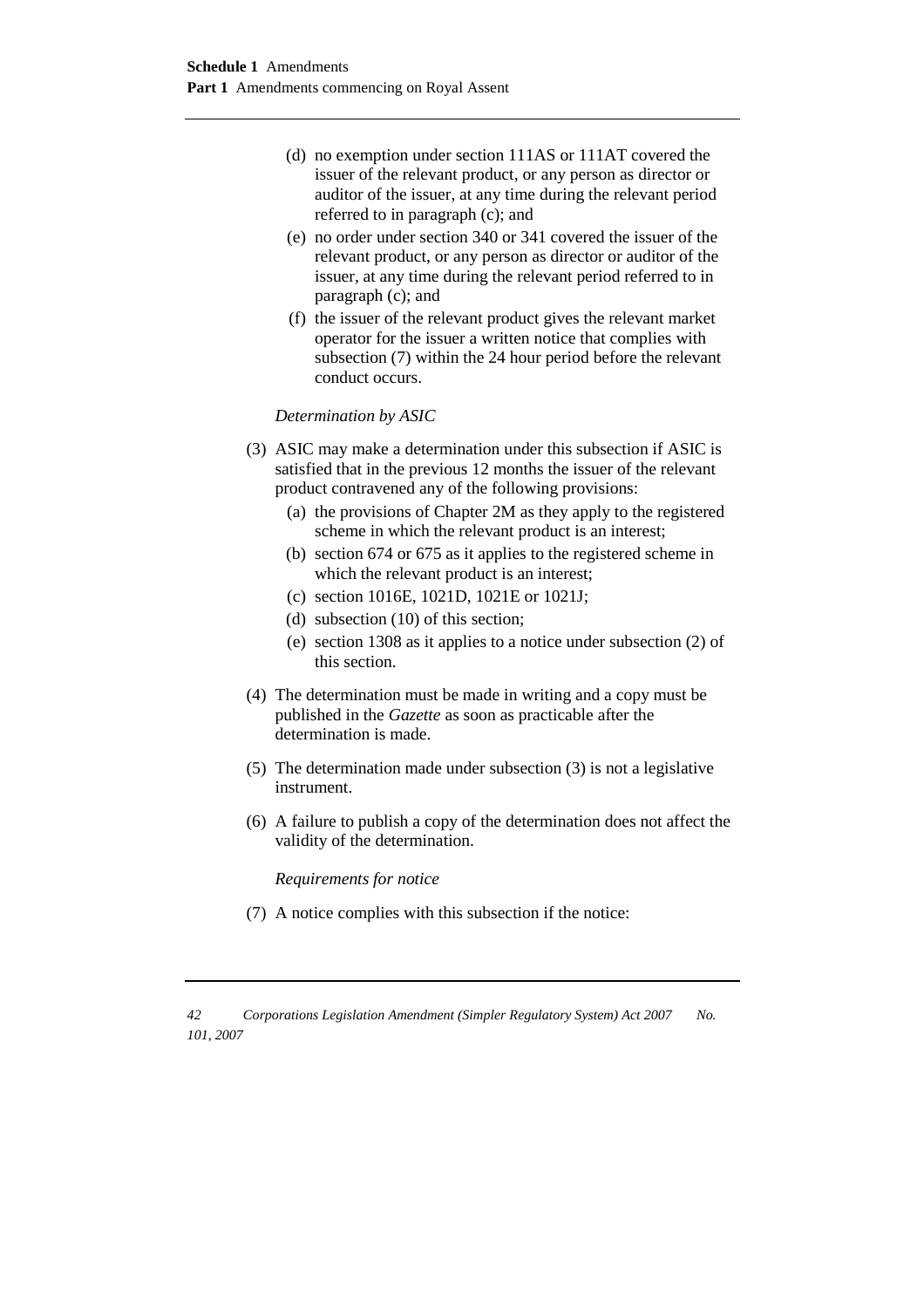(d) no exemption under section 111AS or 111AT covered the issuer of the relevant product, or any person as director or auditor of the issuer, at any time during the relevant period referred to in paragraph (c); and

(e) no order under section 340 or 341 covered the issuer of the relevant product, or any person as director or auditor of the issuer, at any time during the relevant period referred to in paragraph (c); and

(f) the issuer of the relevant product gives the relevant market operator for the issuer a written notice that complies with subsection (7) within the 24 hour period before the relevant conduct occurs.

*Determination by ASIC*

(3) ASIC may make a determination under this subsection if ASIC is satisfied that in the previous 12 months the issuer of the relevant product contravened any of the following provisions:

(a) the provisions of Chapter 2M as they apply to the registered scheme in which the relevant product is an interest;

(b) section 674 or 675 as it applies to the registered scheme in which the relevant product is an interest;

(c) section 1016E, 1021D, 1021E or 1021J;

(d) subsection (10) of this section;

(e) section 1308 as it applies to a notice under subsection (2) of this section.

(4) The determination must be made in writing and a copy must be published in the *Gazette* as soon as practicable after the determination is made.

(5) The determination made under subsection (3) is not a legislative instrument.

(6) A failure to publish a copy of the determination does not affect the validity of the determination.

*Requirements for notice*

(7) A notice complies with this subsection if the notice: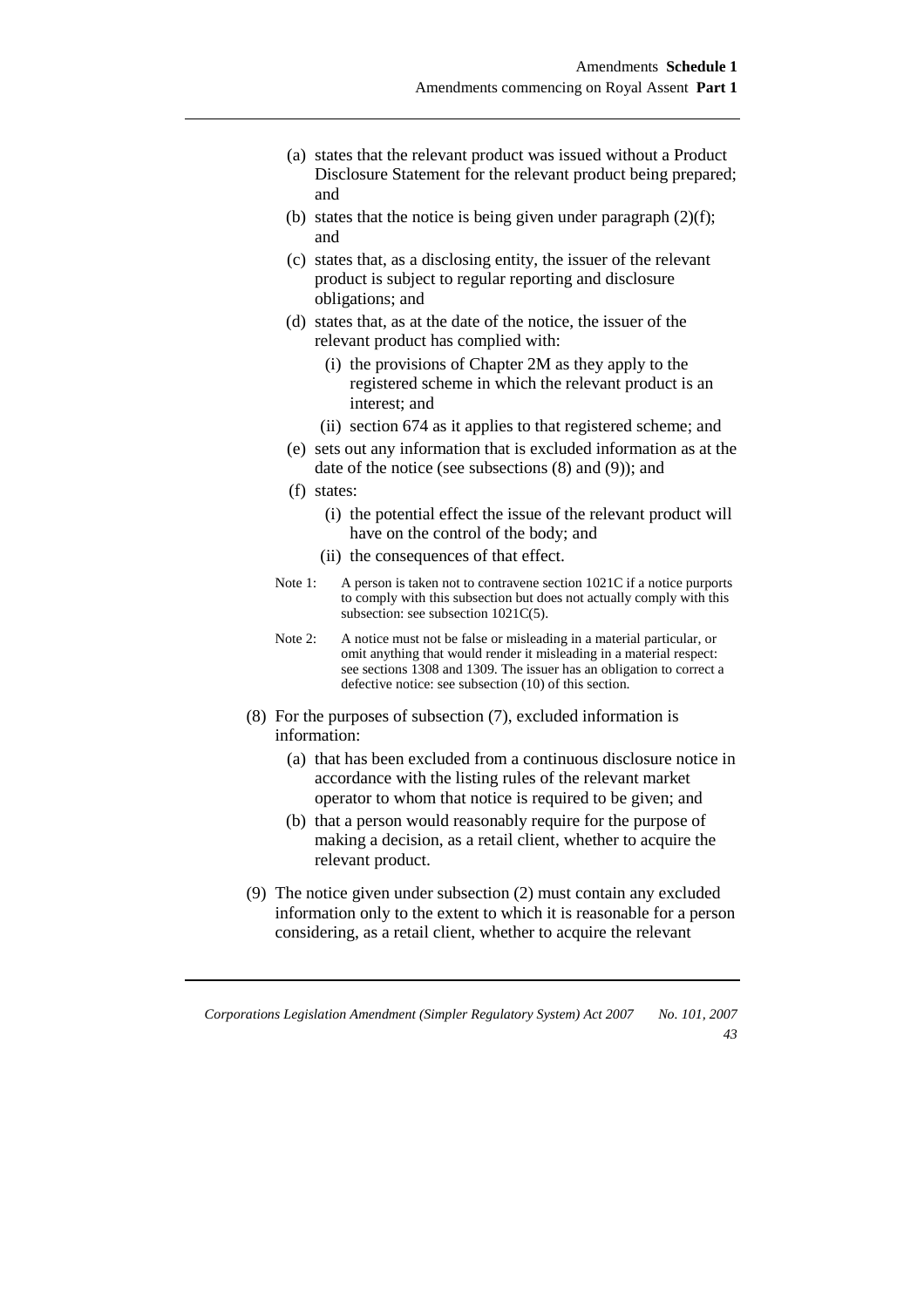(a) states that the relevant product was issued without a Product Disclosure Statement for the relevant product being prepared; and

(b) states that the notice is being given under paragraph (2)(f); and

(c) states that, as a disclosing entity, the issuer of the relevant product is subject to regular reporting and disclosure obligations; and

(d) states that, as at the date of the notice, the issuer of the relevant product has complied with:

  (i) the provisions of Chapter 2M as they apply to the registered scheme in which the relevant product is an interest; and

  (ii) section 674 as it applies to that registered scheme; and

(e) sets out any information that is excluded information as at the date of the notice (see subsections (8) and (9)); and

(f) states:

  (i) the potential effect the issue of the relevant product will have on the control of the body; and

  (ii) the consequences of that effect.

Note 1: A person is taken not to contravene section 1021C if a notice purports to comply with this subsection but does not actually comply with this subsection: see subsection 1021C(5).

Note 2: A notice must not be false or misleading in a material particular, or omit anything that would render it misleading in a material respect: see sections 1308 and 1309. The issuer has an obligation to correct a defective notice: see subsection (10) of this section.

(8) For the purposes of subsection (7), excluded information is information:

  (a) that has been excluded from a continuous disclosure notice in accordance with the listing rules of the relevant market operator to whom that notice is required to be given; and

  (b) that a person would reasonably require for the purpose of making a decision, as a retail client, whether to acquire the relevant product.

(9) The notice given under subsection (2) must contain any excluded information only to the extent to which it is reasonable for a person considering, as a retail client, whether to acquire the relevant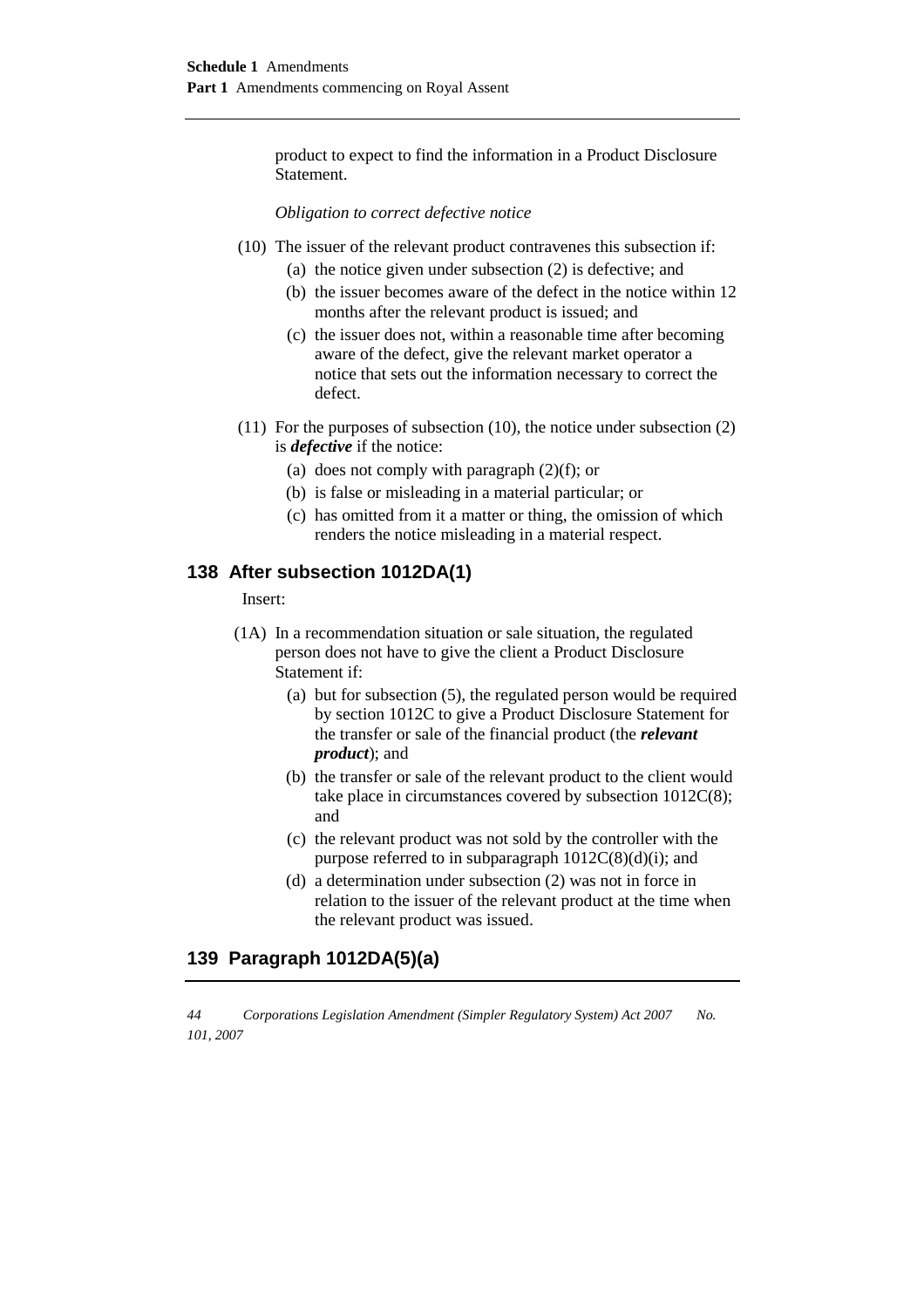product to expect to find the information in a Product Disclosure Statement.

*Obligation to correct defective notice*

(10) The issuer of the relevant product contravenes this subsection if:

(a) the notice given under subsection (2) is defective; and

(b) the issuer becomes aware of the defect in the notice within 12 months after the relevant product is issued; and

(c) the issuer does not, within a reasonable time after becoming aware of the defect, give the relevant market operator a notice that sets out the information necessary to correct the defect.

(11) For the purposes of subsection (10), the notice under subsection (2) is ***defective*** if the notice:

(a) does not comply with paragraph (2)(f); or

(b) is false or misleading in a material particular; or

(c) has omitted from it a matter or thing, the omission of which renders the notice misleading in a material respect.

## 138 After subsection 1012DA(1)

Insert:

(1A) In a recommendation situation or sale situation, the regulated person does not have to give the client a Product Disclosure Statement if:

(a) but for subsection (5), the regulated person would be required by section 1012C to give a Product Disclosure Statement for the transfer or sale of the financial product (the ***relevant product***); and

(b) the transfer or sale of the relevant product to the client would take place in circumstances covered by subsection 1012C(8); and

(c) the relevant product was not sold by the controller with the purpose referred to in subparagraph 1012C(8)(d)(i); and

(d) a determination under subsection (2) was not in force in relation to the issuer of the relevant product at the time when the relevant product was issued.

## 139 Paragraph 1012DA(5)(a)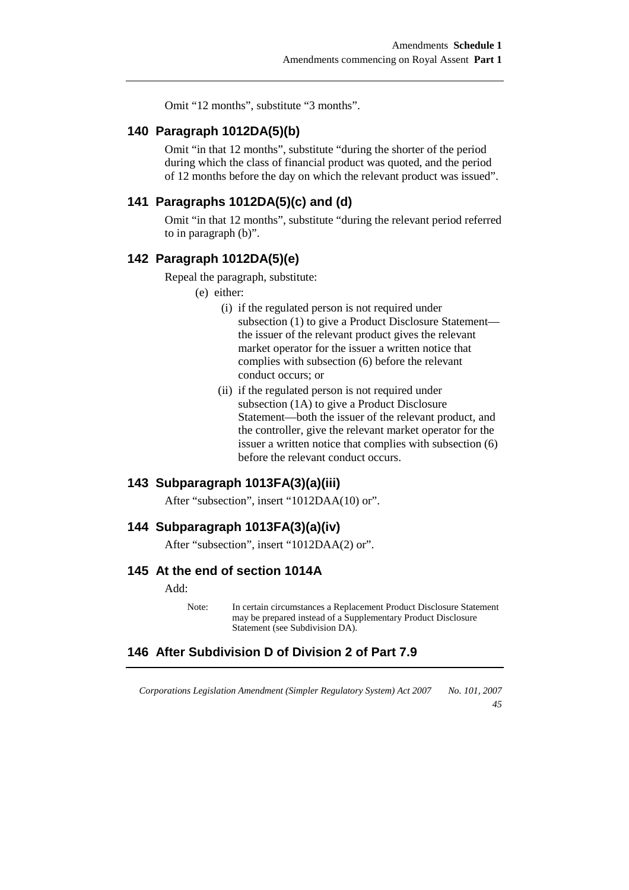Omit "12 months", substitute "3 months".

## 140 Paragraph 1012DA(5)(b)

Omit "in that 12 months", substitute "during the shorter of the period during which the class of financial product was quoted, and the period of 12 months before the day on which the relevant product was issued".

## 141 Paragraphs 1012DA(5)(c) and (d)

Omit "in that 12 months", substitute "during the relevant period referred to in paragraph (b)".

## 142 Paragraph 1012DA(5)(e)

Repeal the paragraph, substitute:

> (e) either:
>
> > (i) if the regulated person is not required under subsection (1) to give a Product Disclosure Statement—the issuer of the relevant product gives the relevant market operator for the issuer a written notice that complies with subsection (6) before the relevant conduct occurs; or
> >
> > (ii) if the regulated person is not required under subsection (1A) to give a Product Disclosure Statement—both the issuer of the relevant product, and the controller, give the relevant market operator for the issuer a written notice that complies with subsection (6) before the relevant conduct occurs.

## 143 Subparagraph 1013FA(3)(a)(iii)

After "subsection", insert "1012DAA(10) or".

## 144 Subparagraph 1013FA(3)(a)(iv)

After "subsection", insert "1012DAA(2) or".

## 145 At the end of section 1014A

Add:

> Note: In certain circumstances a Replacement Product Disclosure Statement may be prepared instead of a Supplementary Product Disclosure Statement (see Subdivision DA).

## 146 After Subdivision D of Division 2 of Part 7.9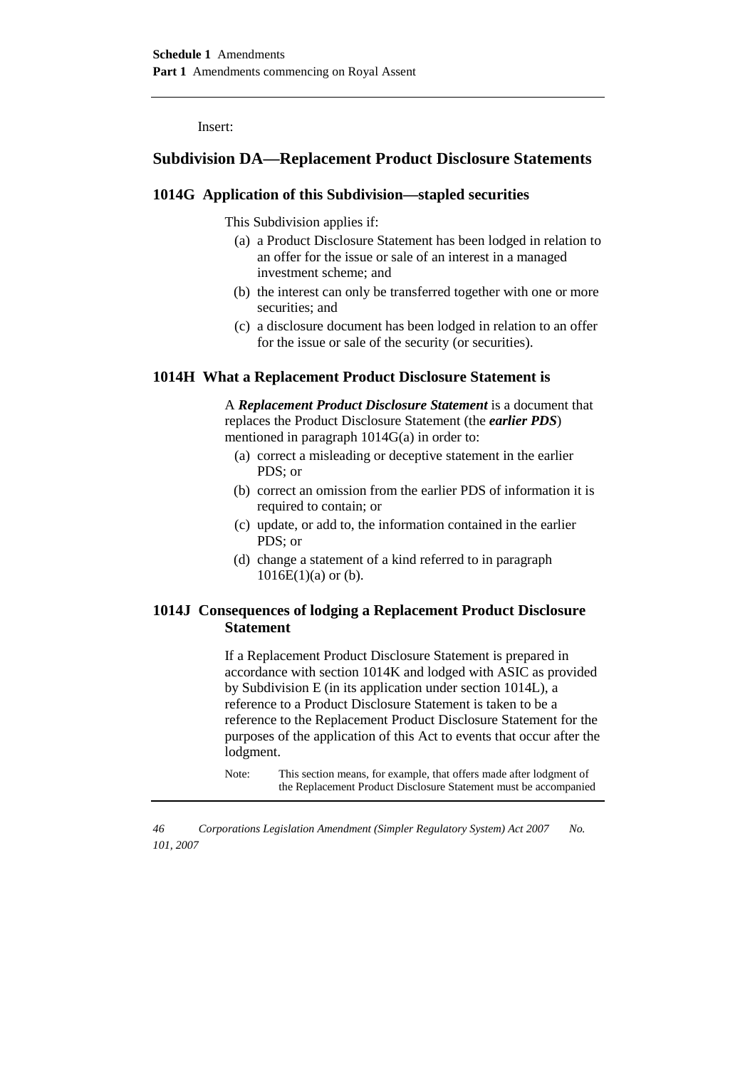Insert:

## Subdivision DA—Replacement Product Disclosure Statements

### 1014G Application of this Subdivision—stapled securities

This Subdivision applies if:

- (a) a Product Disclosure Statement has been lodged in relation to an offer for the issue or sale of an interest in a managed investment scheme; and
- (b) the interest can only be transferred together with one or more securities; and
- (c) a disclosure document has been lodged in relation to an offer for the issue or sale of the security (or securities).

### 1014H What a Replacement Product Disclosure Statement is

A ***Replacement Product Disclosure Statement*** is a document that replaces the Product Disclosure Statement (the ***earlier PDS***) mentioned in paragraph 1014G(a) in order to:

- (a) correct a misleading or deceptive statement in the earlier PDS; or
- (b) correct an omission from the earlier PDS of information it is required to contain; or
- (c) update, or add to, the information contained in the earlier PDS; or
- (d) change a statement of a kind referred to in paragraph 1016E(1)(a) or (b).

### 1014J Consequences of lodging a Replacement Product Disclosure Statement

If a Replacement Product Disclosure Statement is prepared in accordance with section 1014K and lodged with ASIC as provided by Subdivision E (in its application under section 1014L), a reference to a Product Disclosure Statement is taken to be a reference to the Replacement Product Disclosure Statement for the purposes of the application of this Act to events that occur after the lodgment.

Note: This section means, for example, that offers made after lodgment of the Replacement Product Disclosure Statement must be accompanied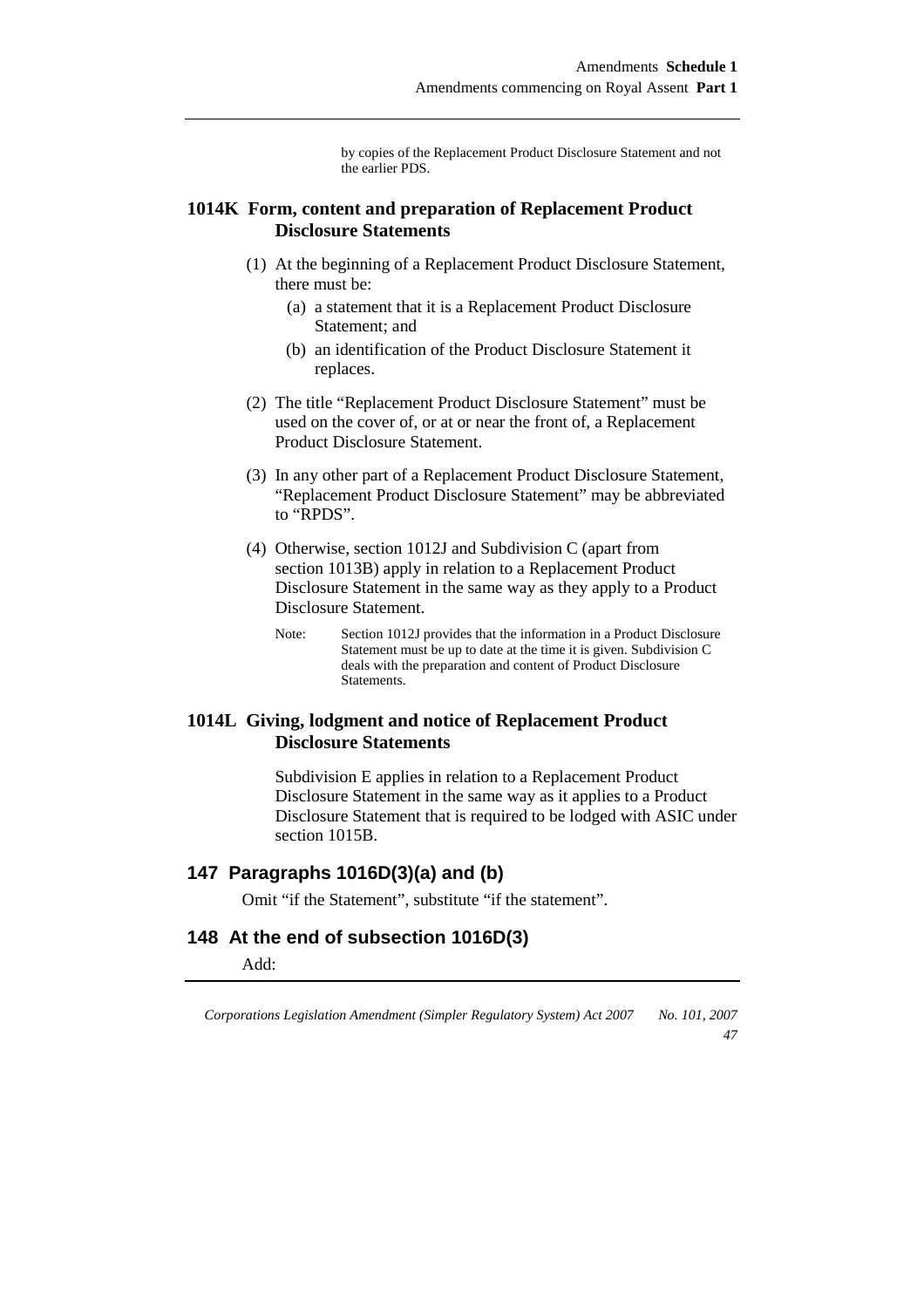by copies of the Replacement Product Disclosure Statement and not the earlier PDS.

### 1014K Form, content and preparation of Replacement Product Disclosure Statements

(1) At the beginning of a Replacement Product Disclosure Statement, there must be:

(a) a statement that it is a Replacement Product Disclosure Statement; and

(b) an identification of the Product Disclosure Statement it replaces.

(2) The title "Replacement Product Disclosure Statement" must be used on the cover of, or at or near the front of, a Replacement Product Disclosure Statement.

(3) In any other part of a Replacement Product Disclosure Statement, "Replacement Product Disclosure Statement" may be abbreviated to "RPDS".

(4) Otherwise, section 1012J and Subdivision C (apart from section 1013B) apply in relation to a Replacement Product Disclosure Statement in the same way as they apply to a Product Disclosure Statement.

Note: Section 1012J provides that the information in a Product Disclosure Statement must be up to date at the time it is given. Subdivision C deals with the preparation and content of Product Disclosure Statements.

### 1014L Giving, lodgment and notice of Replacement Product Disclosure Statements

Subdivision E applies in relation to a Replacement Product Disclosure Statement in the same way as it applies to a Product Disclosure Statement that is required to be lodged with ASIC under section 1015B.

## 147 Paragraphs 1016D(3)(a) and (b)

Omit "if the Statement", substitute "if the statement".

## 148 At the end of subsection 1016D(3)

Add: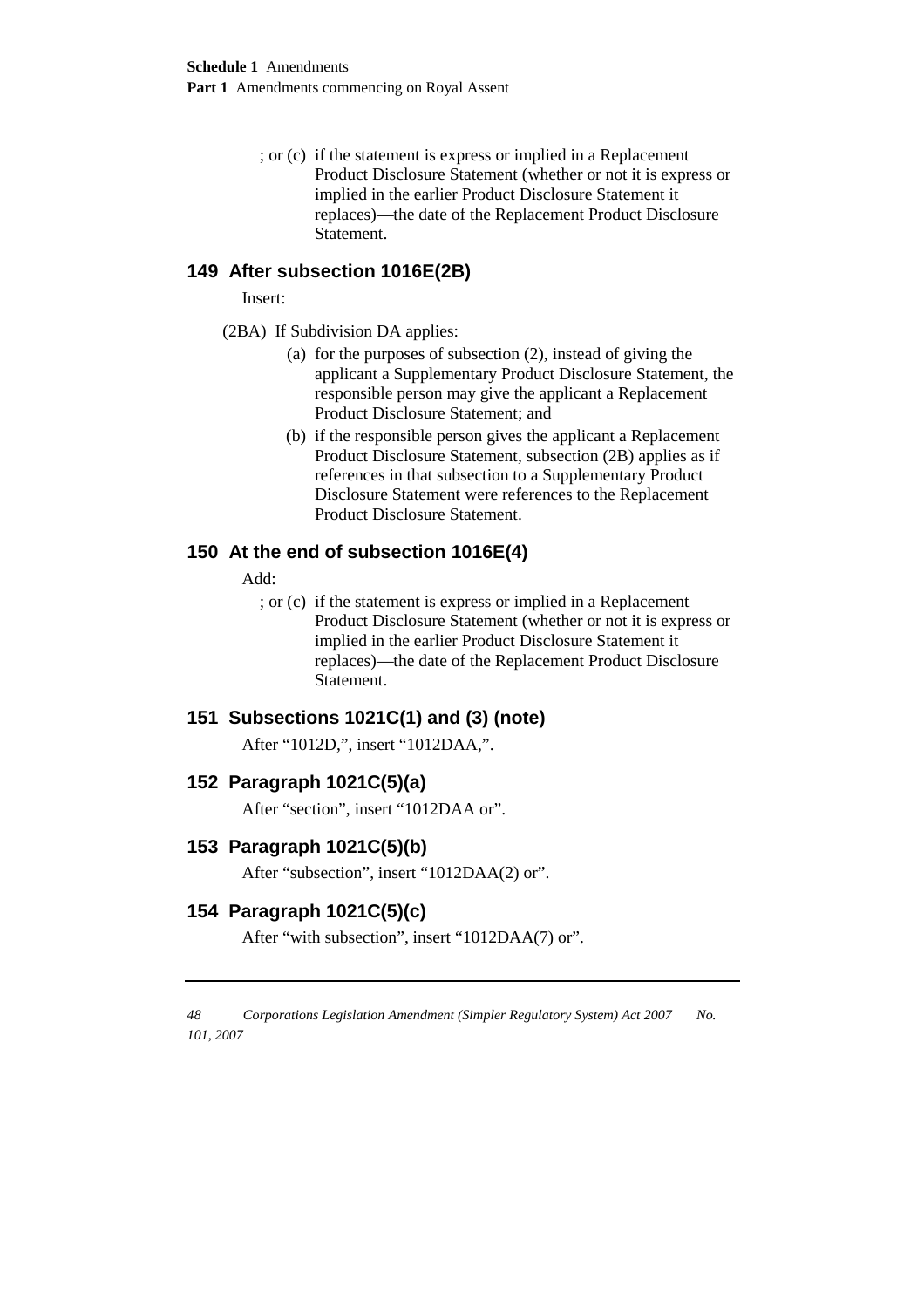; or (c) if the statement is express or implied in a Replacement Product Disclosure Statement (whether or not it is express or implied in the earlier Product Disclosure Statement it replaces)—the date of the Replacement Product Disclosure Statement.

## 149 After subsection 1016E(2B)

Insert:

(2BA) If Subdivision DA applies:

(a) for the purposes of subsection (2), instead of giving the applicant a Supplementary Product Disclosure Statement, the responsible person may give the applicant a Replacement Product Disclosure Statement; and

(b) if the responsible person gives the applicant a Replacement Product Disclosure Statement, subsection (2B) applies as if references in that subsection to a Supplementary Product Disclosure Statement were references to the Replacement Product Disclosure Statement.

## 150 At the end of subsection 1016E(4)

Add:

; or (c) if the statement is express or implied in a Replacement Product Disclosure Statement (whether or not it is express or implied in the earlier Product Disclosure Statement it replaces)—the date of the Replacement Product Disclosure Statement.

## 151 Subsections 1021C(1) and (3) (note)

After "1012D,", insert "1012DAA,".

## 152 Paragraph 1021C(5)(a)

After "section", insert "1012DAA or".

## 153 Paragraph 1021C(5)(b)

After "subsection", insert "1012DAA(2) or".

## 154 Paragraph 1021C(5)(c)

After "with subsection", insert "1012DAA(7) or".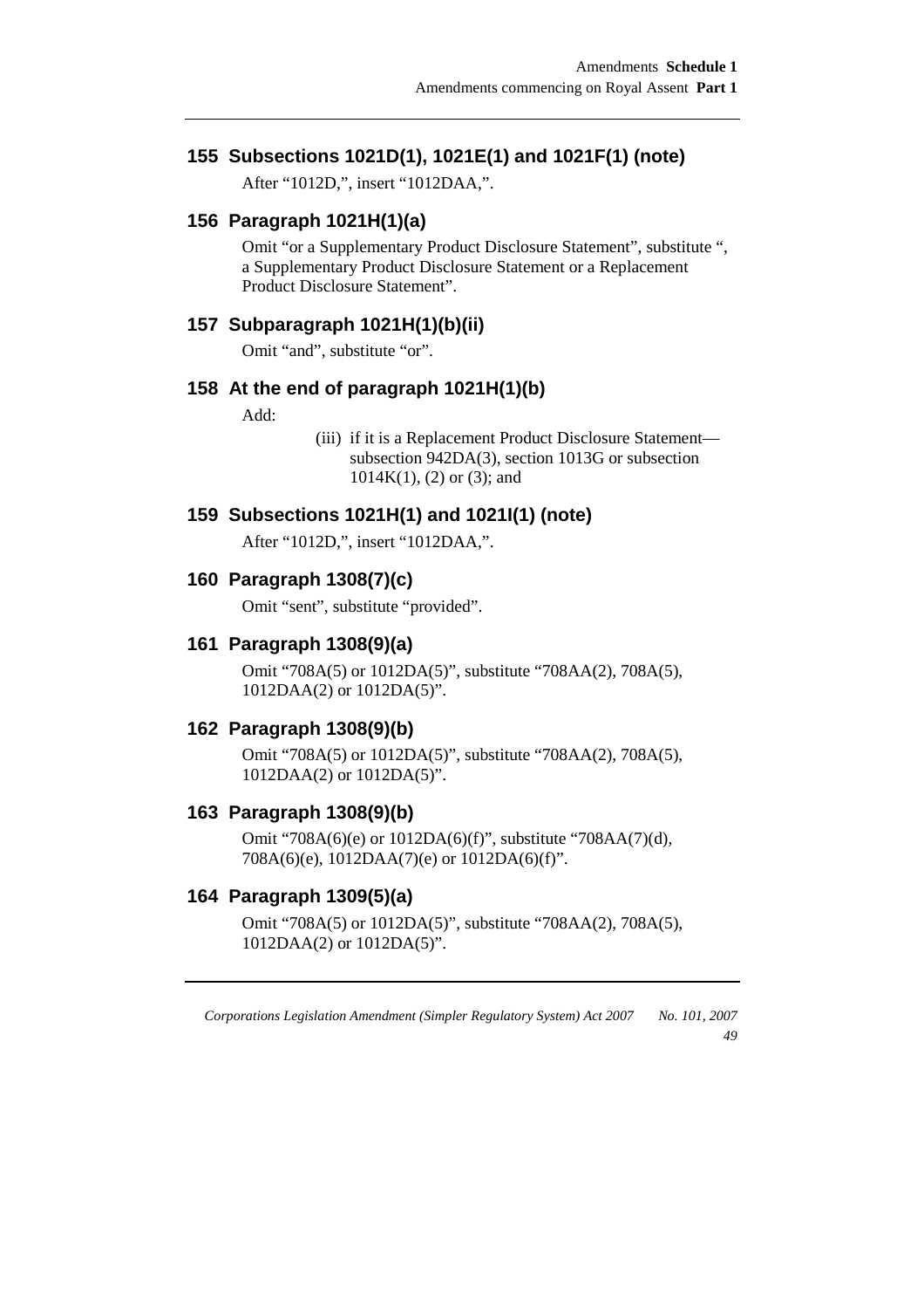## 155 Subsections 1021D(1), 1021E(1) and 1021F(1) (note)

After "1012D,", insert "1012DAA,".

## 156 Paragraph 1021H(1)(a)

Omit "or a Supplementary Product Disclosure Statement", substitute ", a Supplementary Product Disclosure Statement or a Replacement Product Disclosure Statement".

## 157 Subparagraph 1021H(1)(b)(ii)

Omit "and", substitute "or".

## 158 At the end of paragraph 1021H(1)(b)

Add:

> (iii) if it is a Replacement Product Disclosure Statement—subsection 942DA(3), section 1013G or subsection 1014K(1), (2) or (3); and

## 159 Subsections 1021H(1) and 1021I(1) (note)

After "1012D,", insert "1012DAA,".

## 160 Paragraph 1308(7)(c)

Omit "sent", substitute "provided".

## 161 Paragraph 1308(9)(a)

Omit "708A(5) or 1012DA(5)", substitute "708AA(2), 708A(5), 1012DAA(2) or 1012DA(5)".

## 162 Paragraph 1308(9)(b)

Omit "708A(5) or 1012DA(5)", substitute "708AA(2), 708A(5), 1012DAA(2) or 1012DA(5)".

## 163 Paragraph 1308(9)(b)

Omit "708A(6)(e) or 1012DA(6)(f)", substitute "708AA(7)(d), 708A(6)(e), 1012DAA(7)(e) or 1012DA(6)(f)".

## 164 Paragraph 1309(5)(a)

Omit "708A(5) or 1012DA(5)", substitute "708AA(2), 708A(5), 1012DAA(2) or 1012DA(5)".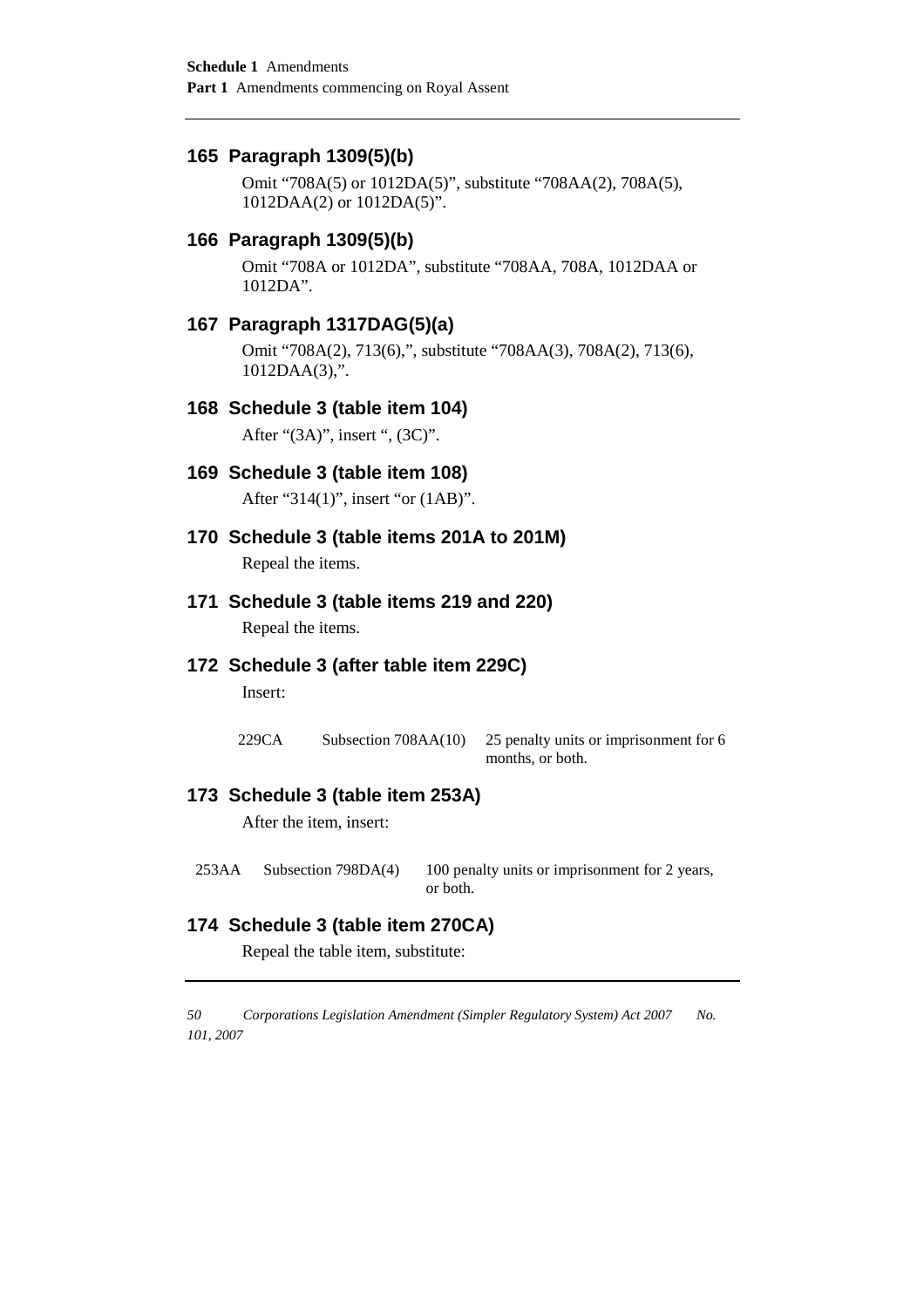### 165 Paragraph 1309(5)(b)

Omit "708A(5) or 1012DA(5)", substitute "708AA(2), 708A(5), 1012DAA(2) or 1012DA(5)".

### 166 Paragraph 1309(5)(b)

Omit "708A or 1012DA", substitute "708AA, 708A, 1012DAA or 1012DA".

### 167 Paragraph 1317DAG(5)(a)

Omit "708A(2), 713(6),", substitute "708AA(3), 708A(2), 713(6), 1012DAA(3),".

### 168 Schedule 3 (table item 104)

After "(3A)", insert ", (3C)".

### 169 Schedule 3 (table item 108)

After "314(1)", insert "or (1AB)".

### 170 Schedule 3 (table items 201A to 201M)

Repeal the items.

### 171 Schedule 3 (table items 219 and 220)

Repeal the items.

### 172 Schedule 3 (after table item 229C)

Insert:

| | | |
|---|---|---|
| 229CA | Subsection 708AA(10) | 25 penalty units or imprisonment for 6 months, or both. |

### 173 Schedule 3 (table item 253A)

After the item, insert:

| | | |
|---|---|---|
| 253AA | Subsection 798DA(4) | 100 penalty units or imprisonment for 2 years, or both. |

### 174 Schedule 3 (table item 270CA)

Repeal the table item, substitute: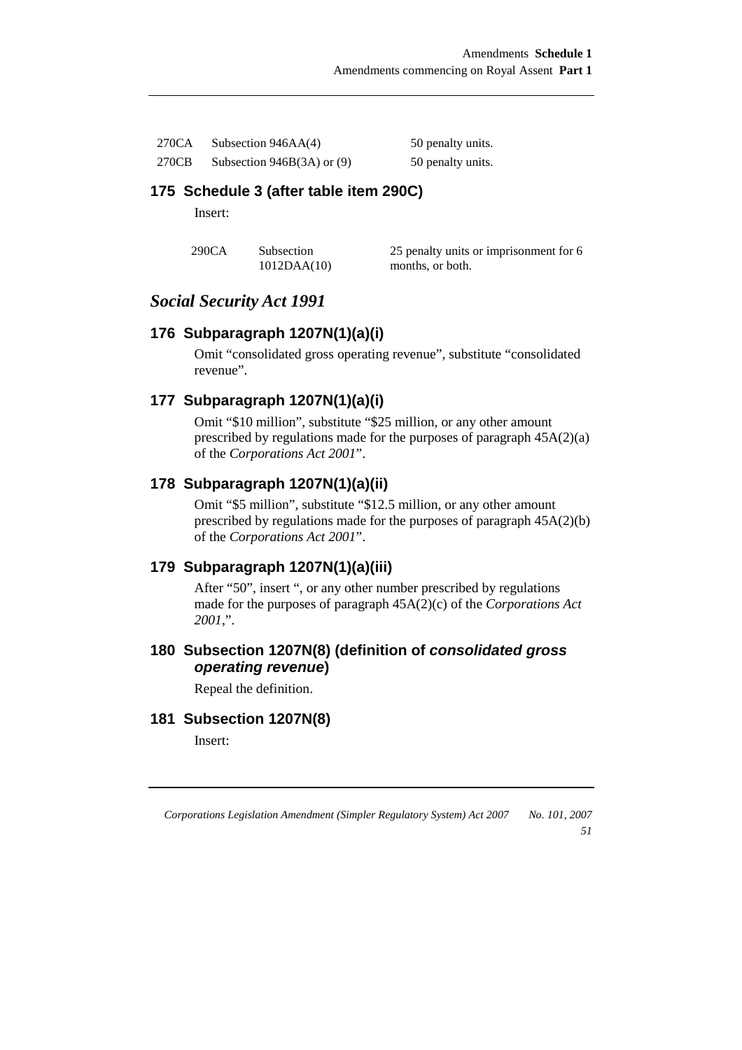| | | |
|---|---|---|
| 270CA | Subsection 946AA(4) | 50 penalty units. |
| 270CB | Subsection 946B(3A) or (9) | 50 penalty units. |

## 175 Schedule 3 (after table item 290C)

Insert:

| | | |
|---|---|---|
| 290CA | Subsection 1012DAA(10) | 25 penalty units or imprisonment for 6 months, or both. |

# *Social Security Act 1991*

## 176 Subparagraph 1207N(1)(a)(i)

Omit "consolidated gross operating revenue", substitute "consolidated revenue".

## 177 Subparagraph 1207N(1)(a)(i)

Omit "$10 million", substitute "$25 million, or any other amount prescribed by regulations made for the purposes of paragraph 45A(2)(a) of the *Corporations Act 2001*".

## 178 Subparagraph 1207N(1)(a)(ii)

Omit "$5 million", substitute "$12.5 million, or any other amount prescribed by regulations made for the purposes of paragraph 45A(2)(b) of the *Corporations Act 2001*".

## 179 Subparagraph 1207N(1)(a)(iii)

After "50", insert ", or any other number prescribed by regulations made for the purposes of paragraph 45A(2)(c) of the *Corporations Act 2001*,".

## 180 Subsection 1207N(8) (definition of *consolidated gross operating revenue*)

Repeal the definition.

## 181 Subsection 1207N(8)

Insert: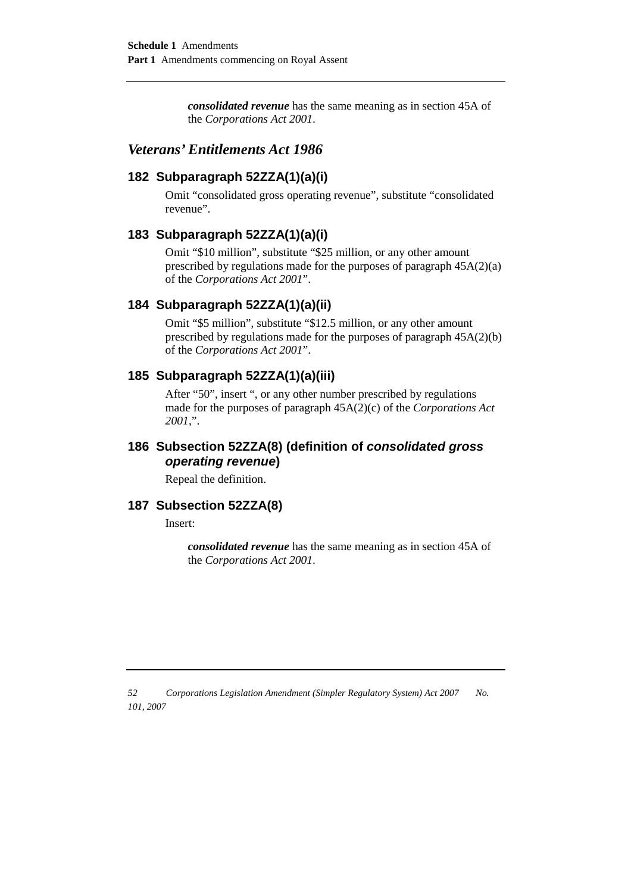***consolidated revenue*** has the same meaning as in section 45A of the *Corporations Act 2001*.

## *Veterans' Entitlements Act 1986*

### 182 Subparagraph 52ZZA(1)(a)(i)

Omit "consolidated gross operating revenue", substitute "consolidated revenue".

### 183 Subparagraph 52ZZA(1)(a)(i)

Omit "$10 million", substitute "$25 million, or any other amount prescribed by regulations made for the purposes of paragraph 45A(2)(a) of the *Corporations Act 2001*".

### 184 Subparagraph 52ZZA(1)(a)(ii)

Omit "$5 million", substitute "$12.5 million, or any other amount prescribed by regulations made for the purposes of paragraph 45A(2)(b) of the *Corporations Act 2001*".

### 185 Subparagraph 52ZZA(1)(a)(iii)

After "50", insert ", or any other number prescribed by regulations made for the purposes of paragraph 45A(2)(c) of the *Corporations Act 2001*,".

### 186 Subsection 52ZZA(8) (definition of *consolidated gross operating revenue*)

Repeal the definition.

### 187 Subsection 52ZZA(8)

Insert:

> ***consolidated revenue*** has the same meaning as in section 45A of the *Corporations Act 2001*.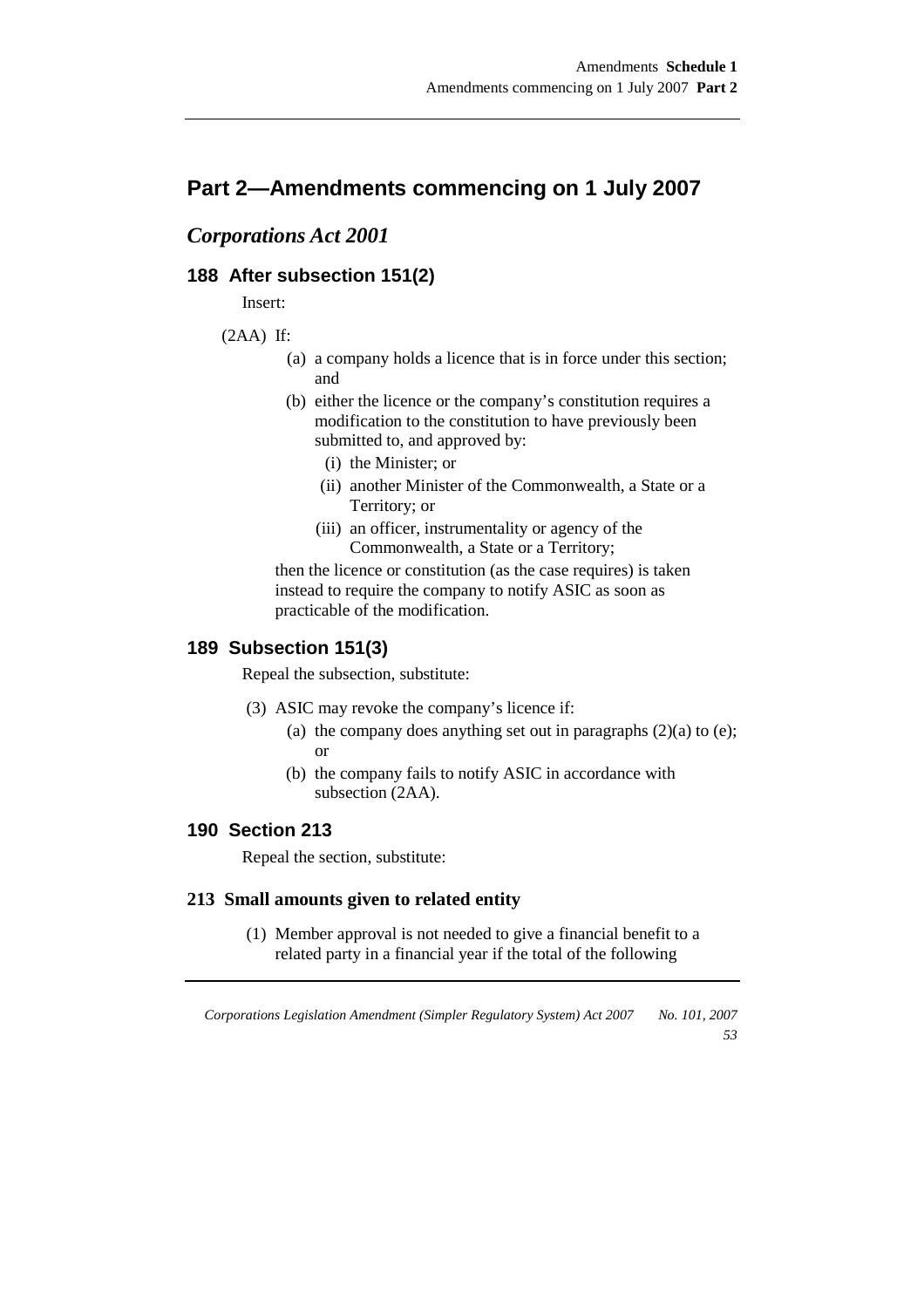## Part 2—Amendments commencing on 1 July 2007

### *Corporations Act 2001*

#### 188 After subsection 151(2)

Insert:

(2AA) If:

- (a) a company holds a licence that is in force under this section; and
- (b) either the licence or the company's constitution requires a modification to the constitution to have previously been submitted to, and approved by:
  - (i) the Minister; or
  - (ii) another Minister of the Commonwealth, a State or a Territory; or
  - (iii) an officer, instrumentality or agency of the Commonwealth, a State or a Territory;

then the licence or constitution (as the case requires) is taken instead to require the company to notify ASIC as soon as practicable of the modification.

#### 189 Subsection 151(3)

Repeal the subsection, substitute:

(3) ASIC may revoke the company's licence if:

- (a) the company does anything set out in paragraphs (2)(a) to (e); or
- (b) the company fails to notify ASIC in accordance with subsection (2AA).

#### 190 Section 213

Repeal the section, substitute:

**213 Small amounts given to related entity**

(1) Member approval is not needed to give a financial benefit to a related party in a financial year if the total of the following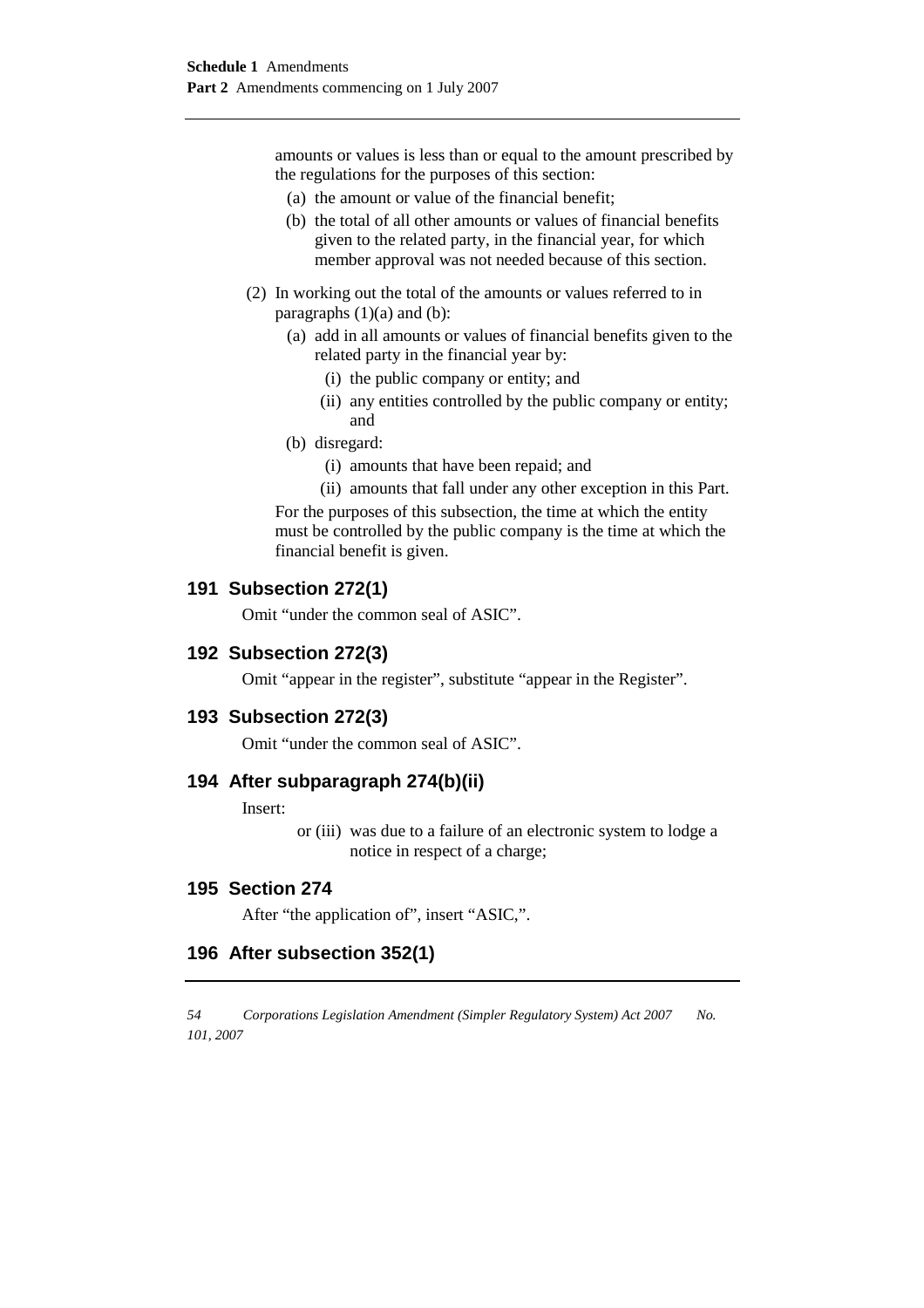amounts or values is less than or equal to the amount prescribed by the regulations for the purposes of this section:

- (a) the amount or value of the financial benefit;
- (b) the total of all other amounts or values of financial benefits given to the related party, in the financial year, for which member approval was not needed because of this section.

(2) In working out the total of the amounts or values referred to in paragraphs (1)(a) and (b):

- (a) add in all amounts or values of financial benefits given to the related party in the financial year by:
  - (i) the public company or entity; and
  - (ii) any entities controlled by the public company or entity; and
- (b) disregard:
  - (i) amounts that have been repaid; and
  - (ii) amounts that fall under any other exception in this Part.

For the purposes of this subsection, the time at which the entity must be controlled by the public company is the time at which the financial benefit is given.

## 191 Subsection 272(1)

Omit "under the common seal of ASIC".

## 192 Subsection 272(3)

Omit "appear in the register", substitute "appear in the Register".

## 193 Subsection 272(3)

Omit "under the common seal of ASIC".

## 194 After subparagraph 274(b)(ii)

Insert:

or (iii) was due to a failure of an electronic system to lodge a notice in respect of a charge;

## 195 Section 274

After "the application of", insert "ASIC,".

## 196 After subsection 352(1)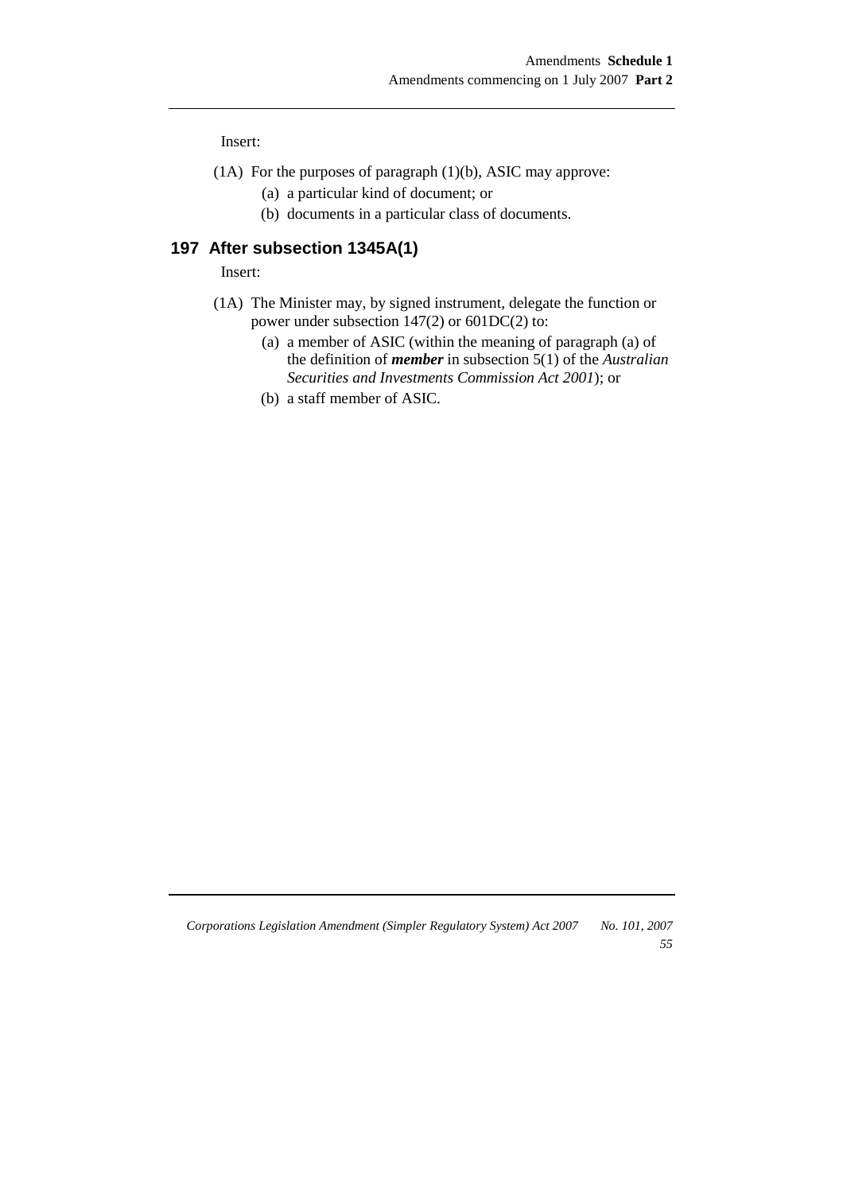Insert:

(1A) For the purposes of paragraph (1)(b), ASIC may approve:

- (a) a particular kind of document; or
- (b) documents in a particular class of documents.

## 197 After subsection 1345A(1)

Insert:

(1A) The Minister may, by signed instrument, delegate the function or power under subsection 147(2) or 601DC(2) to:

- (a) a member of ASIC (within the meaning of paragraph (a) of the definition of ***member*** in subsection 5(1) of the *Australian Securities and Investments Commission Act 2001*); or
- (b) a staff member of ASIC.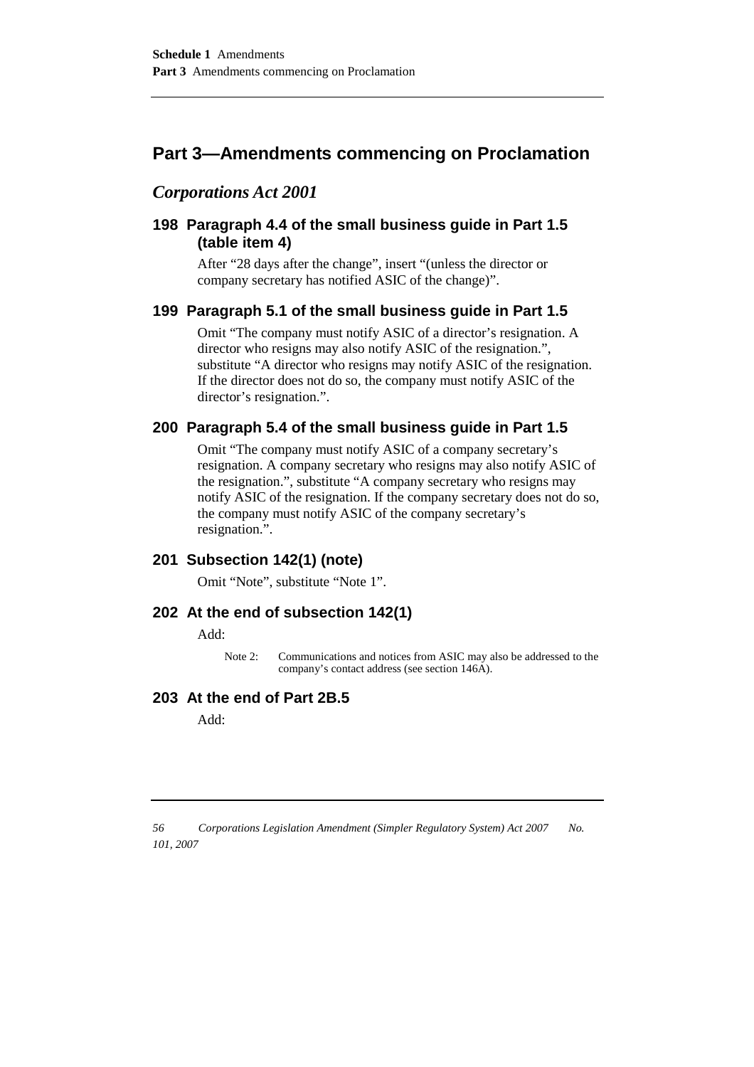## Part 3—Amendments commencing on Proclamation

### *Corporations Act 2001*

#### 198 Paragraph 4.4 of the small business guide in Part 1.5 (table item 4)

After "28 days after the change", insert "(unless the director or company secretary has notified ASIC of the change)".

#### 199 Paragraph 5.1 of the small business guide in Part 1.5

Omit "The company must notify ASIC of a director's resignation. A director who resigns may also notify ASIC of the resignation.", substitute "A director who resigns may notify ASIC of the resignation. If the director does not do so, the company must notify ASIC of the director's resignation.".

#### 200 Paragraph 5.4 of the small business guide in Part 1.5

Omit "The company must notify ASIC of a company secretary's resignation. A company secretary who resigns may also notify ASIC of the resignation.", substitute "A company secretary who resigns may notify ASIC of the resignation. If the company secretary does not do so, the company must notify ASIC of the company secretary's resignation.".

#### 201 Subsection 142(1) (note)

Omit "Note", substitute "Note 1".

#### 202 At the end of subsection 142(1)

Add:

> Note 2: Communications and notices from ASIC may also be addressed to the company's contact address (see section 146A).

#### 203 At the end of Part 2B.5

Add: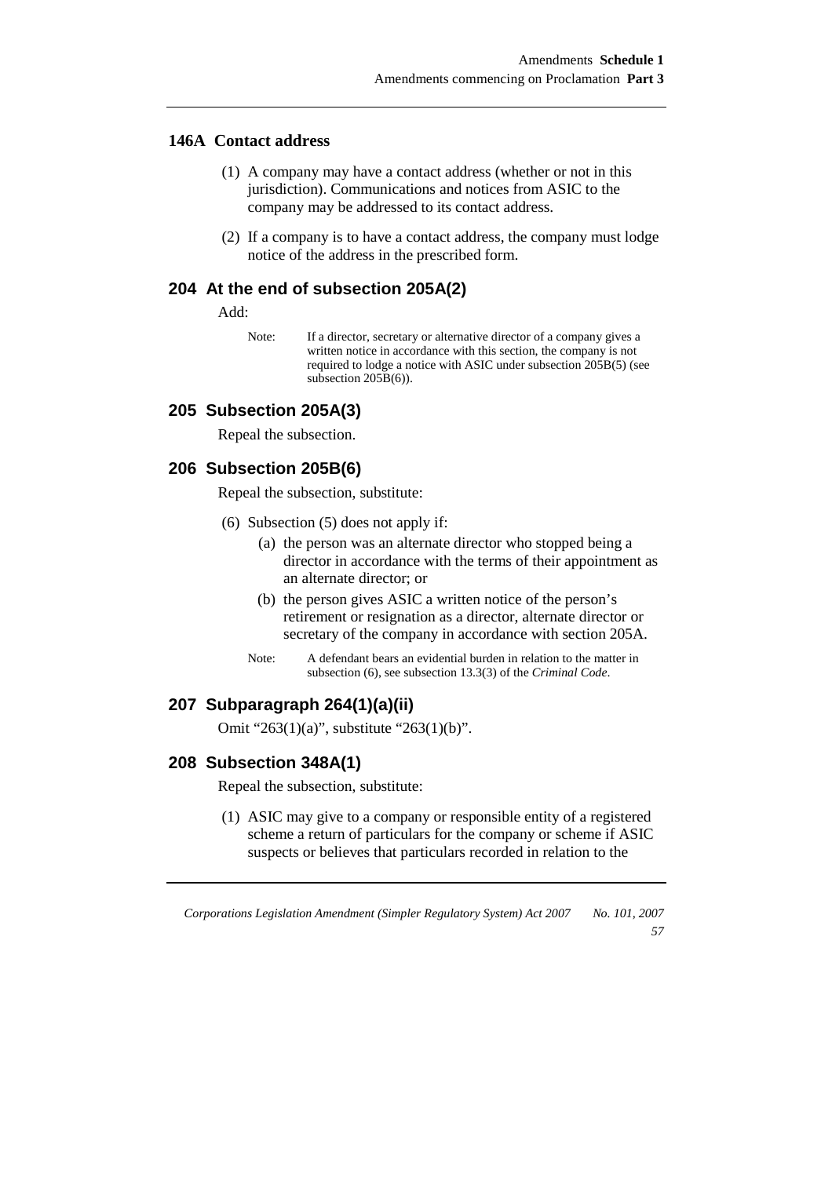### 146A Contact address

(1) A company may have a contact address (whether or not in this jurisdiction). Communications and notices from ASIC to the company may be addressed to its contact address.

(2) If a company is to have a contact address, the company must lodge notice of the address in the prescribed form.

## 204 At the end of subsection 205A(2)

Add:

Note: If a director, secretary or alternative director of a company gives a written notice in accordance with this section, the company is not required to lodge a notice with ASIC under subsection 205B(5) (see subsection 205B(6)).

## 205 Subsection 205A(3)

Repeal the subsection.

## 206 Subsection 205B(6)

Repeal the subsection, substitute:

(6) Subsection (5) does not apply if:

(a) the person was an alternate director who stopped being a director in accordance with the terms of their appointment as an alternate director; or

(b) the person gives ASIC a written notice of the person's retirement or resignation as a director, alternate director or secretary of the company in accordance with section 205A.

Note: A defendant bears an evidential burden in relation to the matter in subsection (6), see subsection 13.3(3) of the *Criminal Code*.

## 207 Subparagraph 264(1)(a)(ii)

Omit "263(1)(a)", substitute "263(1)(b)".

## 208 Subsection 348A(1)

Repeal the subsection, substitute:

(1) ASIC may give to a company or responsible entity of a registered scheme a return of particulars for the company or scheme if ASIC suspects or believes that particulars recorded in relation to the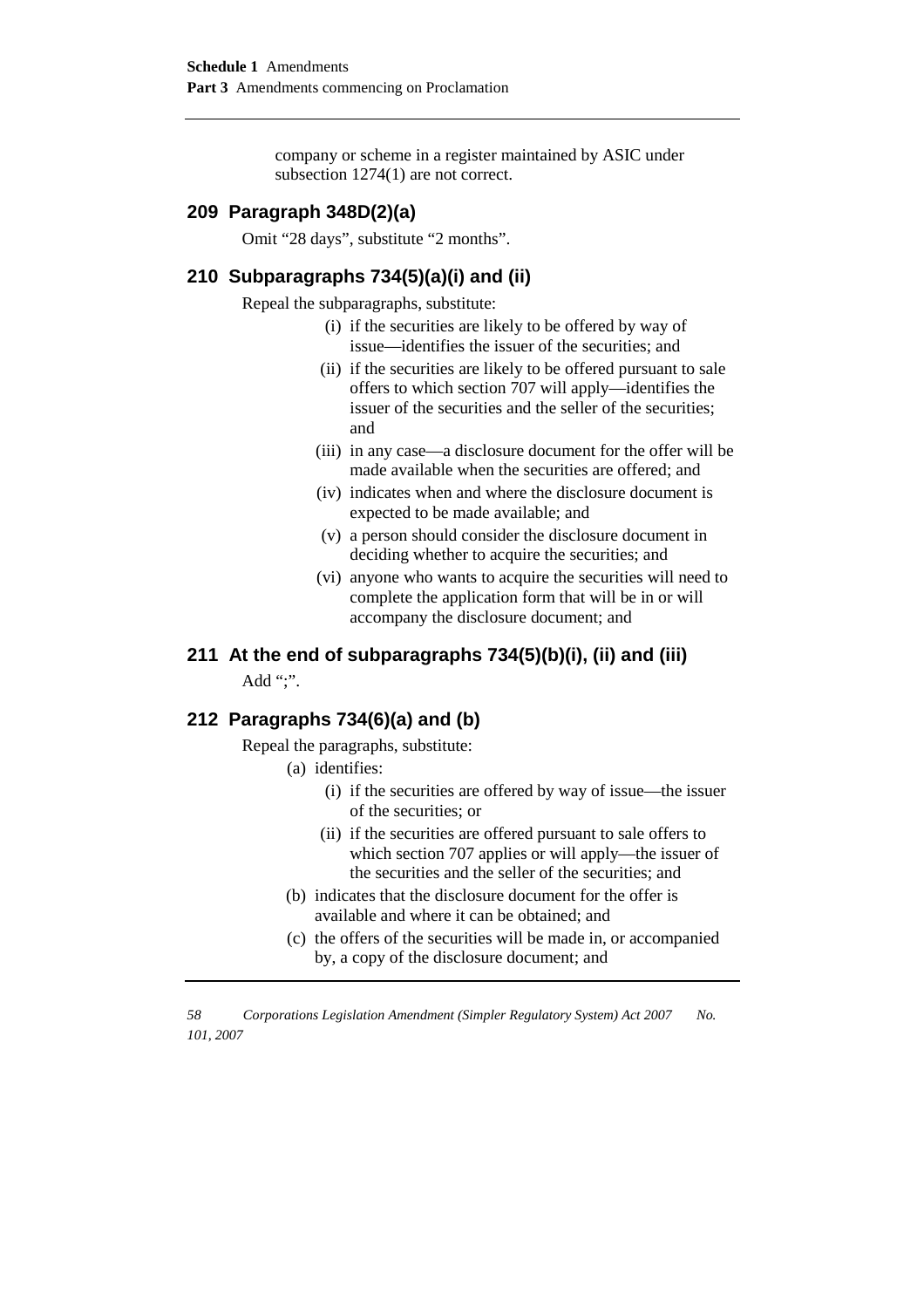company or scheme in a register maintained by ASIC under subsection 1274(1) are not correct.

## 209 Paragraph 348D(2)(a)

Omit "28 days", substitute "2 months".

## 210 Subparagraphs 734(5)(a)(i) and (ii)

Repeal the subparagraphs, substitute:

- (i) if the securities are likely to be offered by way of issue—identifies the issuer of the securities; and
- (ii) if the securities are likely to be offered pursuant to sale offers to which section 707 will apply—identifies the issuer of the securities and the seller of the securities; and
- (iii) in any case—a disclosure document for the offer will be made available when the securities are offered; and
- (iv) indicates when and where the disclosure document is expected to be made available; and
- (v) a person should consider the disclosure document in deciding whether to acquire the securities; and
- (vi) anyone who wants to acquire the securities will need to complete the application form that will be in or will accompany the disclosure document; and

## 211 At the end of subparagraphs 734(5)(b)(i), (ii) and (iii)

Add ";".

## 212 Paragraphs 734(6)(a) and (b)

Repeal the paragraphs, substitute:

- (a) identifies:
  - (i) if the securities are offered by way of issue—the issuer of the securities; or
  - (ii) if the securities are offered pursuant to sale offers to which section 707 applies or will apply—the issuer of the securities and the seller of the securities; and
- (b) indicates that the disclosure document for the offer is available and where it can be obtained; and
- (c) the offers of the securities will be made in, or accompanied by, a copy of the disclosure document; and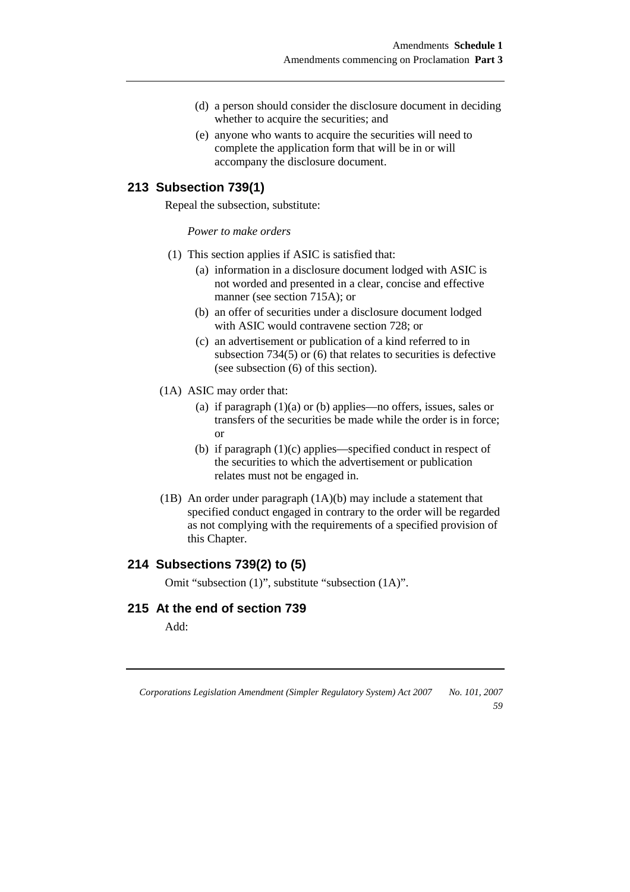(d) a person should consider the disclosure document in deciding whether to acquire the securities; and

(e) anyone who wants to acquire the securities will need to complete the application form that will be in or will accompany the disclosure document.

## 213 Subsection 739(1)

Repeal the subsection, substitute:

*Power to make orders*

(1) This section applies if ASIC is satisfied that:

(a) information in a disclosure document lodged with ASIC is not worded and presented in a clear, concise and effective manner (see section 715A); or

(b) an offer of securities under a disclosure document lodged with ASIC would contravene section 728; or

(c) an advertisement or publication of a kind referred to in subsection 734(5) or (6) that relates to securities is defective (see subsection (6) of this section).

(1A) ASIC may order that:

(a) if paragraph (1)(a) or (b) applies—no offers, issues, sales or transfers of the securities be made while the order is in force; or

(b) if paragraph (1)(c) applies—specified conduct in respect of the securities to which the advertisement or publication relates must not be engaged in.

(1B) An order under paragraph (1A)(b) may include a statement that specified conduct engaged in contrary to the order will be regarded as not complying with the requirements of a specified provision of this Chapter.

## 214 Subsections 739(2) to (5)

Omit "subsection (1)", substitute "subsection (1A)".

## 215 At the end of section 739

Add: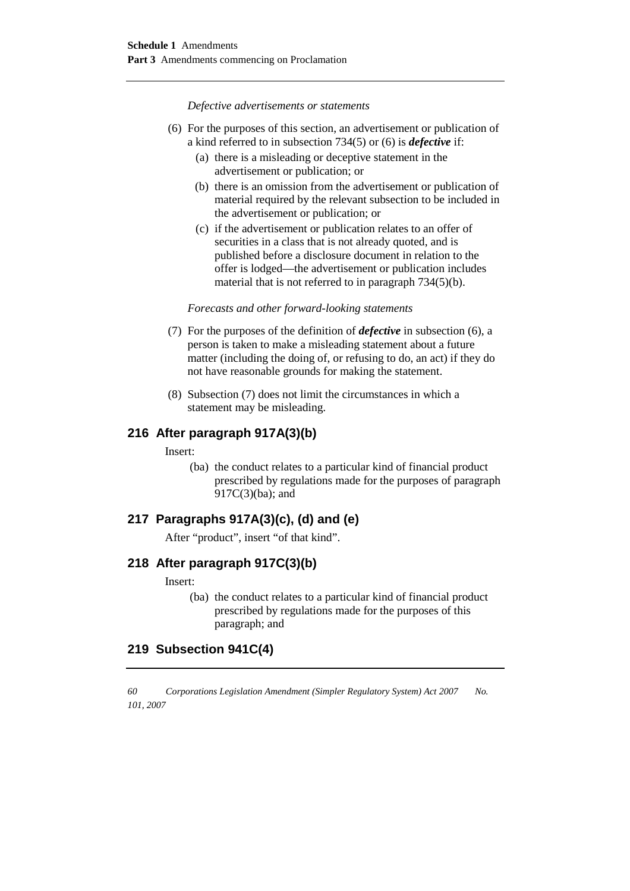*Defective advertisements or statements*

(6) For the purposes of this section, an advertisement or publication of a kind referred to in subsection 734(5) or (6) is ***defective*** if:

  (a) there is a misleading or deceptive statement in the advertisement or publication; or

  (b) there is an omission from the advertisement or publication of material required by the relevant subsection to be included in the advertisement or publication; or

  (c) if the advertisement or publication relates to an offer of securities in a class that is not already quoted, and is published before a disclosure document in relation to the offer is lodged—the advertisement or publication includes material that is not referred to in paragraph 734(5)(b).

*Forecasts and other forward-looking statements*

(7) For the purposes of the definition of ***defective*** in subsection (6), a person is taken to make a misleading statement about a future matter (including the doing of, or refusing to do, an act) if they do not have reasonable grounds for making the statement.

(8) Subsection (7) does not limit the circumstances in which a statement may be misleading.

## 216 After paragraph 917A(3)(b)

Insert:

  (ba) the conduct relates to a particular kind of financial product prescribed by regulations made for the purposes of paragraph 917C(3)(ba); and

## 217 Paragraphs 917A(3)(c), (d) and (e)

After "product", insert "of that kind".

## 218 After paragraph 917C(3)(b)

Insert:

  (ba) the conduct relates to a particular kind of financial product prescribed by regulations made for the purposes of this paragraph; and

## 219 Subsection 941C(4)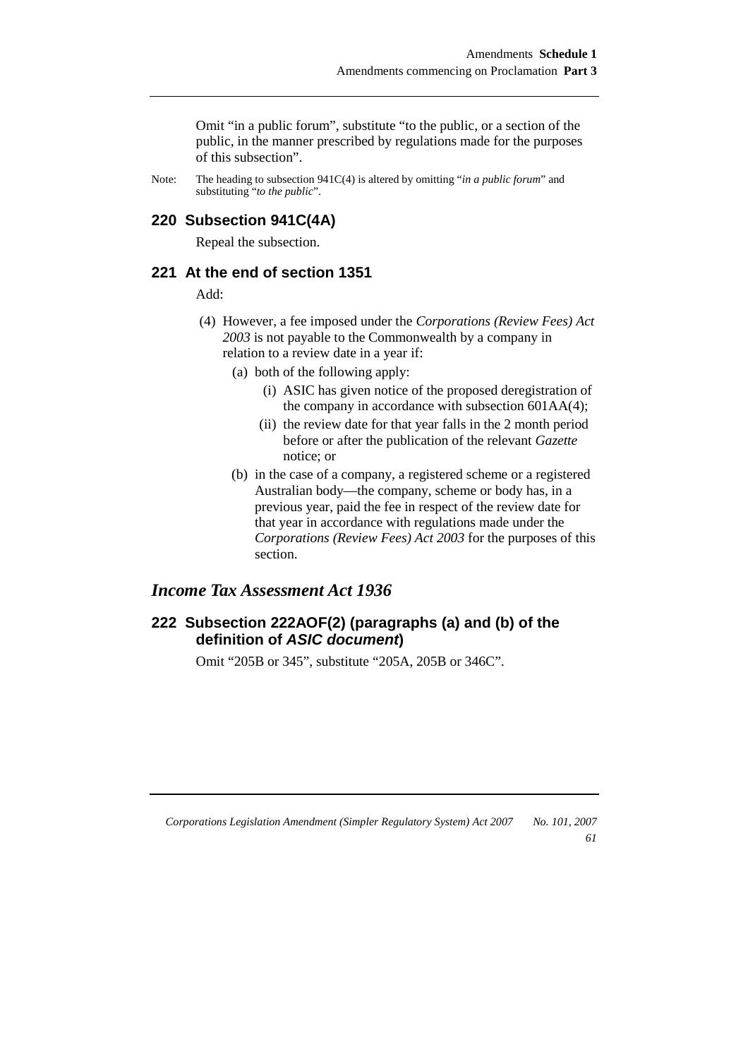Omit "in a public forum", substitute "to the public, or a section of the public, in the manner prescribed by regulations made for the purposes of this subsection".

Note: The heading to subsection 941C(4) is altered by omitting "*in a public forum*" and substituting "*to the public*".

### 220 Subsection 941C(4A)

Repeal the subsection.

### 221 At the end of section 1351

Add:

(4) However, a fee imposed under the *Corporations (Review Fees) Act 2003* is not payable to the Commonwealth by a company in relation to a review date in a year if:

(a) both of the following apply:

(i) ASIC has given notice of the proposed deregistration of the company in accordance with subsection 601AA(4);

(ii) the review date for that year falls in the 2 month period before or after the publication of the relevant *Gazette* notice; or

(b) in the case of a company, a registered scheme or a registered Australian body—the company, scheme or body has, in a previous year, paid the fee in respect of the review date for that year in accordance with regulations made under the *Corporations (Review Fees) Act 2003* for the purposes of this section.

## *Income Tax Assessment Act 1936*

### 222 Subsection 222AOF(2) (paragraphs (a) and (b) of the definition of *ASIC document*)

Omit "205B or 345", substitute "205A, 205B or 346C".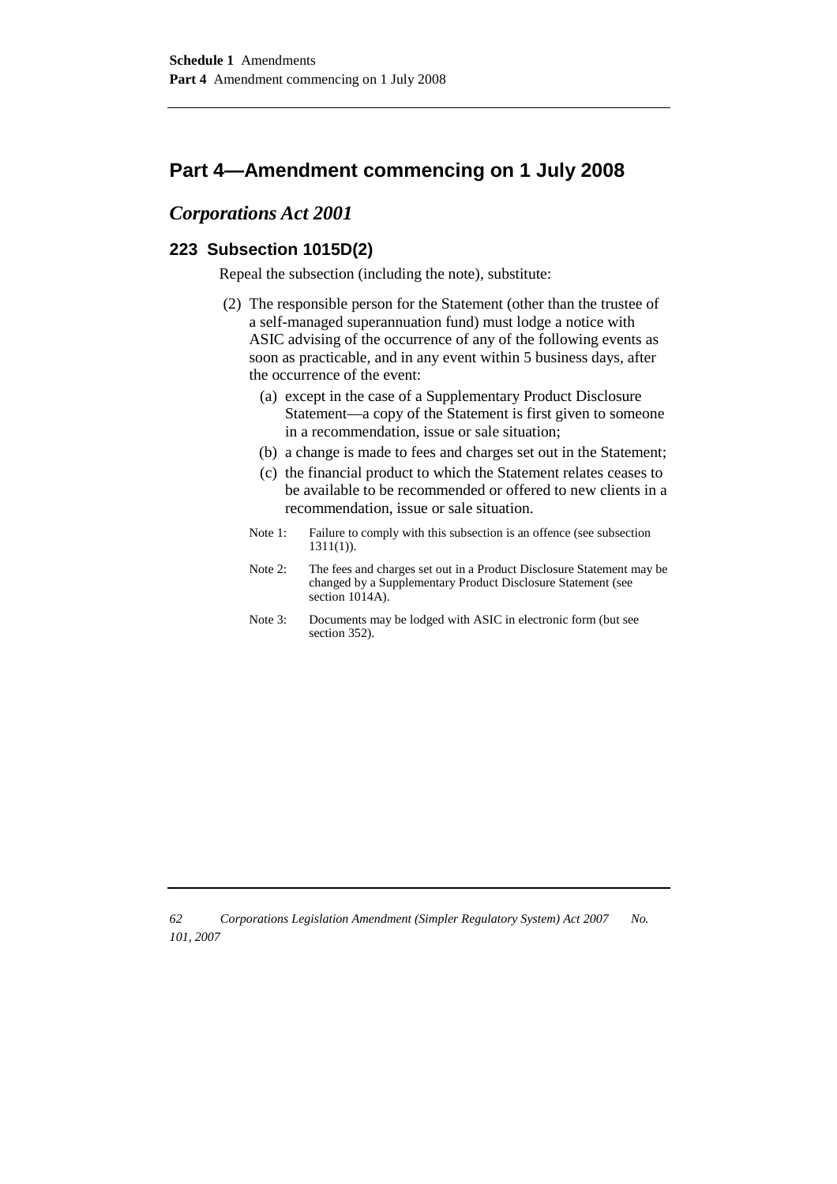## Part 4—Amendment commencing on 1 July 2008

### *Corporations Act 2001*

#### 223 Subsection 1015D(2)

Repeal the subsection (including the note), substitute:

(2) The responsible person for the Statement (other than the trustee of a self-managed superannuation fund) must lodge a notice with ASIC advising of the occurrence of any of the following events as soon as practicable, and in any event within 5 business days, after the occurrence of the event:

(a) except in the case of a Supplementary Product Disclosure Statement—a copy of the Statement is first given to someone in a recommendation, issue or sale situation;

(b) a change is made to fees and charges set out in the Statement;

(c) the financial product to which the Statement relates ceases to be available to be recommended or offered to new clients in a recommendation, issue or sale situation.

Note 1: Failure to comply with this subsection is an offence (see subsection 1311(1)).

Note 2: The fees and charges set out in a Product Disclosure Statement may be changed by a Supplementary Product Disclosure Statement (see section 1014A).

Note 3: Documents may be lodged with ASIC in electronic form (but see section 352).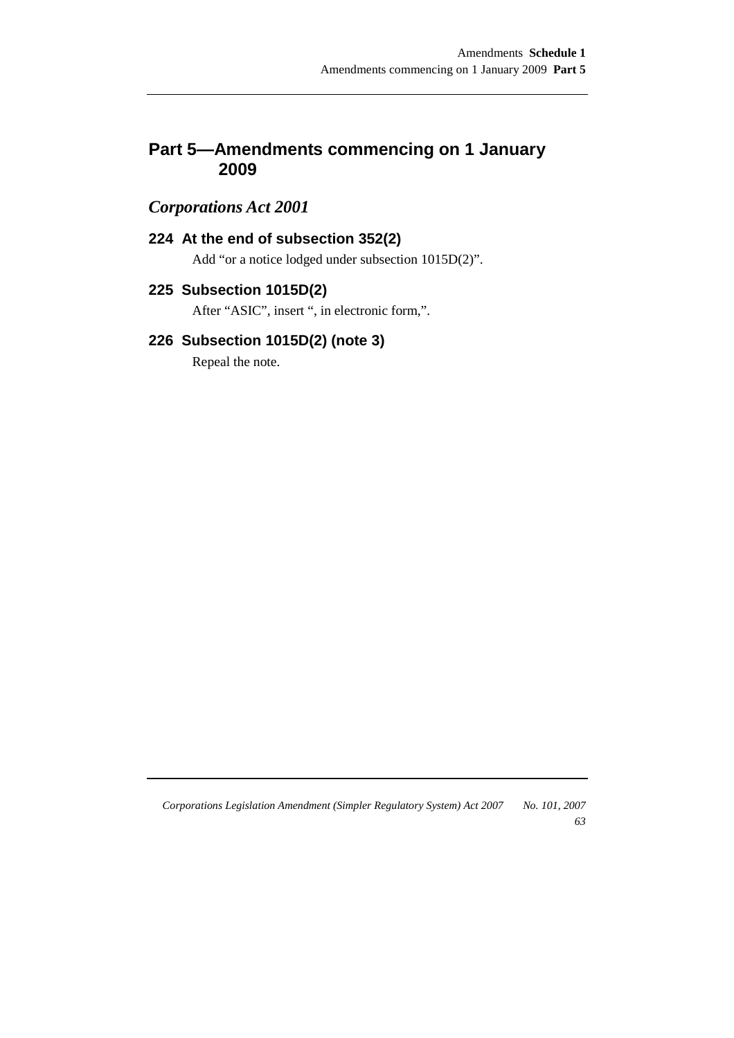## Part 5—Amendments commencing on 1 January 2009

### *Corporations Act 2001*

#### 224 At the end of subsection 352(2)

Add "or a notice lodged under subsection 1015D(2)".

#### 225 Subsection 1015D(2)

After "ASIC", insert ", in electronic form,".

#### 226 Subsection 1015D(2) (note 3)

Repeal the note.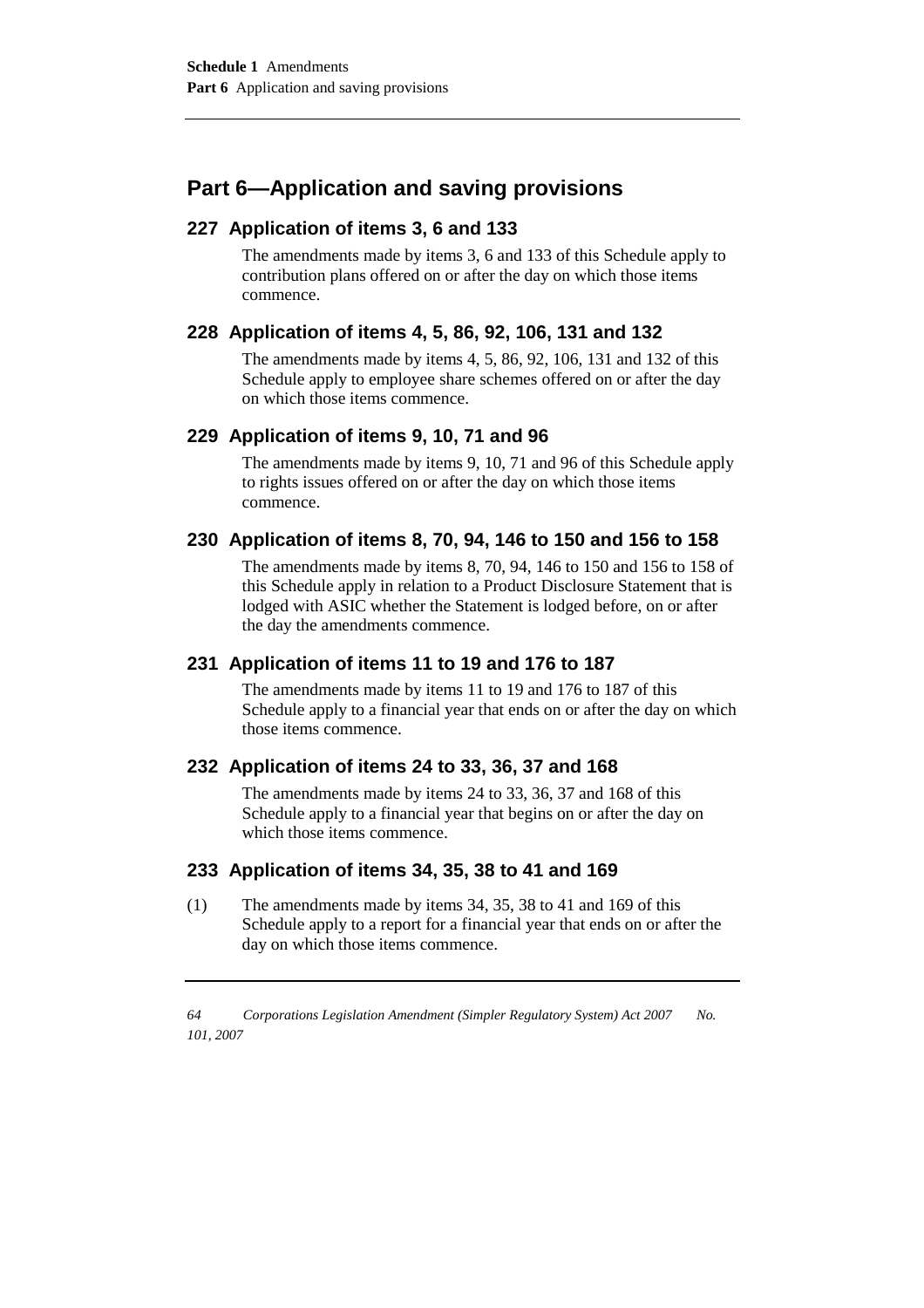## Part 6—Application and saving provisions

### 227 Application of items 3, 6 and 133

The amendments made by items 3, 6 and 133 of this Schedule apply to contribution plans offered on or after the day on which those items commence.

### 228 Application of items 4, 5, 86, 92, 106, 131 and 132

The amendments made by items 4, 5, 86, 92, 106, 131 and 132 of this Schedule apply to employee share schemes offered on or after the day on which those items commence.

### 229 Application of items 9, 10, 71 and 96

The amendments made by items 9, 10, 71 and 96 of this Schedule apply to rights issues offered on or after the day on which those items commence.

### 230 Application of items 8, 70, 94, 146 to 150 and 156 to 158

The amendments made by items 8, 70, 94, 146 to 150 and 156 to 158 of this Schedule apply in relation to a Product Disclosure Statement that is lodged with ASIC whether the Statement is lodged before, on or after the day the amendments commence.

### 231 Application of items 11 to 19 and 176 to 187

The amendments made by items 11 to 19 and 176 to 187 of this Schedule apply to a financial year that ends on or after the day on which those items commence.

### 232 Application of items 24 to 33, 36, 37 and 168

The amendments made by items 24 to 33, 36, 37 and 168 of this Schedule apply to a financial year that begins on or after the day on which those items commence.

### 233 Application of items 34, 35, 38 to 41 and 169

(1) The amendments made by items 34, 35, 38 to 41 and 169 of this Schedule apply to a report for a financial year that ends on or after the day on which those items commence.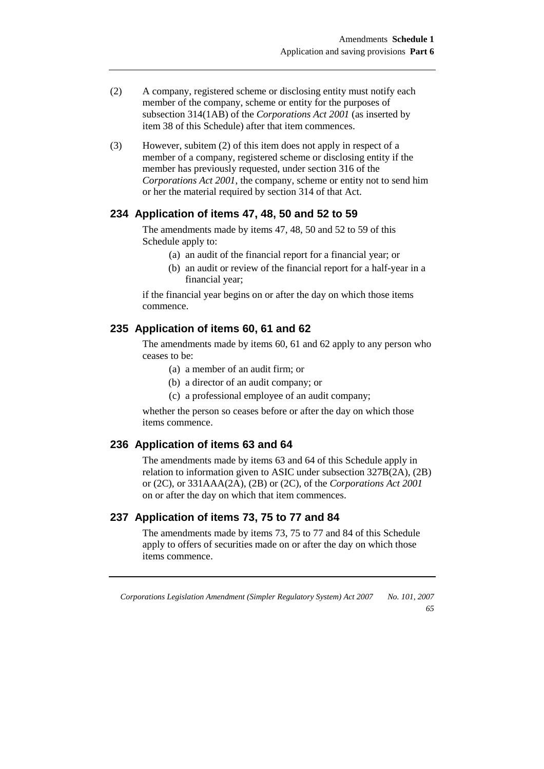(2) A company, registered scheme or disclosing entity must notify each member of the company, scheme or entity for the purposes of subsection 314(1AB) of the *Corporations Act 2001* (as inserted by item 38 of this Schedule) after that item commences.

(3) However, subitem (2) of this item does not apply in respect of a member of a company, registered scheme or disclosing entity if the member has previously requested, under section 316 of the *Corporations Act 2001*, the company, scheme or entity not to send him or her the material required by section 314 of that Act.

## 234 Application of items 47, 48, 50 and 52 to 59

The amendments made by items 47, 48, 50 and 52 to 59 of this Schedule apply to:

- (a) an audit of the financial report for a financial year; or
- (b) an audit or review of the financial report for a half-year in a financial year;

if the financial year begins on or after the day on which those items commence.

## 235 Application of items 60, 61 and 62

The amendments made by items 60, 61 and 62 apply to any person who ceases to be:

- (a) a member of an audit firm; or
- (b) a director of an audit company; or
- (c) a professional employee of an audit company;

whether the person so ceases before or after the day on which those items commence.

## 236 Application of items 63 and 64

The amendments made by items 63 and 64 of this Schedule apply in relation to information given to ASIC under subsection 327B(2A), (2B) or (2C), or 331AAA(2A), (2B) or (2C), of the *Corporations Act 2001* on or after the day on which that item commences.

## 237 Application of items 73, 75 to 77 and 84

The amendments made by items 73, 75 to 77 and 84 of this Schedule apply to offers of securities made on or after the day on which those items commence.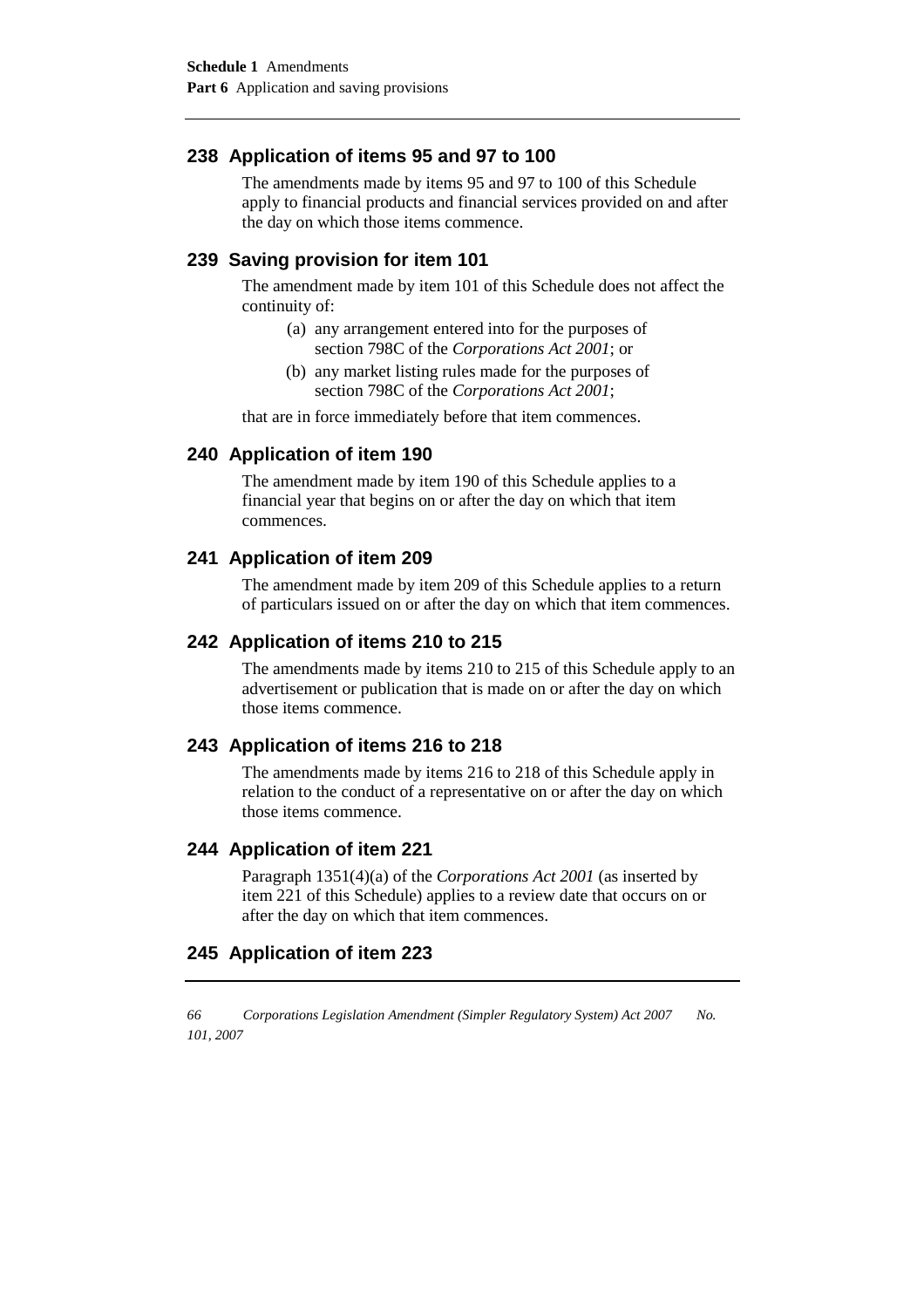## 238 Application of items 95 and 97 to 100

The amendments made by items 95 and 97 to 100 of this Schedule apply to financial products and financial services provided on and after the day on which those items commence.

## 239 Saving provision for item 101

The amendment made by item 101 of this Schedule does not affect the continuity of:

(a) any arrangement entered into for the purposes of section 798C of the *Corporations Act 2001*; or

(b) any market listing rules made for the purposes of section 798C of the *Corporations Act 2001*;

that are in force immediately before that item commences.

## 240 Application of item 190

The amendment made by item 190 of this Schedule applies to a financial year that begins on or after the day on which that item commences.

## 241 Application of item 209

The amendment made by item 209 of this Schedule applies to a return of particulars issued on or after the day on which that item commences.

## 242 Application of items 210 to 215

The amendments made by items 210 to 215 of this Schedule apply to an advertisement or publication that is made on or after the day on which those items commence.

## 243 Application of items 216 to 218

The amendments made by items 216 to 218 of this Schedule apply in relation to the conduct of a representative on or after the day on which those items commence.

## 244 Application of item 221

Paragraph 1351(4)(a) of the *Corporations Act 2001* (as inserted by item 221 of this Schedule) applies to a review date that occurs on or after the day on which that item commences.

## 245 Application of item 223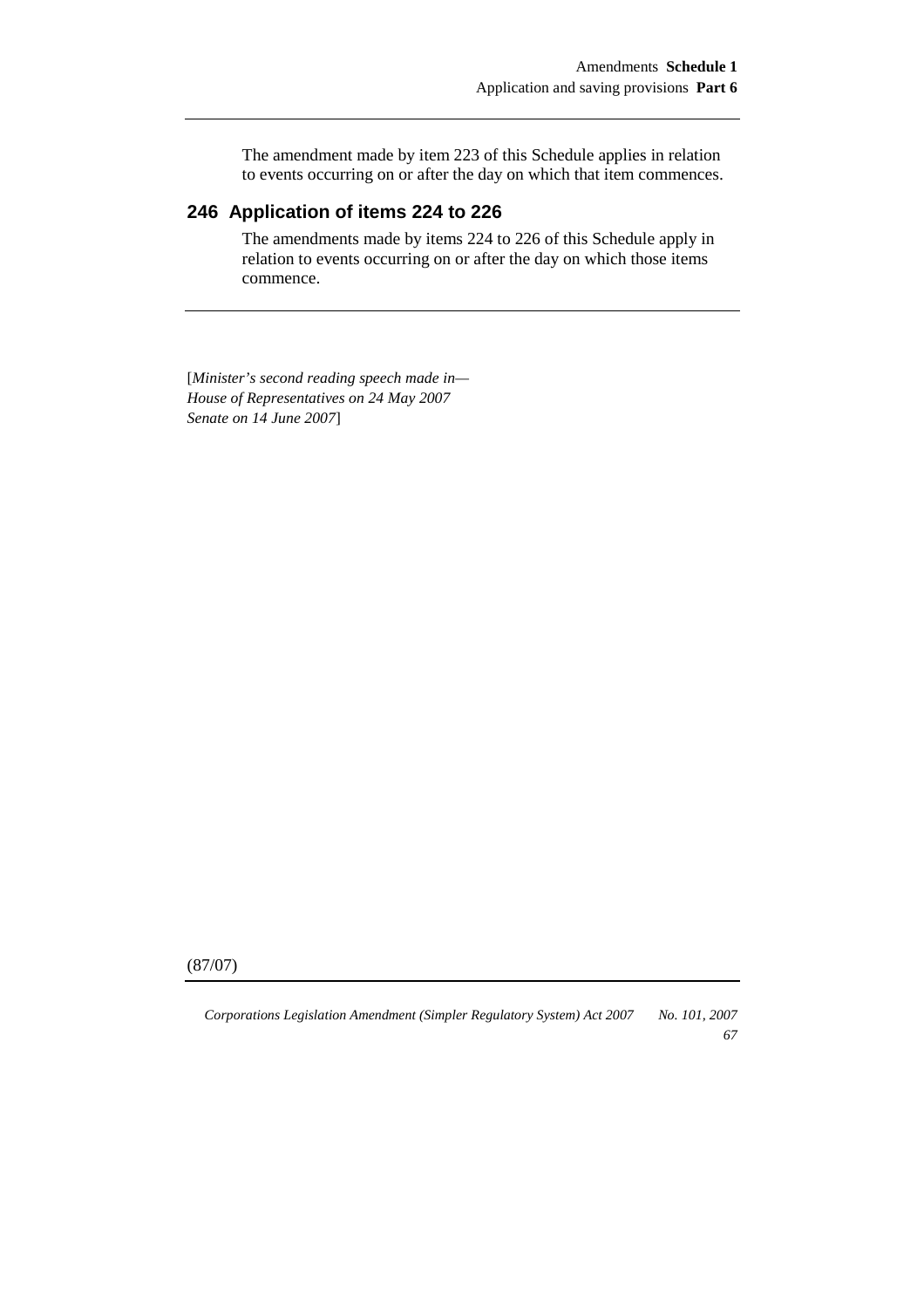The amendment made by item 223 of this Schedule applies in relation to events occurring on or after the day on which that item commences.

## 246 Application of items 224 to 226

The amendments made by items 224 to 226 of this Schedule apply in relation to events occurring on or after the day on which those items commence.

[*Minister's second reading speech made in— House of Representatives on 24 May 2007 Senate on 14 June 2007*]

(87/07)